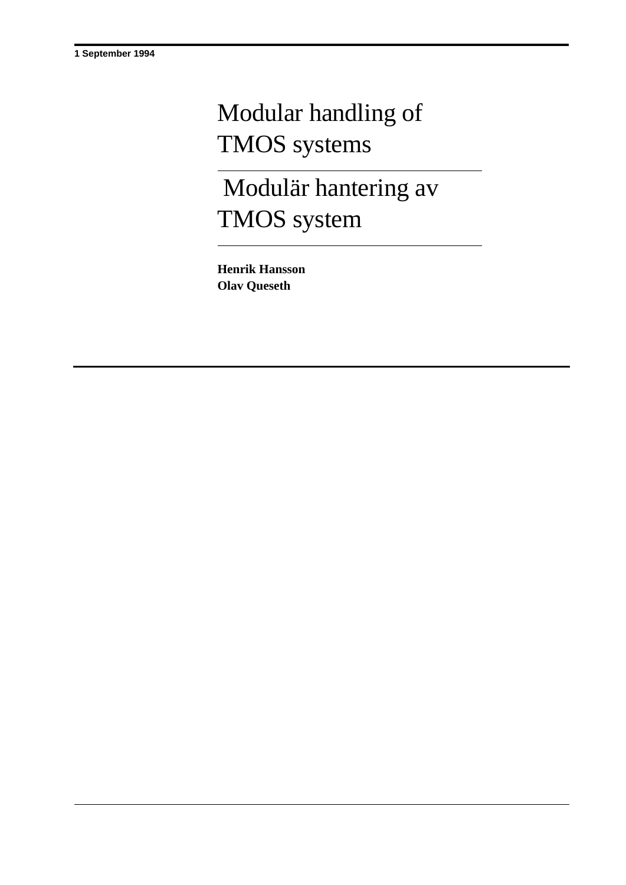1 September 1994

# Modular handling of TMOS systems

# Modulär hantering av TMOS system

**Henrik Hansson**
**Olav Queseth**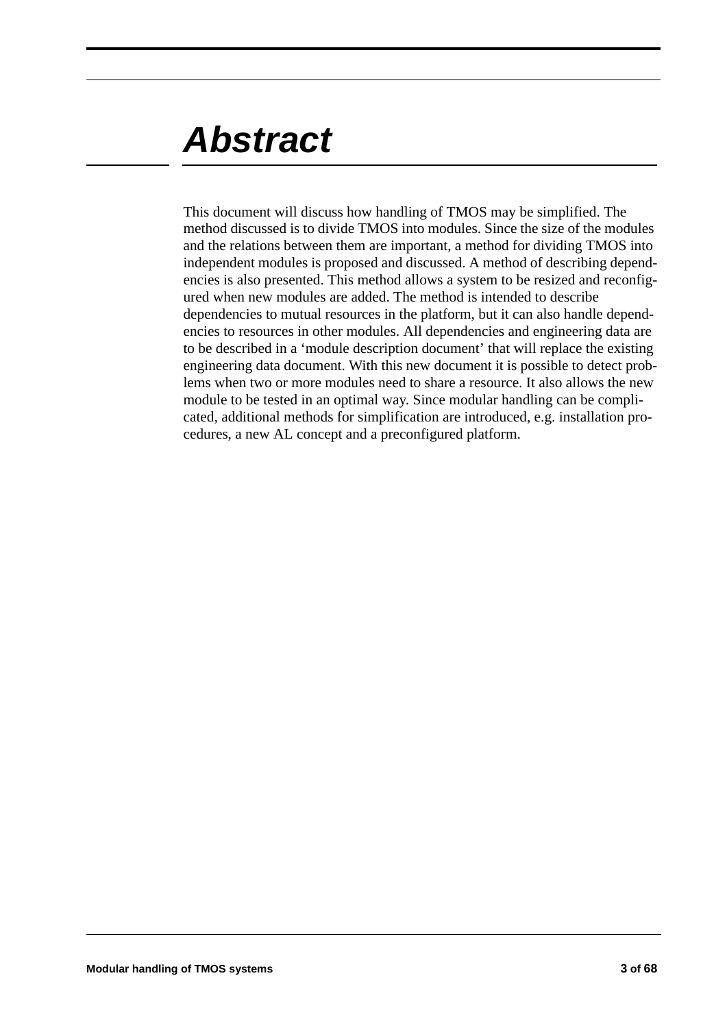# Abstract

This document will discuss how handling of TMOS may be simplified. The method discussed is to divide TMOS into modules. Since the size of the modules and the relations between them are important, a method for dividing TMOS into independent modules is proposed and discussed. A method of describing dependencies is also presented. This method allows a system to be resized and reconfigured when new modules are added. The method is intended to describe dependencies to mutual resources in the platform, but it can also handle dependencies to resources in other modules. All dependencies and engineering data are to be described in a 'module description document' that will replace the existing engineering data document. With this new document it is possible to detect problems when two or more modules need to share a resource. It also allows the new module to be tested in an optimal way. Since modular handling can be complicated, additional methods for simplification are introduced, e.g. installation procedures, a new AL concept and a preconfigured platform.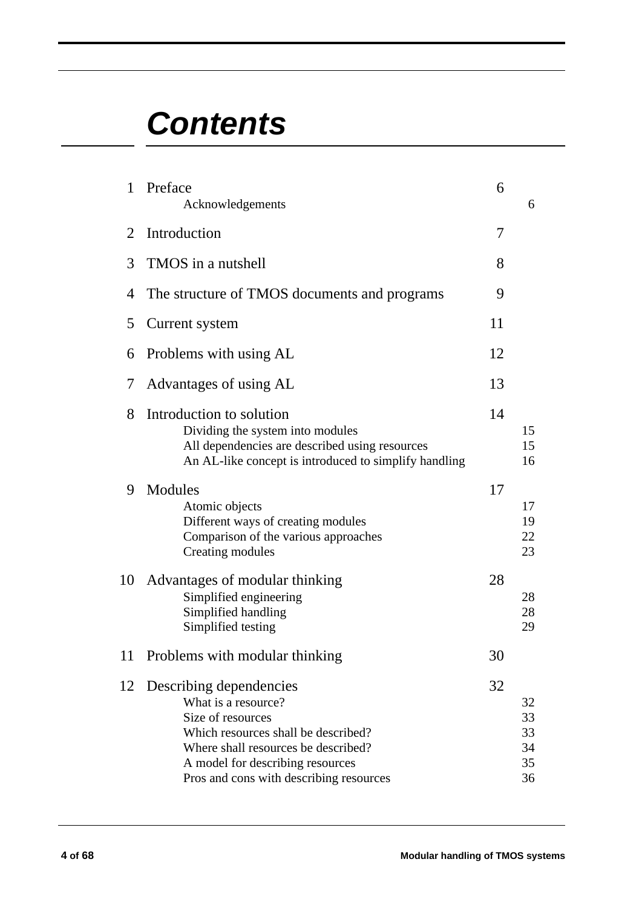# Contents

| | | | |
|---|---|---|---|
| 1 | Preface | 6 | |
| | Acknowledgements | | 6 |
| 2 | Introduction | 7 | |
| 3 | TMOS in a nutshell | 8 | |
| 4 | The structure of TMOS documents and programs | 9 | |
| 5 | Current system | 11 | |
| 6 | Problems with using AL | 12 | |
| 7 | Advantages of using AL | 13 | |
| 8 | Introduction to solution | 14 | |
| | Dividing the system into modules | | 15 |
| | All dependencies are described using resources | | 15 |
| | An AL-like concept is introduced to simplify handling | | 16 |
| 9 | Modules | 17 | |
| | Atomic objects | | 17 |
| | Different ways of creating modules | | 19 |
| | Comparison of the various approaches | | 22 |
| | Creating modules | | 23 |
| 10 | Advantages of modular thinking | 28 | |
| | Simplified engineering | | 28 |
| | Simplified handling | | 28 |
| | Simplified testing | | 29 |
| 11 | Problems with modular thinking | 30 | |
| 12 | Describing dependencies | 32 | |
| | What is a resource? | | 32 |
| | Size of resources | | 33 |
| | Which resources shall be described? | | 33 |
| | Where shall resources be described? | | 34 |
| | A model for describing resources | | 35 |
| | Pros and cons with describing resources | | 36 |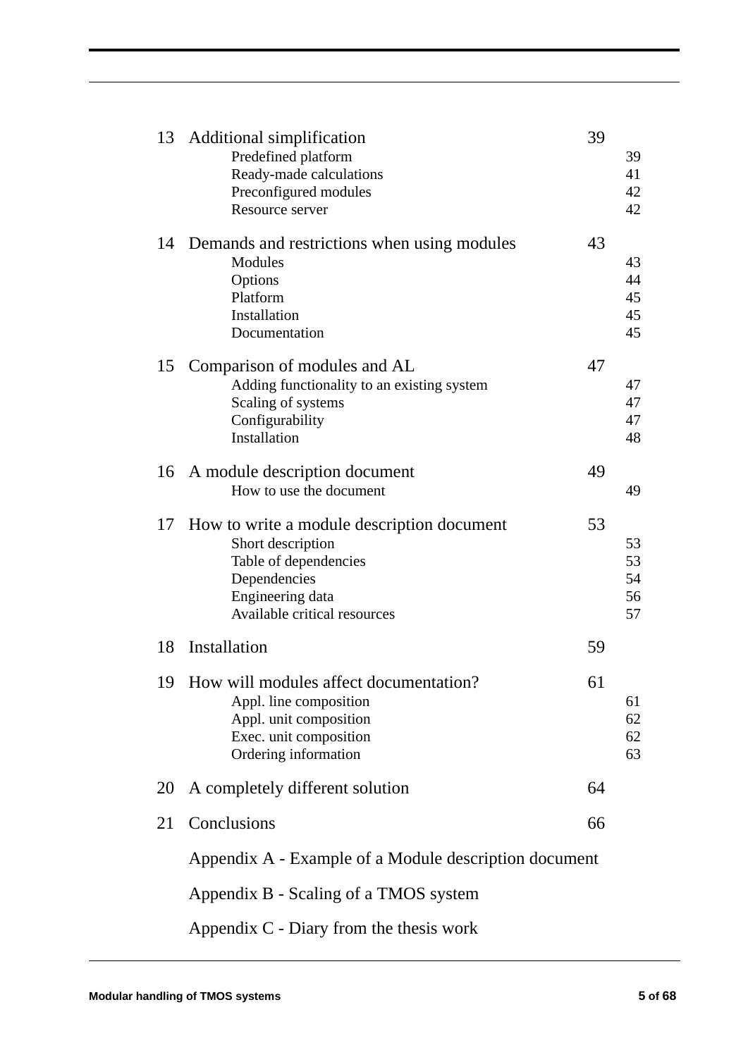| | | | |
|---|---|---|---|
| 13 | Additional simplification | 39 | |
| | Predefined platform | | 39 |
| | Ready-made calculations | | 41 |
| | Preconfigured modules | | 42 |
| | Resource server | | 42 |
| 14 | Demands and restrictions when using modules | 43 | |
| | Modules | | 43 |
| | Options | | 44 |
| | Platform | | 45 |
| | Installation | | 45 |
| | Documentation | | 45 |
| 15 | Comparison of modules and AL | 47 | |
| | Adding functionality to an existing system | | 47 |
| | Scaling of systems | | 47 |
| | Configurability | | 47 |
| | Installation | | 48 |
| 16 | A module description document | 49 | |
| | How to use the document | | 49 |
| 17 | How to write a module description document | 53 | |
| | Short description | | 53 |
| | Table of dependencies | | 53 |
| | Dependencies | | 54 |
| | Engineering data | | 56 |
| | Available critical resources | | 57 |
| 18 | Installation | 59 | |
| 19 | How will modules affect documentation? | 61 | |
| | Appl. line composition | | 61 |
| | Appl. unit composition | | 62 |
| | Exec. unit composition | | 62 |
| | Ordering information | | 63 |
| 20 | A completely different solution | 64 | |
| 21 | Conclusions | 66 | |
| | Appendix A - Example of a Module description document | | |
| | Appendix B - Scaling of a TMOS system | | |
| | Appendix C - Diary from the thesis work | | |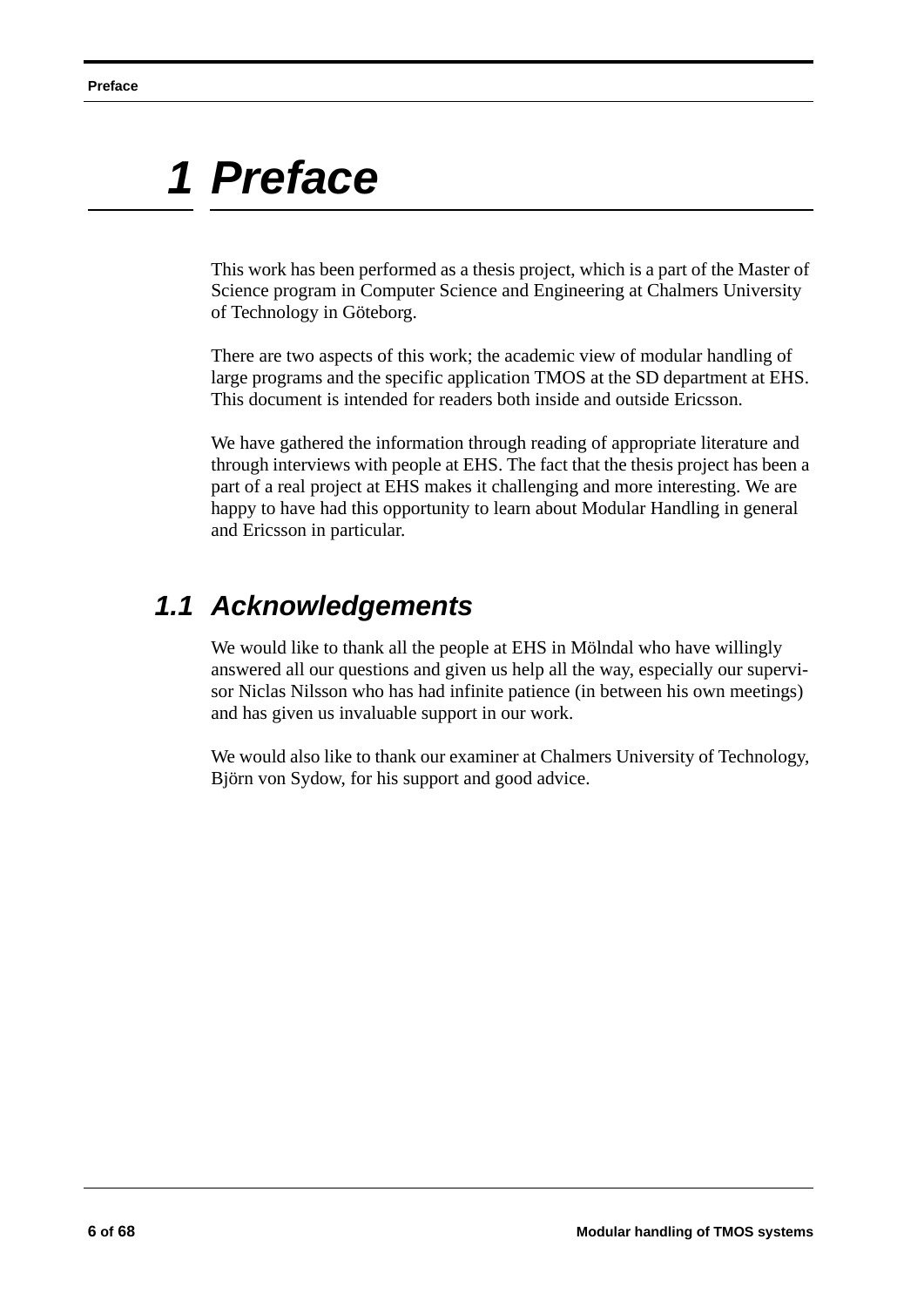# 1 Preface

This work has been performed as a thesis project, which is a part of the Master of Science program in Computer Science and Engineering at Chalmers University of Technology in Göteborg.

There are two aspects of this work; the academic view of modular handling of large programs and the specific application TMOS at the SD department at EHS. This document is intended for readers both inside and outside Ericsson.

We have gathered the information through reading of appropriate literature and through interviews with people at EHS. The fact that the thesis project has been a part of a real project at EHS makes it challenging and more interesting. We are happy to have had this opportunity to learn about Modular Handling in general and Ericsson in particular.

## 1.1 Acknowledgements

We would like to thank all the people at EHS in Mölndal who have willingly answered all our questions and given us help all the way, especially our supervisor Niclas Nilsson who has had infinite patience (in between his own meetings) and has given us invaluable support in our work.

We would also like to thank our examiner at Chalmers University of Technology, Björn von Sydow, for his support and good advice.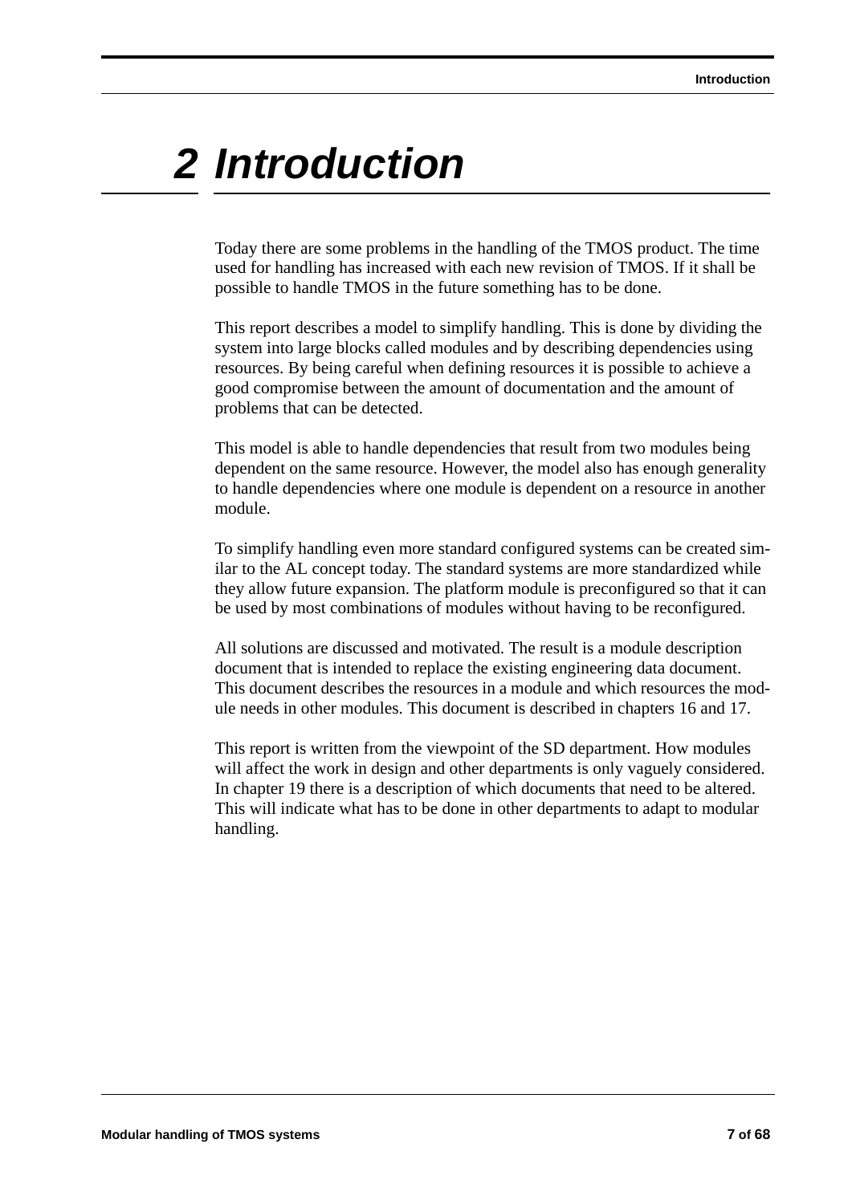# 2 Introduction

Today there are some problems in the handling of the TMOS product. The time used for handling has increased with each new revision of TMOS. If it shall be possible to handle TMOS in the future something has to be done.

This report describes a model to simplify handling. This is done by dividing the system into large blocks called modules and by describing dependencies using resources. By being careful when defining resources it is possible to achieve a good compromise between the amount of documentation and the amount of problems that can be detected.

This model is able to handle dependencies that result from two modules being dependent on the same resource. However, the model also has enough generality to handle dependencies where one module is dependent on a resource in another module.

To simplify handling even more standard configured systems can be created similar to the AL concept today. The standard systems are more standardized while they allow future expansion. The platform module is preconfigured so that it can be used by most combinations of modules without having to be reconfigured.

All solutions are discussed and motivated. The result is a module description document that is intended to replace the existing engineering data document. This document describes the resources in a module and which resources the module needs in other modules. This document is described in chapters 16 and 17.

This report is written from the viewpoint of the SD department. How modules will affect the work in design and other departments is only vaguely considered. In chapter 19 there is a description of which documents that need to be altered. This will indicate what has to be done in other departments to adapt to modular handling.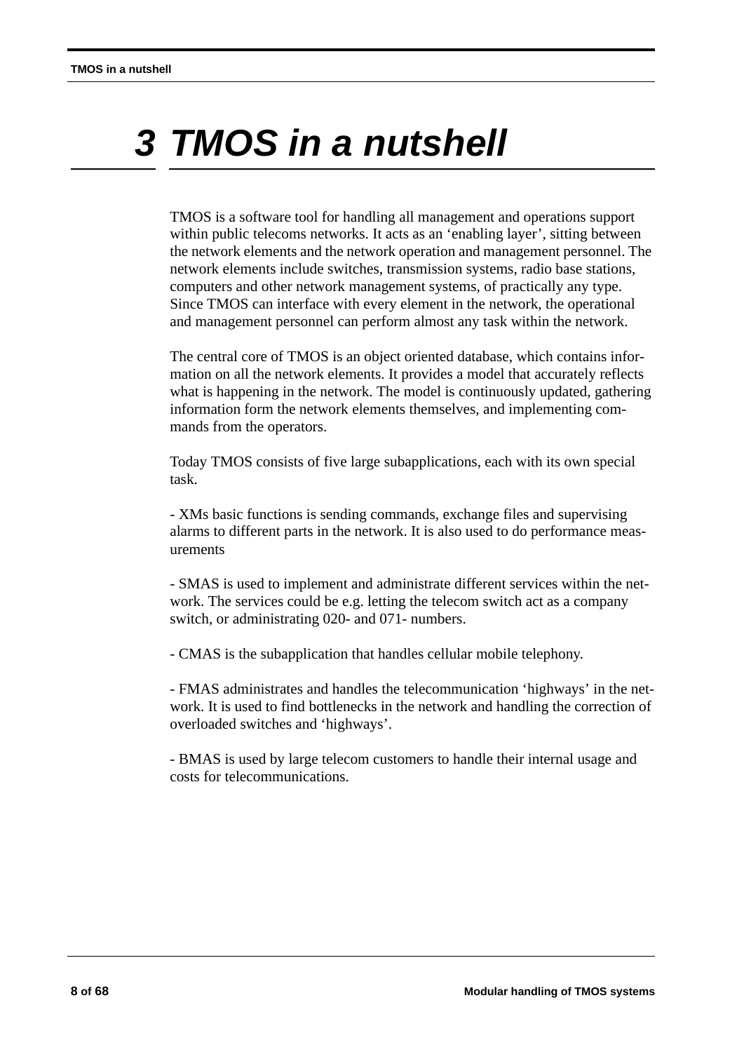# 3 TMOS in a nutshell

TMOS is a software tool for handling all management and operations support within public telecoms networks. It acts as an 'enabling layer', sitting between the network elements and the network operation and management personnel. The network elements include switches, transmission systems, radio base stations, computers and other network management systems, of practically any type. Since TMOS can interface with every element in the network, the operational and management personnel can perform almost any task within the network.

The central core of TMOS is an object oriented database, which contains information on all the network elements. It provides a model that accurately reflects what is happening in the network. The model is continuously updated, gathering information form the network elements themselves, and implementing commands from the operators.

Today TMOS consists of five large subapplications, each with its own special task.

- XMs basic functions is sending commands, exchange files and supervising alarms to different parts in the network. It is also used to do performance measurements

- SMAS is used to implement and administrate different services within the network. The services could be e.g. letting the telecom switch act as a company switch, or administrating 020- and 071- numbers.

- CMAS is the subapplication that handles cellular mobile telephony.

- FMAS administrates and handles the telecommunication 'highways' in the network. It is used to find bottlenecks in the network and handling the correction of overloaded switches and 'highways'.

- BMAS is used by large telecom customers to handle their internal usage and costs for telecommunications.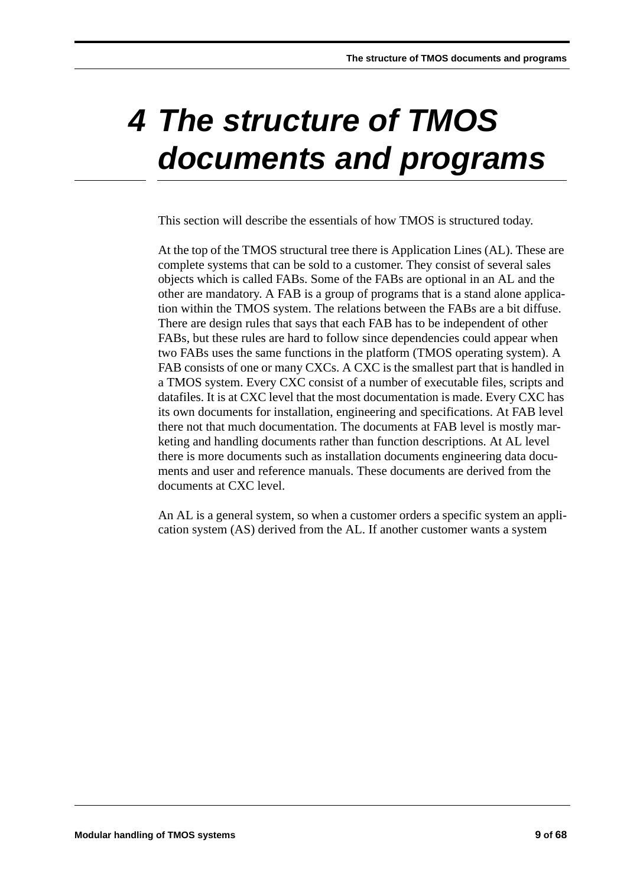# 4 The structure of TMOS documents and programs

This section will describe the essentials of how TMOS is structured today.

At the top of the TMOS structural tree there is Application Lines (AL). These are complete systems that can be sold to a customer. They consist of several sales objects which is called FABs. Some of the FABs are optional in an AL and the other are mandatory. A FAB is a group of programs that is a stand alone application within the TMOS system. The relations between the FABs are a bit diffuse. There are design rules that says that each FAB has to be independent of other FABs, but these rules are hard to follow since dependencies could appear when two FABs uses the same functions in the platform (TMOS operating system). A FAB consists of one or many CXCs. A CXC is the smallest part that is handled in a TMOS system. Every CXC consist of a number of executable files, scripts and datafiles. It is at CXC level that the most documentation is made. Every CXC has its own documents for installation, engineering and specifications. At FAB level there not that much documentation. The documents at FAB level is mostly marketing and handling documents rather than function descriptions. At AL level there is more documents such as installation documents engineering data documents and user and reference manuals. These documents are derived from the documents at CXC level.

An AL is a general system, so when a customer orders a specific system an application system (AS) derived from the AL. If another customer wants a system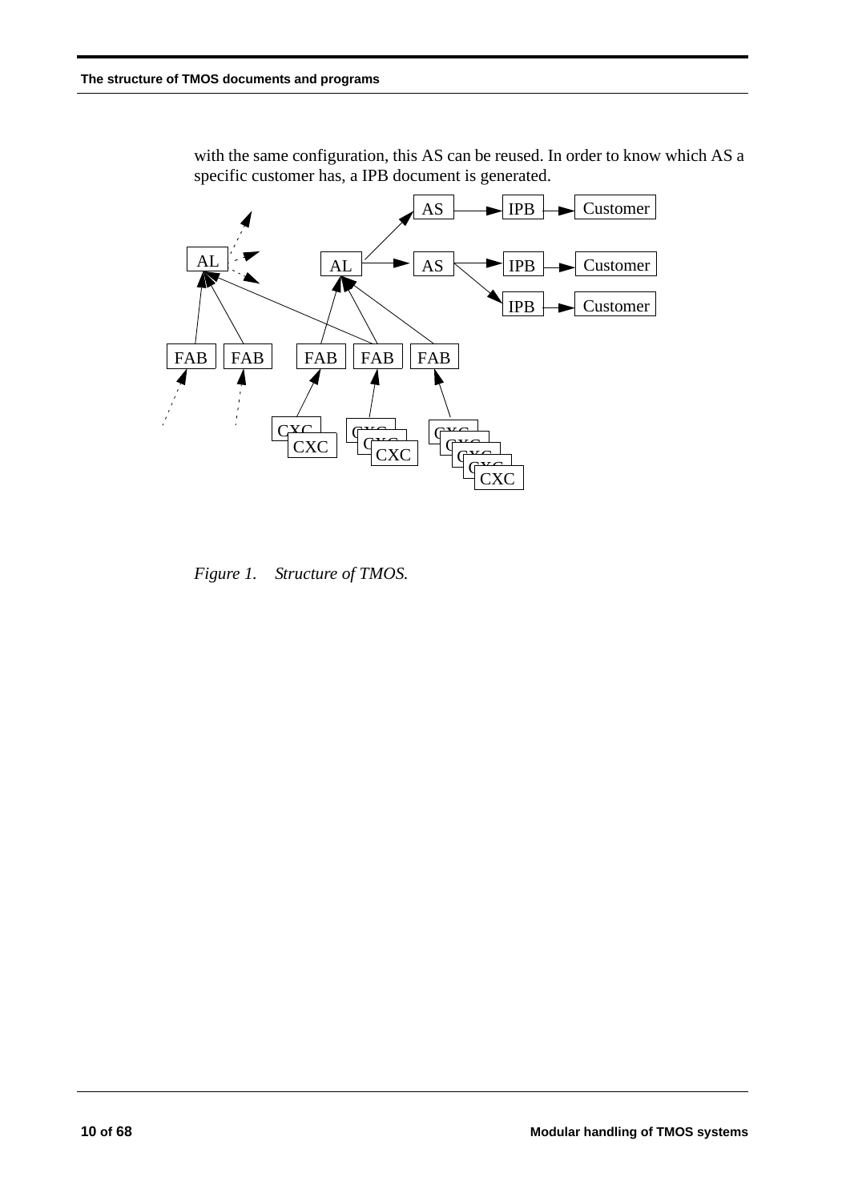with the same configuration, this AS can be reused. In order to know which AS a specific customer has, a IPB document is generated.

*Figure 1. Structure of TMOS.*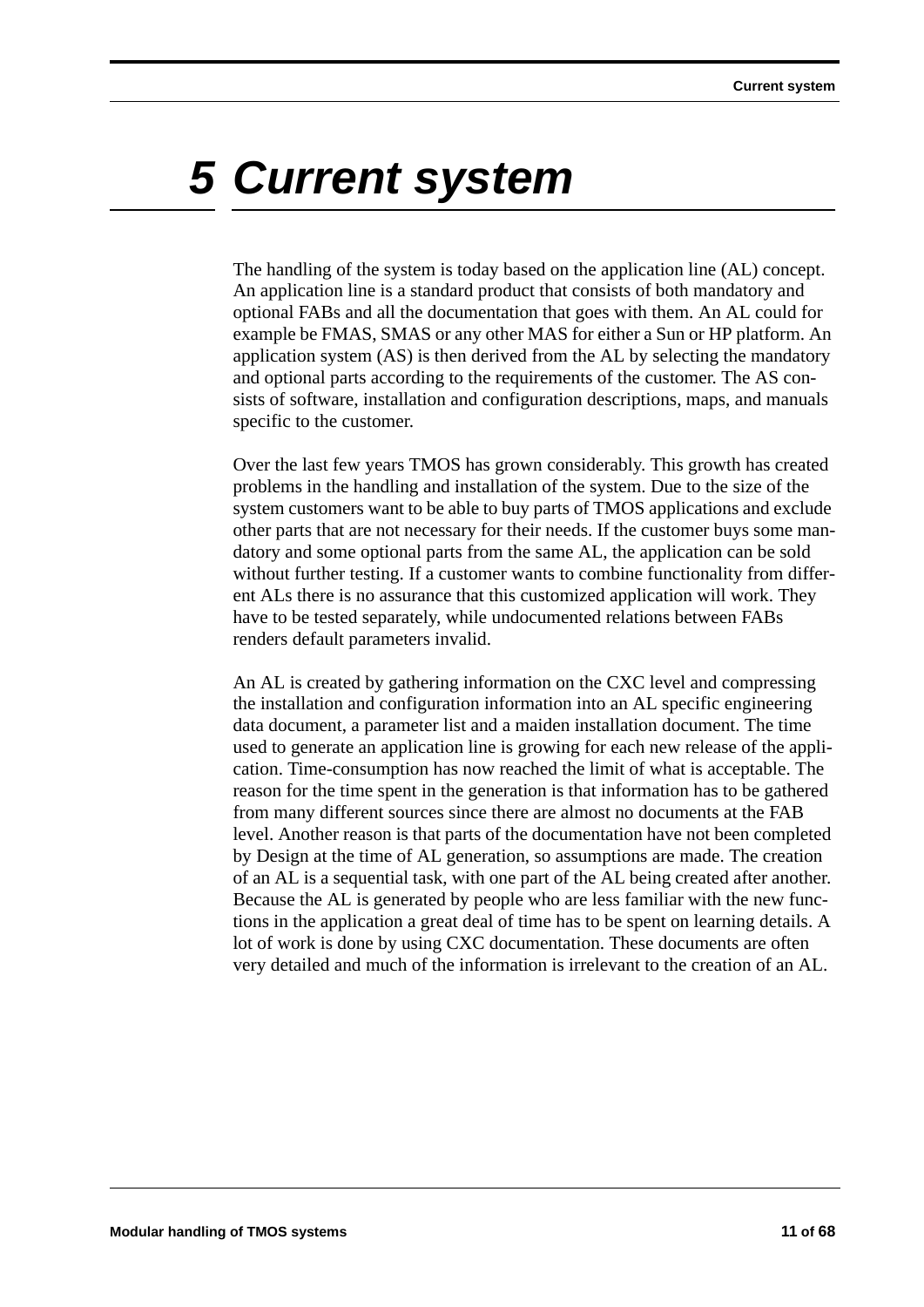# 5 Current system

The handling of the system is today based on the application line (AL) concept. An application line is a standard product that consists of both mandatory and optional FABs and all the documentation that goes with them. An AL could for example be FMAS, SMAS or any other MAS for either a Sun or HP platform. An application system (AS) is then derived from the AL by selecting the mandatory and optional parts according to the requirements of the customer. The AS consists of software, installation and configuration descriptions, maps, and manuals specific to the customer.

Over the last few years TMOS has grown considerably. This growth has created problems in the handling and installation of the system. Due to the size of the system customers want to be able to buy parts of TMOS applications and exclude other parts that are not necessary for their needs. If the customer buys some mandatory and some optional parts from the same AL, the application can be sold without further testing. If a customer wants to combine functionality from different ALs there is no assurance that this customized application will work. They have to be tested separately, while undocumented relations between FABs renders default parameters invalid.

An AL is created by gathering information on the CXC level and compressing the installation and configuration information into an AL specific engineering data document, a parameter list and a maiden installation document. The time used to generate an application line is growing for each new release of the application. Time-consumption has now reached the limit of what is acceptable. The reason for the time spent in the generation is that information has to be gathered from many different sources since there are almost no documents at the FAB level. Another reason is that parts of the documentation have not been completed by Design at the time of AL generation, so assumptions are made. The creation of an AL is a sequential task, with one part of the AL being created after another. Because the AL is generated by people who are less familiar with the new functions in the application a great deal of time has to be spent on learning details. A lot of work is done by using CXC documentation. These documents are often very detailed and much of the information is irrelevant to the creation of an AL.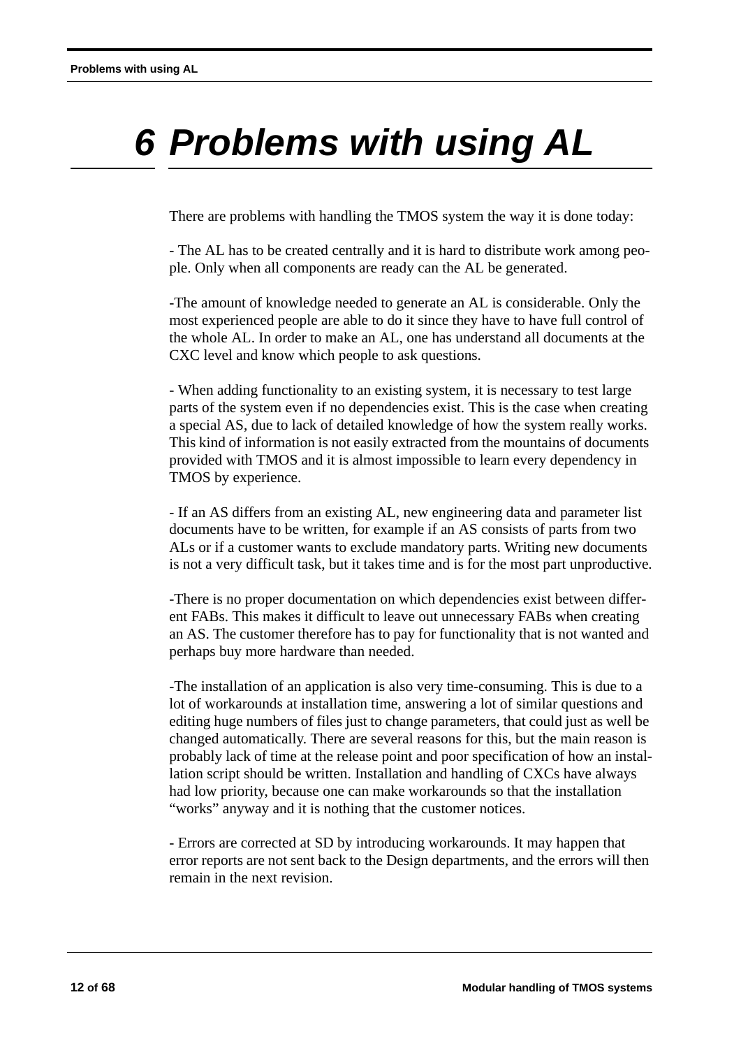# 6 Problems with using AL

There are problems with handling the TMOS system the way it is done today:

- The AL has to be created centrally and it is hard to distribute work among people. Only when all components are ready can the AL be generated.

-The amount of knowledge needed to generate an AL is considerable. Only the most experienced people are able to do it since they have to have full control of the whole AL. In order to make an AL, one has understand all documents at the CXC level and know which people to ask questions.

- When adding functionality to an existing system, it is necessary to test large parts of the system even if no dependencies exist. This is the case when creating a special AS, due to lack of detailed knowledge of how the system really works. This kind of information is not easily extracted from the mountains of documents provided with TMOS and it is almost impossible to learn every dependency in TMOS by experience.

- If an AS differs from an existing AL, new engineering data and parameter list documents have to be written, for example if an AS consists of parts from two ALs or if a customer wants to exclude mandatory parts. Writing new documents is not a very difficult task, but it takes time and is for the most part unproductive.

-There is no proper documentation on which dependencies exist between different FABs. This makes it difficult to leave out unnecessary FABs when creating an AS. The customer therefore has to pay for functionality that is not wanted and perhaps buy more hardware than needed.

-The installation of an application is also very time-consuming. This is due to a lot of workarounds at installation time, answering a lot of similar questions and editing huge numbers of files just to change parameters, that could just as well be changed automatically. There are several reasons for this, but the main reason is probably lack of time at the release point and poor specification of how an installation script should be written. Installation and handling of CXCs have always had low priority, because one can make workarounds so that the installation "works" anyway and it is nothing that the customer notices.

- Errors are corrected at SD by introducing workarounds. It may happen that error reports are not sent back to the Design departments, and the errors will then remain in the next revision.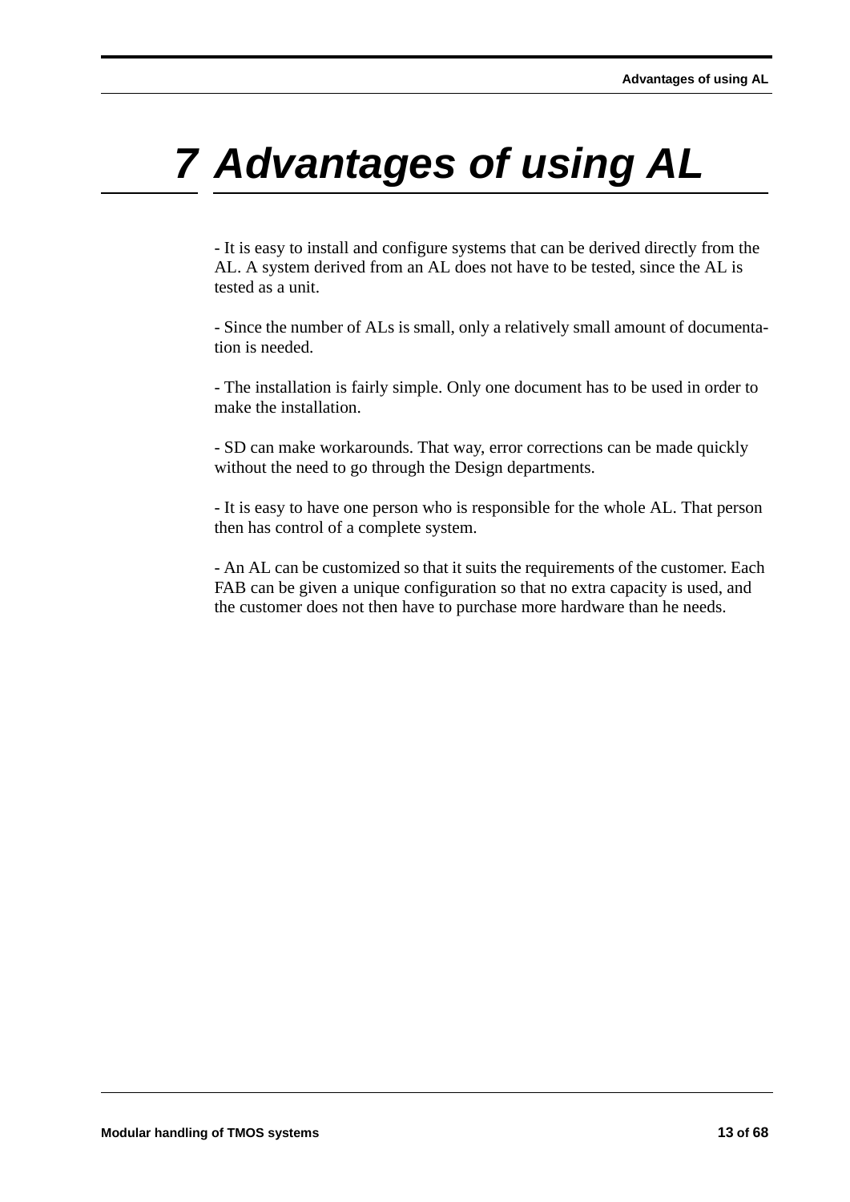# 7 Advantages of using AL

- It is easy to install and configure systems that can be derived directly from the AL. A system derived from an AL does not have to be tested, since the AL is tested as a unit.

- Since the number of ALs is small, only a relatively small amount of documentation is needed.

- The installation is fairly simple. Only one document has to be used in order to make the installation.

- SD can make workarounds. That way, error corrections can be made quickly without the need to go through the Design departments.

- It is easy to have one person who is responsible for the whole AL. That person then has control of a complete system.

- An AL can be customized so that it suits the requirements of the customer. Each FAB can be given a unique configuration so that no extra capacity is used, and the customer does not then have to purchase more hardware than he needs.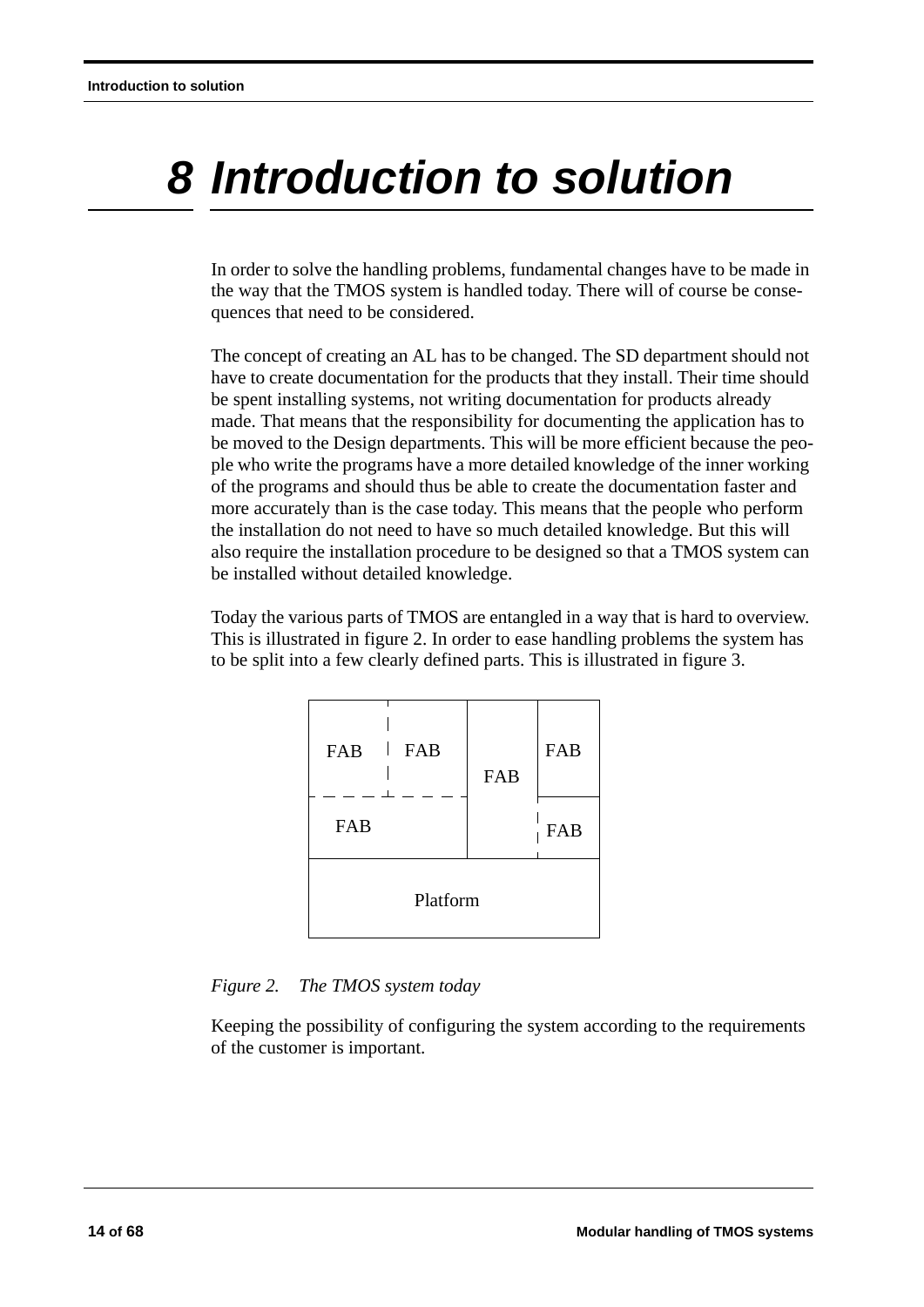# 8 Introduction to solution

In order to solve the handling problems, fundamental changes have to be made in the way that the TMOS system is handled today. There will of course be consequences that need to be considered.

The concept of creating an AL has to be changed. The SD department should not have to create documentation for the products that they install. Their time should be spent installing systems, not writing documentation for products already made. That means that the responsibility for documenting the application has to be moved to the Design departments. This will be more efficient because the people who write the programs have a more detailed knowledge of the inner working of the programs and should thus be able to create the documentation faster and more accurately than is the case today. This means that the people who perform the installation do not need to have so much detailed knowledge. But this will also require the installation procedure to be designed so that a TMOS system can be installed without detailed knowledge.

Today the various parts of TMOS are entangled in a way that is hard to overview. This is illustrated in figure 2. In order to ease handling problems the system has to be split into a few clearly defined parts. This is illustrated in figure 3.

*Figure 2. The TMOS system today*

Keeping the possibility of configuring the system according to the requirements of the customer is important.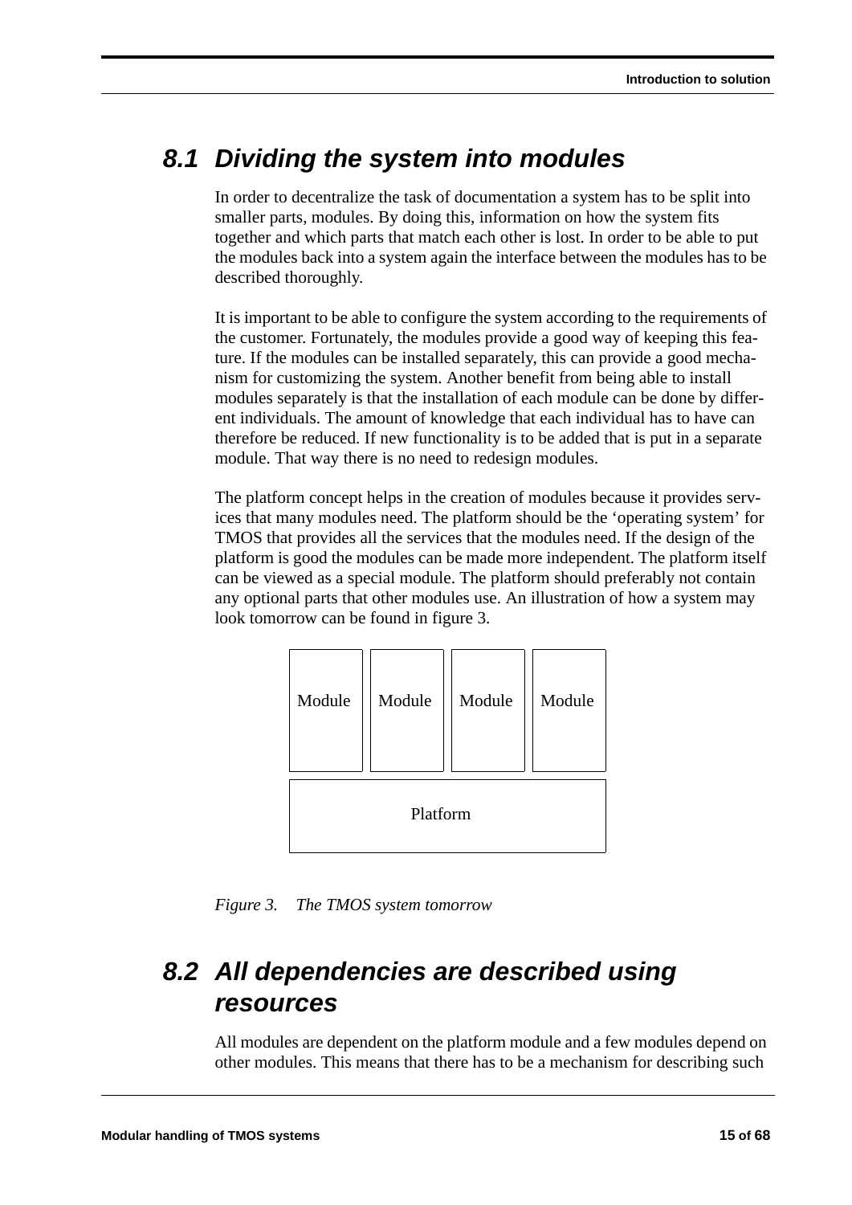## 8.1 Dividing the system into modules

In order to decentralize the task of documentation a system has to be split into smaller parts, modules. By doing this, information on how the system fits together and which parts that match each other is lost. In order to be able to put the modules back into a system again the interface between the modules has to be described thoroughly.

It is important to be able to configure the system according to the requirements of the customer. Fortunately, the modules provide a good way of keeping this feature. If the modules can be installed separately, this can provide a good mechanism for customizing the system. Another benefit from being able to install modules separately is that the installation of each module can be done by different individuals. The amount of knowledge that each individual has to have can therefore be reduced. If new functionality is to be added that is put in a separate module. That way there is no need to redesign modules.

The platform concept helps in the creation of modules because it provides services that many modules need. The platform should be the ‘operating system’ for TMOS that provides all the services that the modules need. If the design of the platform is good the modules can be made more independent. The platform itself can be viewed as a special module. The platform should preferably not contain any optional parts that other modules use. An illustration of how a system may look tomorrow can be found in figure 3.

| Module | Module | Module | Module |
|---|---|---|---|
| Platform | | | |

*Figure 3. The TMOS system tomorrow*

## 8.2 All dependencies are described using resources

All modules are dependent on the platform module and a few modules depend on other modules. This means that there has to be a mechanism for describing such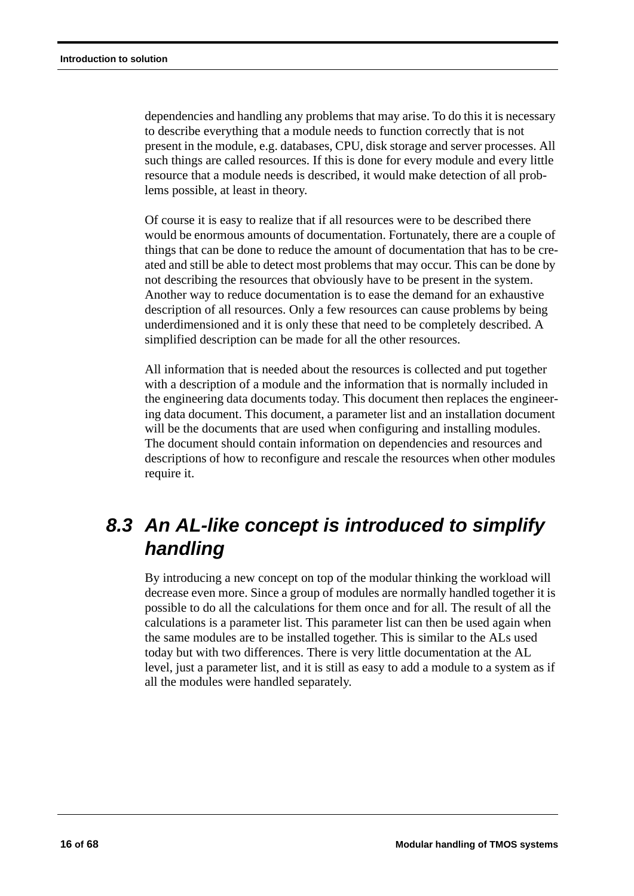dependencies and handling any problems that may arise. To do this it is necessary to describe everything that a module needs to function correctly that is not present in the module, e.g. databases, CPU, disk storage and server processes. All such things are called resources. If this is done for every module and every little resource that a module needs is described, it would make detection of all problems possible, at least in theory.

Of course it is easy to realize that if all resources were to be described there would be enormous amounts of documentation. Fortunately, there are a couple of things that can be done to reduce the amount of documentation that has to be created and still be able to detect most problems that may occur. This can be done by not describing the resources that obviously have to be present in the system. Another way to reduce documentation is to ease the demand for an exhaustive description of all resources. Only a few resources can cause problems by being underdimensioned and it is only these that need to be completely described. A simplified description can be made for all the other resources.

All information that is needed about the resources is collected and put together with a description of a module and the information that is normally included in the engineering data documents today. This document then replaces the engineering data document. This document, a parameter list and an installation document will be the documents that are used when configuring and installing modules. The document should contain information on dependencies and resources and descriptions of how to reconfigure and rescale the resources when other modules require it.

## 8.3 An AL-like concept is introduced to simplify handling

By introducing a new concept on top of the modular thinking the workload will decrease even more. Since a group of modules are normally handled together it is possible to do all the calculations for them once and for all. The result of all the calculations is a parameter list. This parameter list can then be used again when the same modules are to be installed together. This is similar to the ALs used today but with two differences. There is very little documentation at the AL level, just a parameter list, and it is still as easy to add a module to a system as if all the modules were handled separately.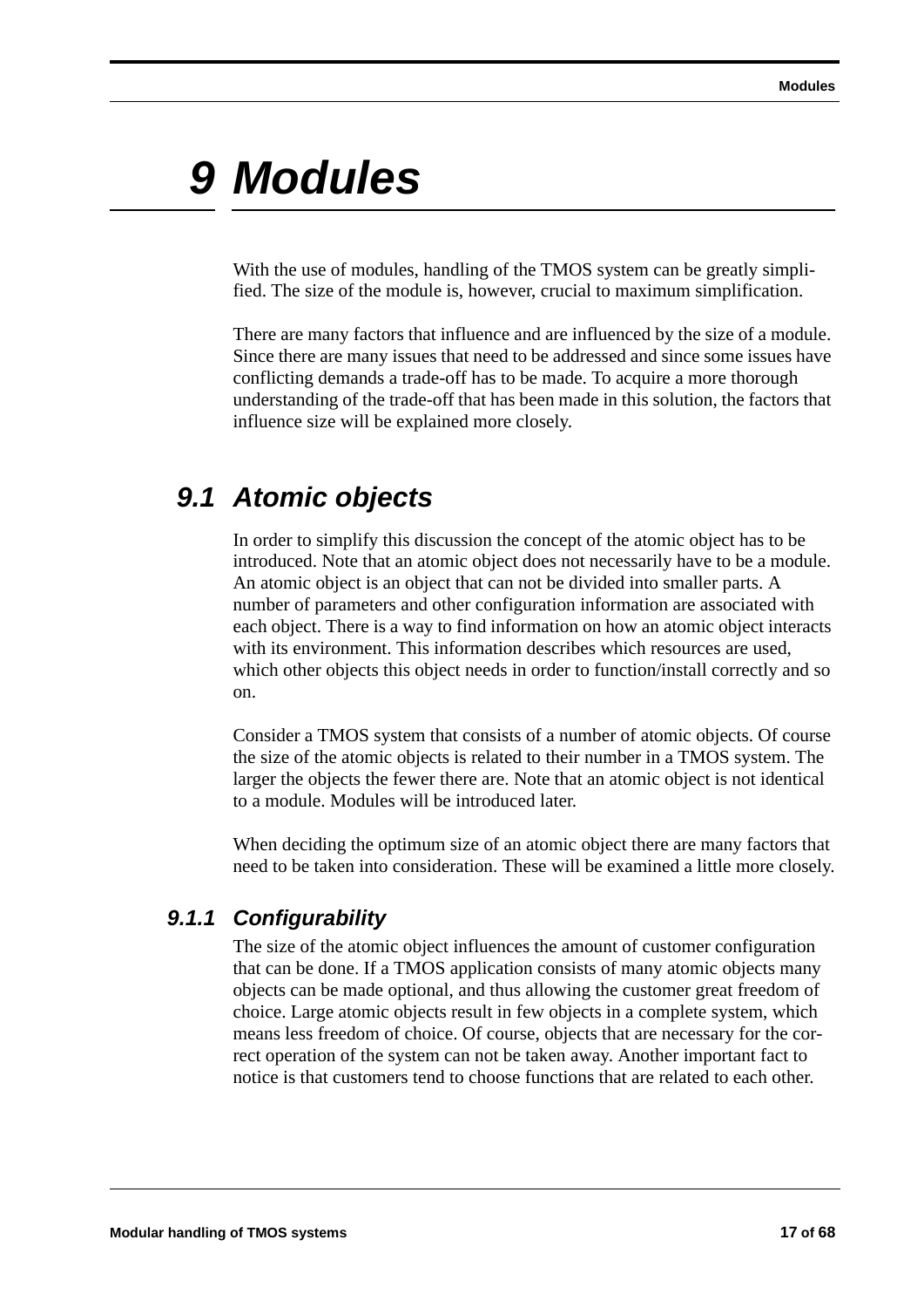# 9 Modules

With the use of modules, handling of the TMOS system can be greatly simplified. The size of the module is, however, crucial to maximum simplification.

There are many factors that influence and are influenced by the size of a module. Since there are many issues that need to be addressed and since some issues have conflicting demands a trade-off has to be made. To acquire a more thorough understanding of the trade-off that has been made in this solution, the factors that influence size will be explained more closely.

## 9.1 Atomic objects

In order to simplify this discussion the concept of the atomic object has to be introduced. Note that an atomic object does not necessarily have to be a module. An atomic object is an object that can not be divided into smaller parts. A number of parameters and other configuration information are associated with each object. There is a way to find information on how an atomic object interacts with its environment. This information describes which resources are used, which other objects this object needs in order to function/install correctly and so on.

Consider a TMOS system that consists of a number of atomic objects. Of course the size of the atomic objects is related to their number in a TMOS system. The larger the objects the fewer there are. Note that an atomic object is not identical to a module. Modules will be introduced later.

When deciding the optimum size of an atomic object there are many factors that need to be taken into consideration. These will be examined a little more closely.

### 9.1.1 Configurability

The size of the atomic object influences the amount of customer configuration that can be done. If a TMOS application consists of many atomic objects many objects can be made optional, and thus allowing the customer great freedom of choice. Large atomic objects result in few objects in a complete system, which means less freedom of choice. Of course, objects that are necessary for the correct operation of the system can not be taken away. Another important fact to notice is that customers tend to choose functions that are related to each other.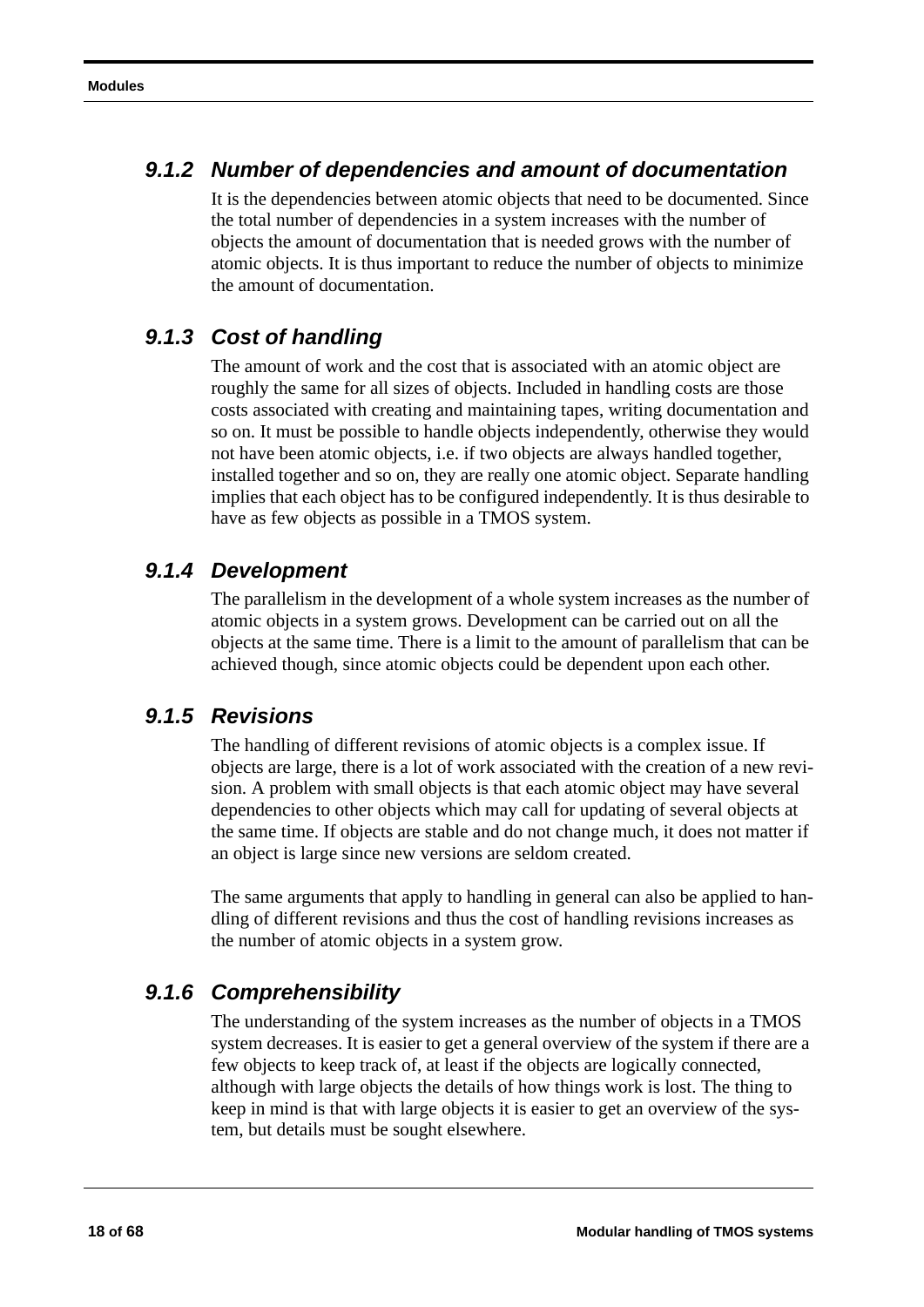### 9.1.2 Number of dependencies and amount of documentation

It is the dependencies between atomic objects that need to be documented. Since the total number of dependencies in a system increases with the number of objects the amount of documentation that is needed grows with the number of atomic objects. It is thus important to reduce the number of objects to minimize the amount of documentation.

### 9.1.3 Cost of handling

The amount of work and the cost that is associated with an atomic object are roughly the same for all sizes of objects. Included in handling costs are those costs associated with creating and maintaining tapes, writing documentation and so on. It must be possible to handle objects independently, otherwise they would not have been atomic objects, i.e. if two objects are always handled together, installed together and so on, they are really one atomic object. Separate handling implies that each object has to be configured independently. It is thus desirable to have as few objects as possible in a TMOS system.

### 9.1.4 Development

The parallelism in the development of a whole system increases as the number of atomic objects in a system grows. Development can be carried out on all the objects at the same time. There is a limit to the amount of parallelism that can be achieved though, since atomic objects could be dependent upon each other.

### 9.1.5 Revisions

The handling of different revisions of atomic objects is a complex issue. If objects are large, there is a lot of work associated with the creation of a new revision. A problem with small objects is that each atomic object may have several dependencies to other objects which may call for updating of several objects at the same time. If objects are stable and do not change much, it does not matter if an object is large since new versions are seldom created.

The same arguments that apply to handling in general can also be applied to handling of different revisions and thus the cost of handling revisions increases as the number of atomic objects in a system grow.

### 9.1.6 Comprehensibility

The understanding of the system increases as the number of objects in a TMOS system decreases. It is easier to get a general overview of the system if there are a few objects to keep track of, at least if the objects are logically connected, although with large objects the details of how things work is lost. The thing to keep in mind is that with large objects it is easier to get an overview of the system, but details must be sought elsewhere.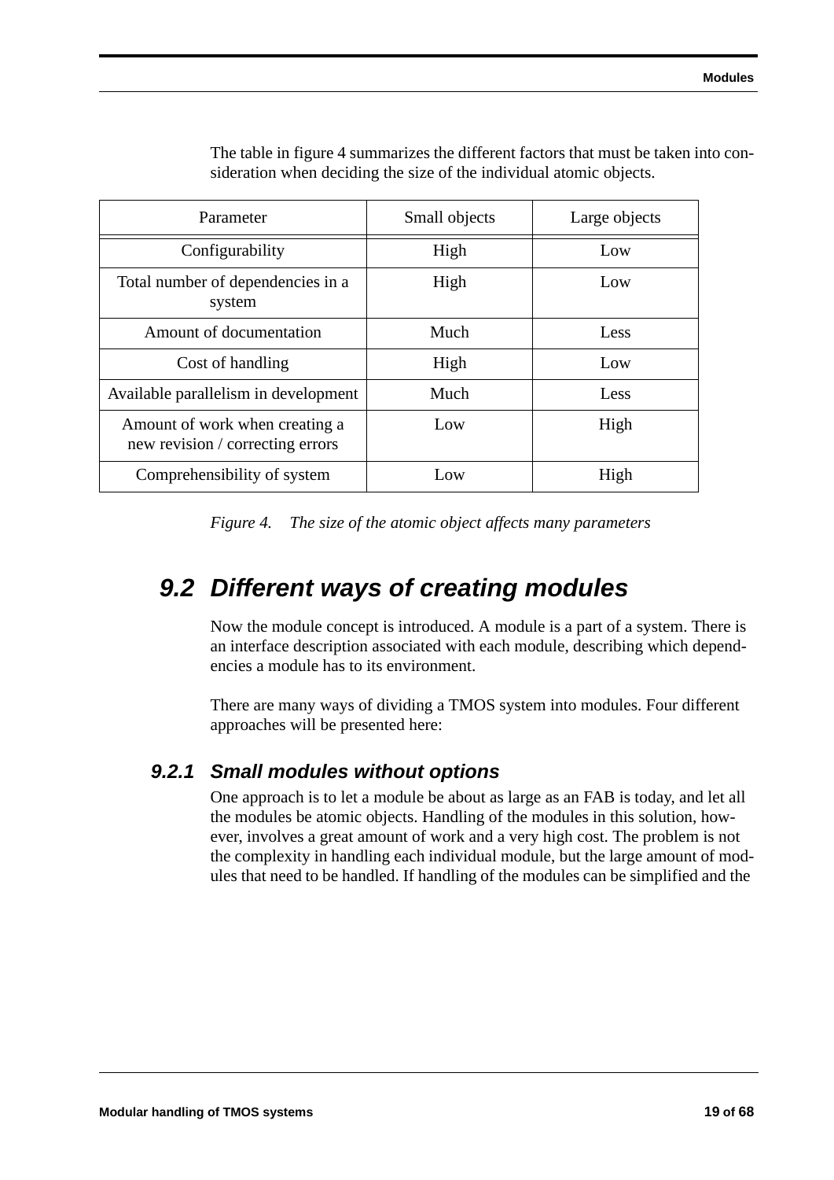The table in figure 4 summarizes the different factors that must be taken into consideration when deciding the size of the individual atomic objects.

| Parameter | Small objects | Large objects |
|---|---|---|
| Configurability | High | Low |
| Total number of dependencies in a system | High | Low |
| Amount of documentation | Much | Less |
| Cost of handling | High | Low |
| Available parallelism in development | Much | Less |
| Amount of work when creating a new revision / correcting errors | Low | High |
| Comprehensibility of system | Low | High |

*Figure 4. The size of the atomic object affects many parameters*

## 9.2 Different ways of creating modules

Now the module concept is introduced. A module is a part of a system. There is an interface description associated with each module, describing which dependencies a module has to its environment.

There are many ways of dividing a TMOS system into modules. Four different approaches will be presented here:

### 9.2.1 Small modules without options

One approach is to let a module be about as large as an FAB is today, and let all the modules be atomic objects. Handling of the modules in this solution, however, involves a great amount of work and a very high cost. The problem is not the complexity in handling each individual module, but the large amount of modules that need to be handled. If handling of the modules can be simplified and the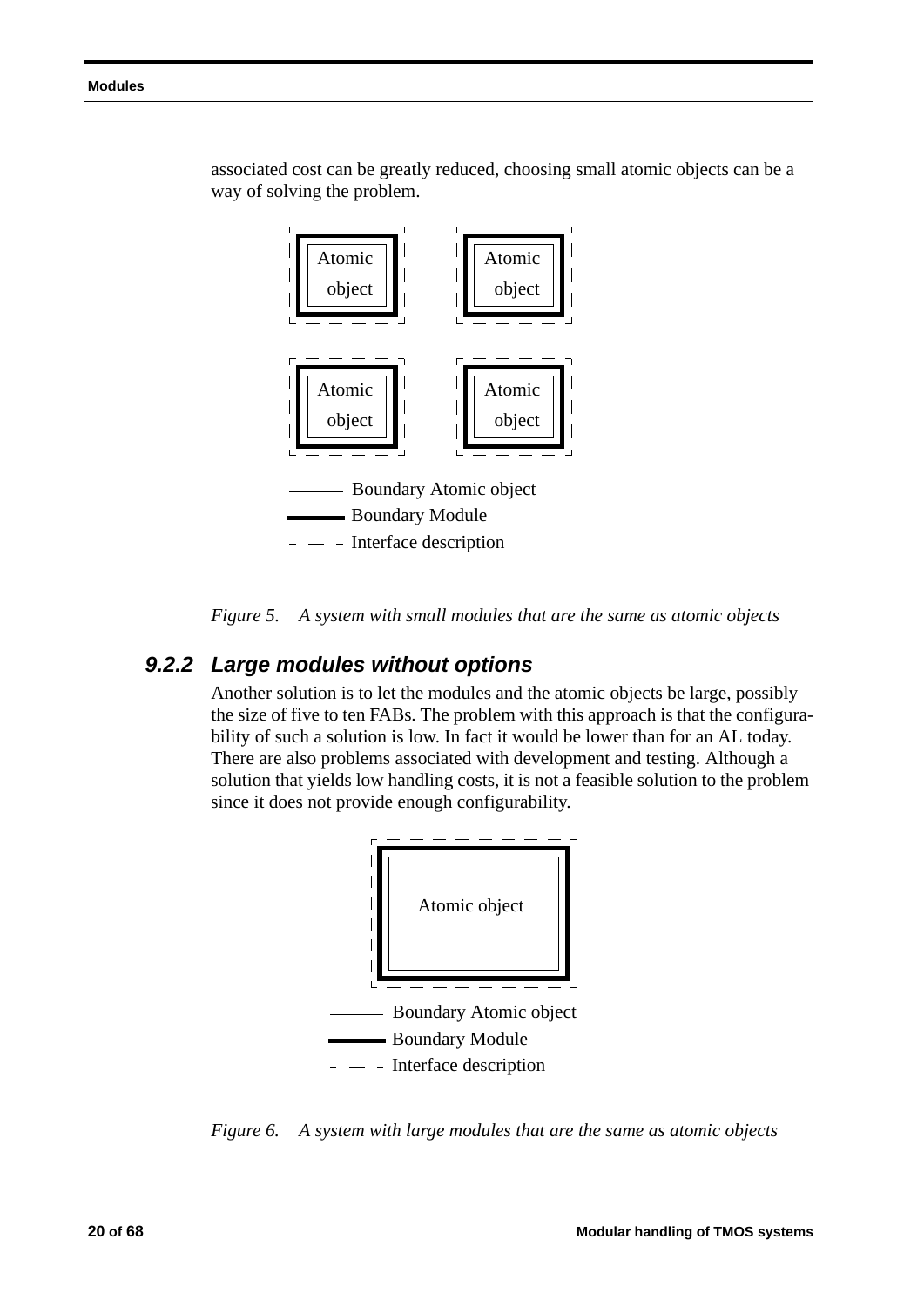associated cost can be greatly reduced, choosing small atomic objects can be a way of solving the problem.

Atomic object | Atomic object | Atomic object | Atomic object

——— Boundary Atomic object

━━━ Boundary Module

– — – Interface description

*Figure 5. A system with small modules that are the same as atomic objects*

### 9.2.2 Large modules without options

Another solution is to let the modules and the atomic objects be large, possibly the size of five to ten FABs. The problem with this approach is that the configurability of such a solution is low. In fact it would be lower than for an AL today. There are also problems associated with development and testing. Although a solution that yields low handling costs, it is not a feasible solution to the problem since it does not provide enough configurability.

Atomic object

——— Boundary Atomic object

━━━ Boundary Module

– — – Interface description

*Figure 6. A system with large modules that are the same as atomic objects*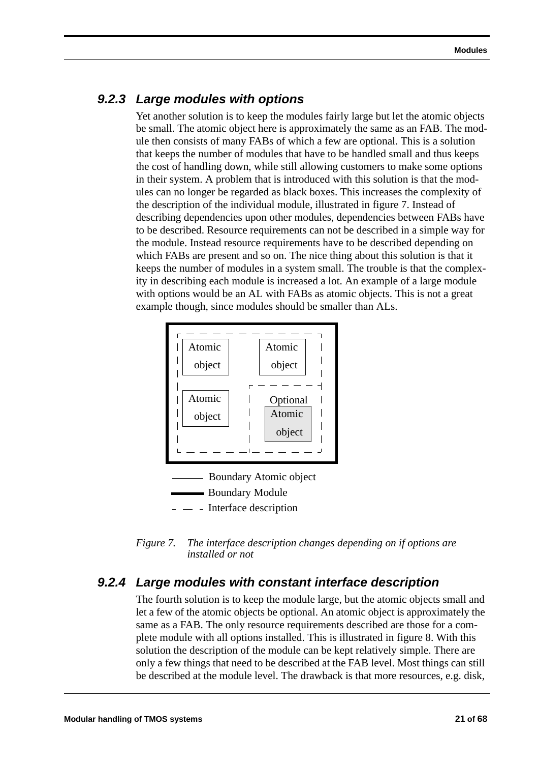### 9.2.3 Large modules with options

Yet another solution is to keep the modules fairly large but let the atomic objects be small. The atomic object here is approximately the same as an FAB. The module then consists of many FABs of which a few are optional. This is a solution that keeps the number of modules that have to be handled small and thus keeps the cost of handling down, while still allowing customers to make some options in their system. A problem that is introduced with this solution is that the modules can no longer be regarded as black boxes. This increases the complexity of the description of the individual module, illustrated in figure 7. Instead of describing dependencies upon other modules, dependencies between FABs have to be described. Resource requirements can not be described in a simple way for the module. Instead resource requirements have to be described depending on which FABs are present and so on. The nice thing about this solution is that it keeps the number of modules in a system small. The trouble is that the complexity in describing each module is increased a lot. An example of a large module with options would be an AL with FABs as atomic objects. This is not a great example though, since modules should be smaller than ALs.

Atomic object
Atomic object
Atomic object
Optional Atomic object

Boundary Atomic object
Boundary Module
Interface description

*Figure 7. The interface description changes depending on if options are installed or not*

### 9.2.4 Large modules with constant interface description

The fourth solution is to keep the module large, but the atomic objects small and let a few of the atomic objects be optional. An atomic object is approximately the same as a FAB. The only resource requirements described are those for a complete module with all options installed. This is illustrated in figure 8. With this solution the description of the module can be kept relatively simple. There are only a few things that need to be described at the FAB level. Most things can still be described at the module level. The drawback is that more resources, e.g. disk,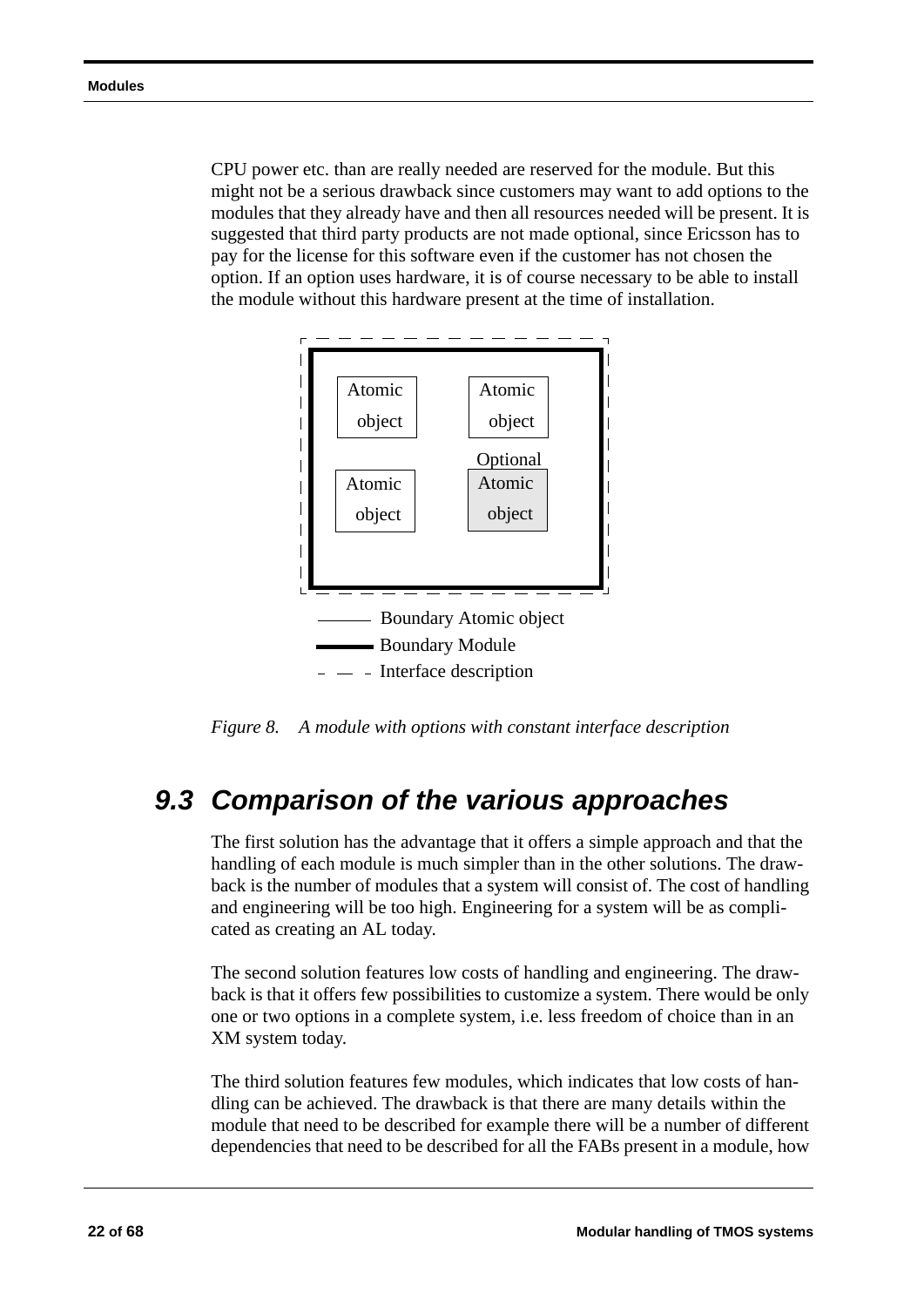CPU power etc. than are really needed are reserved for the module. But this might not be a serious drawback since customers may want to add options to the modules that they already have and then all resources needed will be present. It is suggested that third party products are not made optional, since Ericsson has to pay for the license for this software even if the customer has not chosen the option. If an option uses hardware, it is of course necessary to be able to install the module without this hardware present at the time of installation.

Atomic object

Atomic object

Atomic object

Optional Atomic object

Boundary Atomic object

Boundary Module

Interface description

*Figure 8. A module with options with constant interface description*

## 9.3 Comparison of the various approaches

The first solution has the advantage that it offers a simple approach and that the handling of each module is much simpler than in the other solutions. The drawback is the number of modules that a system will consist of. The cost of handling and engineering will be too high. Engineering for a system will be as complicated as creating an AL today.

The second solution features low costs of handling and engineering. The drawback is that it offers few possibilities to customize a system. There would be only one or two options in a complete system, i.e. less freedom of choice than in an XM system today.

The third solution features few modules, which indicates that low costs of handling can be achieved. The drawback is that there are many details within the module that need to be described for example there will be a number of different dependencies that need to be described for all the FABs present in a module, how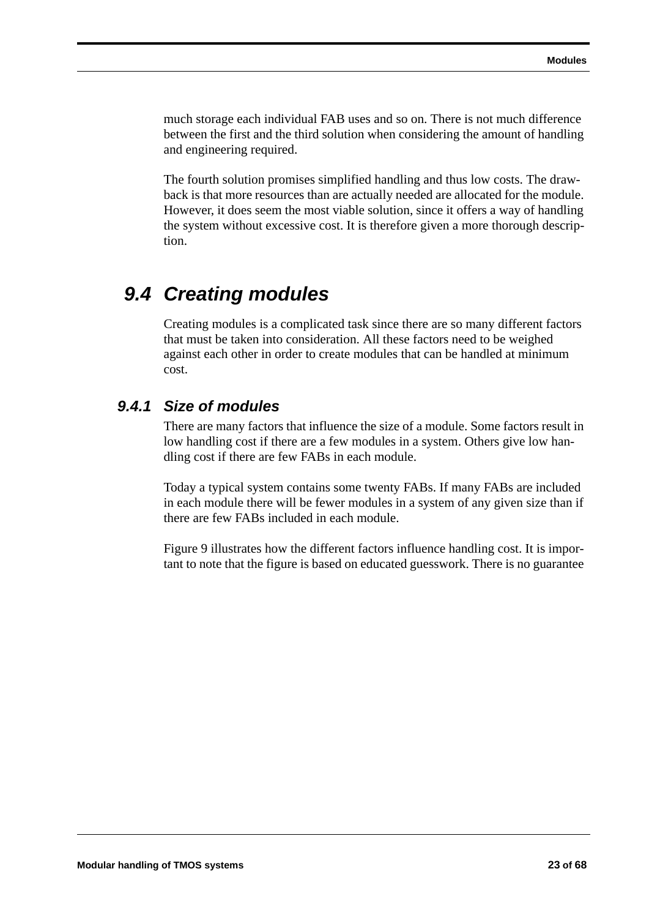much storage each individual FAB uses and so on. There is not much difference between the first and the third solution when considering the amount of handling and engineering required.

The fourth solution promises simplified handling and thus low costs. The drawback is that more resources than are actually needed are allocated for the module. However, it does seem the most viable solution, since it offers a way of handling the system without excessive cost. It is therefore given a more thorough description.

## 9.4 Creating modules

Creating modules is a complicated task since there are so many different factors that must be taken into consideration. All these factors need to be weighed against each other in order to create modules that can be handled at minimum cost.

### 9.4.1 Size of modules

There are many factors that influence the size of a module. Some factors result in low handling cost if there are a few modules in a system. Others give low handling cost if there are few FABs in each module.

Today a typical system contains some twenty FABs. If many FABs are included in each module there will be fewer modules in a system of any given size than if there are few FABs included in each module.

Figure 9 illustrates how the different factors influence handling cost. It is important to note that the figure is based on educated guesswork. There is no guarantee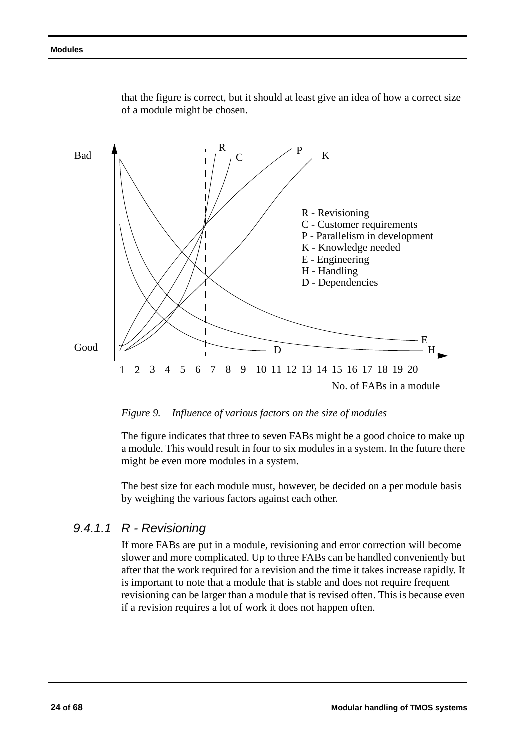that the figure is correct, but it should at least give an idea of how a correct size of a module might be chosen.

*Figure 9. Influence of various factors on the size of modules*

The figure indicates that three to seven FABs might be a good choice to make up a module. This would result in four to six modules in a system. In the future there might be even more modules in a system.

The best size for each module must, however, be decided on a per module basis by weighing the various factors against each other.

### *9.4.1.1 R - Revisioning*

If more FABs are put in a module, revisioning and error correction will become slower and more complicated. Up to three FABs can be handled conveniently but after that the work required for a revision and the time it takes increase rapidly. It is important to note that a module that is stable and does not require frequent revisioning can be larger than a module that is revised often. This is because even if a revision requires a lot of work it does not happen often.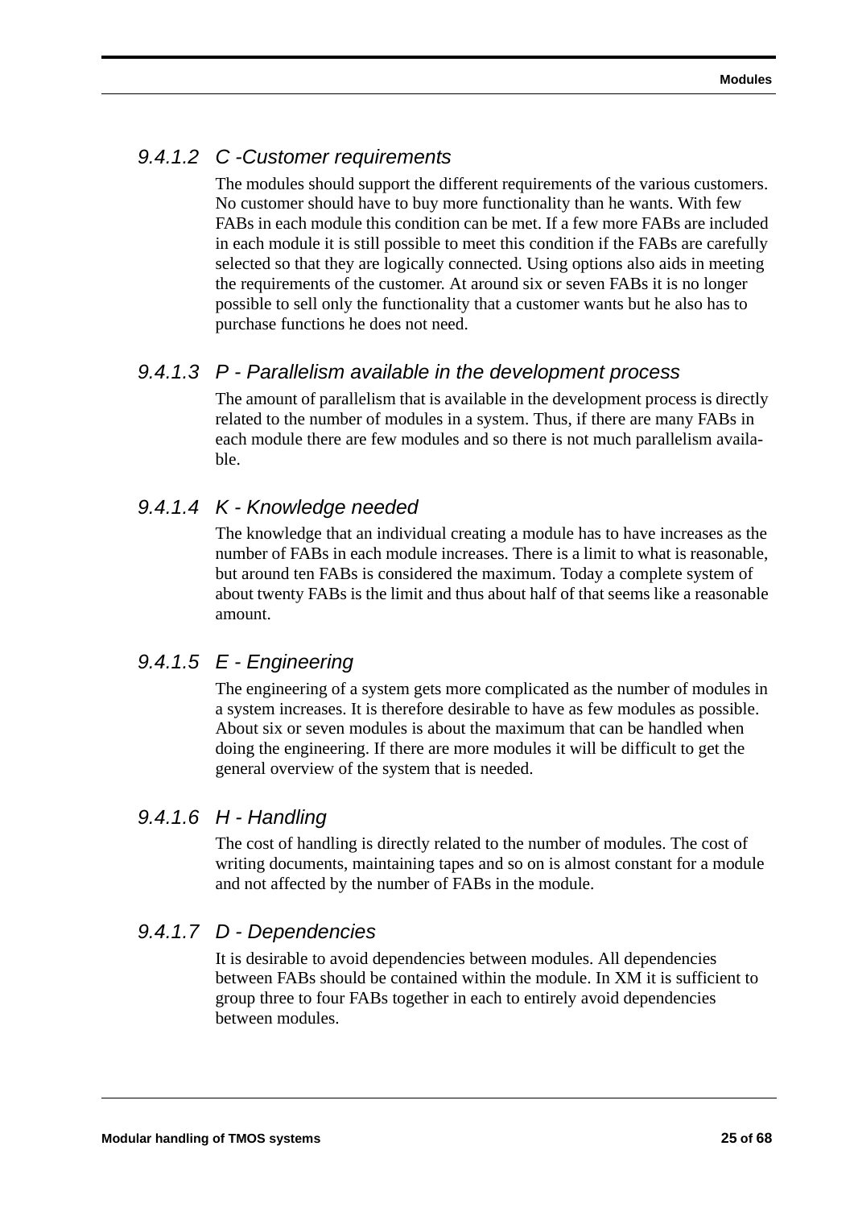#### 9.4.1.2 C -Customer requirements

The modules should support the different requirements of the various customers. No customer should have to buy more functionality than he wants. With few FABs in each module this condition can be met. If a few more FABs are included in each module it is still possible to meet this condition if the FABs are carefully selected so that they are logically connected. Using options also aids in meeting the requirements of the customer. At around six or seven FABs it is no longer possible to sell only the functionality that a customer wants but he also has to purchase functions he does not need.

#### 9.4.1.3 P - Parallelism available in the development process

The amount of parallelism that is available in the development process is directly related to the number of modules in a system. Thus, if there are many FABs in each module there are few modules and so there is not much parallelism available.

#### 9.4.1.4 K - Knowledge needed

The knowledge that an individual creating a module has to have increases as the number of FABs in each module increases. There is a limit to what is reasonable, but around ten FABs is considered the maximum. Today a complete system of about twenty FABs is the limit and thus about half of that seems like a reasonable amount.

#### 9.4.1.5 E - Engineering

The engineering of a system gets more complicated as the number of modules in a system increases. It is therefore desirable to have as few modules as possible. About six or seven modules is about the maximum that can be handled when doing the engineering. If there are more modules it will be difficult to get the general overview of the system that is needed.

#### 9.4.1.6 H - Handling

The cost of handling is directly related to the number of modules. The cost of writing documents, maintaining tapes and so on is almost constant for a module and not affected by the number of FABs in the module.

#### 9.4.1.7 D - Dependencies

It is desirable to avoid dependencies between modules. All dependencies between FABs should be contained within the module. In XM it is sufficient to group three to four FABs together in each to entirely avoid dependencies between modules.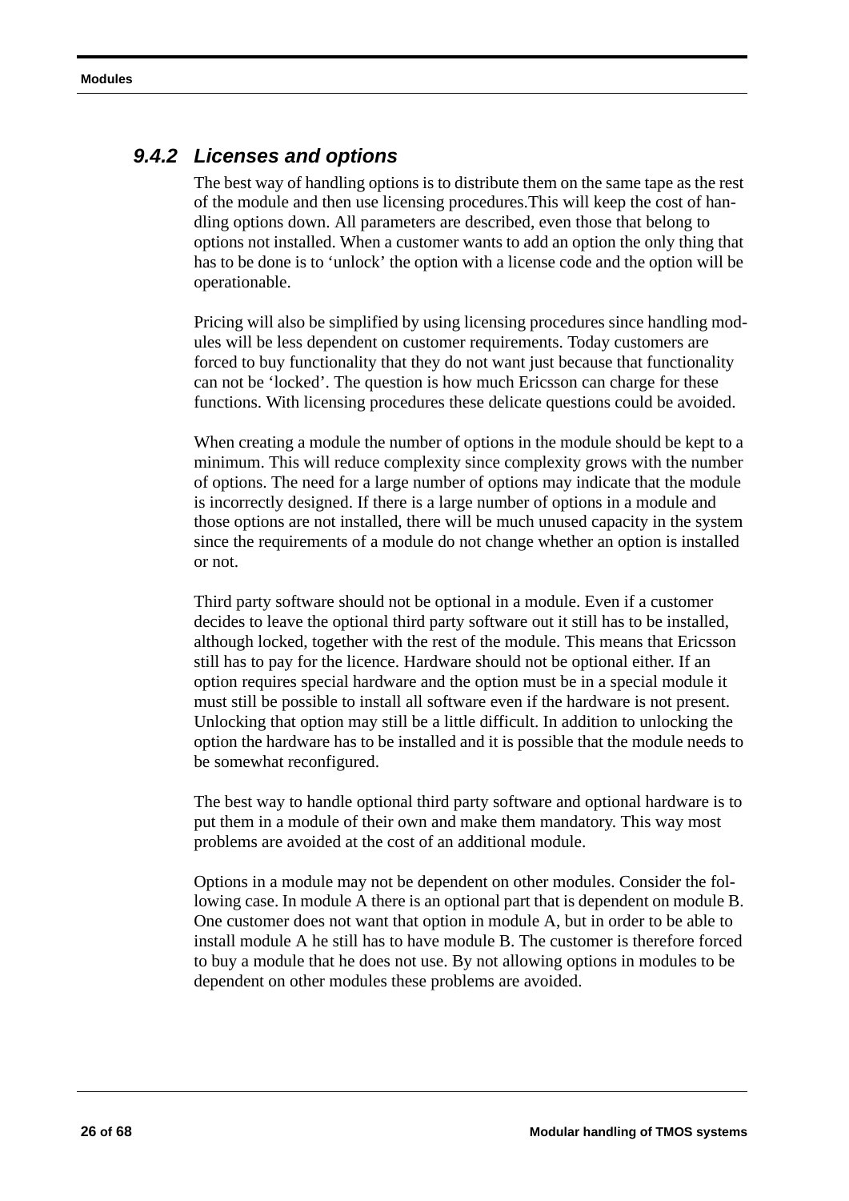### 9.4.2 *Licenses and options*

The best way of handling options is to distribute them on the same tape as the rest of the module and then use licensing procedures.This will keep the cost of handling options down. All parameters are described, even those that belong to options not installed. When a customer wants to add an option the only thing that has to be done is to 'unlock' the option with a license code and the option will be operationable.

Pricing will also be simplified by using licensing procedures since handling modules will be less dependent on customer requirements. Today customers are forced to buy functionality that they do not want just because that functionality can not be 'locked'. The question is how much Ericsson can charge for these functions. With licensing procedures these delicate questions could be avoided.

When creating a module the number of options in the module should be kept to a minimum. This will reduce complexity since complexity grows with the number of options. The need for a large number of options may indicate that the module is incorrectly designed. If there is a large number of options in a module and those options are not installed, there will be much unused capacity in the system since the requirements of a module do not change whether an option is installed or not.

Third party software should not be optional in a module. Even if a customer decides to leave the optional third party software out it still has to be installed, although locked, together with the rest of the module. This means that Ericsson still has to pay for the licence. Hardware should not be optional either. If an option requires special hardware and the option must be in a special module it must still be possible to install all software even if the hardware is not present. Unlocking that option may still be a little difficult. In addition to unlocking the option the hardware has to be installed and it is possible that the module needs to be somewhat reconfigured.

The best way to handle optional third party software and optional hardware is to put them in a module of their own and make them mandatory. This way most problems are avoided at the cost of an additional module.

Options in a module may not be dependent on other modules. Consider the following case. In module A there is an optional part that is dependent on module B. One customer does not want that option in module A, but in order to be able to install module A he still has to have module B. The customer is therefore forced to buy a module that he does not use. By not allowing options in modules to be dependent on other modules these problems are avoided.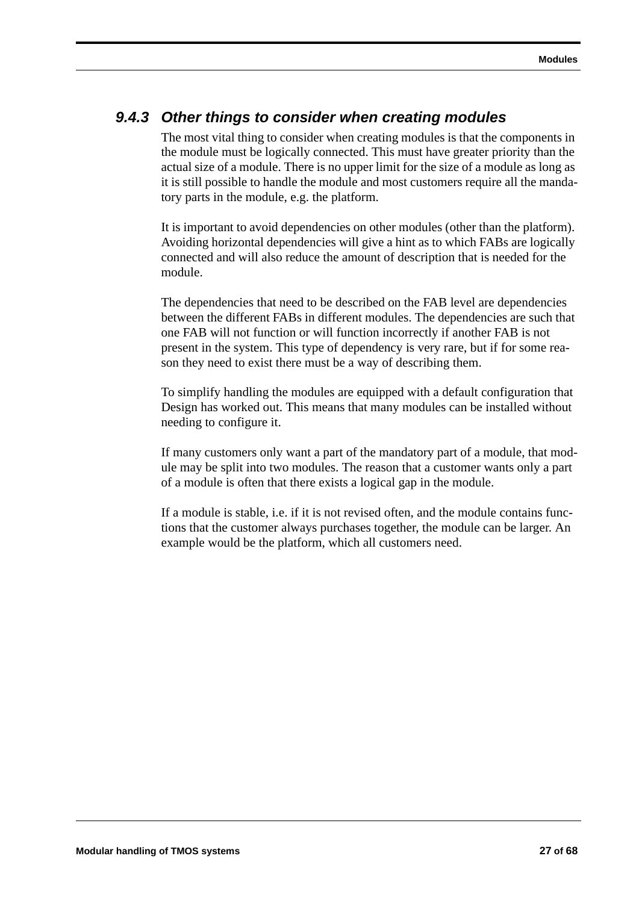### 9.4.3 Other things to consider when creating modules

The most vital thing to consider when creating modules is that the components in the module must be logically connected. This must have greater priority than the actual size of a module. There is no upper limit for the size of a module as long as it is still possible to handle the module and most customers require all the mandatory parts in the module, e.g. the platform.

It is important to avoid dependencies on other modules (other than the platform). Avoiding horizontal dependencies will give a hint as to which FABs are logically connected and will also reduce the amount of description that is needed for the module.

The dependencies that need to be described on the FAB level are dependencies between the different FABs in different modules. The dependencies are such that one FAB will not function or will function incorrectly if another FAB is not present in the system. This type of dependency is very rare, but if for some reason they need to exist there must be a way of describing them.

To simplify handling the modules are equipped with a default configuration that Design has worked out. This means that many modules can be installed without needing to configure it.

If many customers only want a part of the mandatory part of a module, that module may be split into two modules. The reason that a customer wants only a part of a module is often that there exists a logical gap in the module.

If a module is stable, i.e. if it is not revised often, and the module contains functions that the customer always purchases together, the module can be larger. An example would be the platform, which all customers need.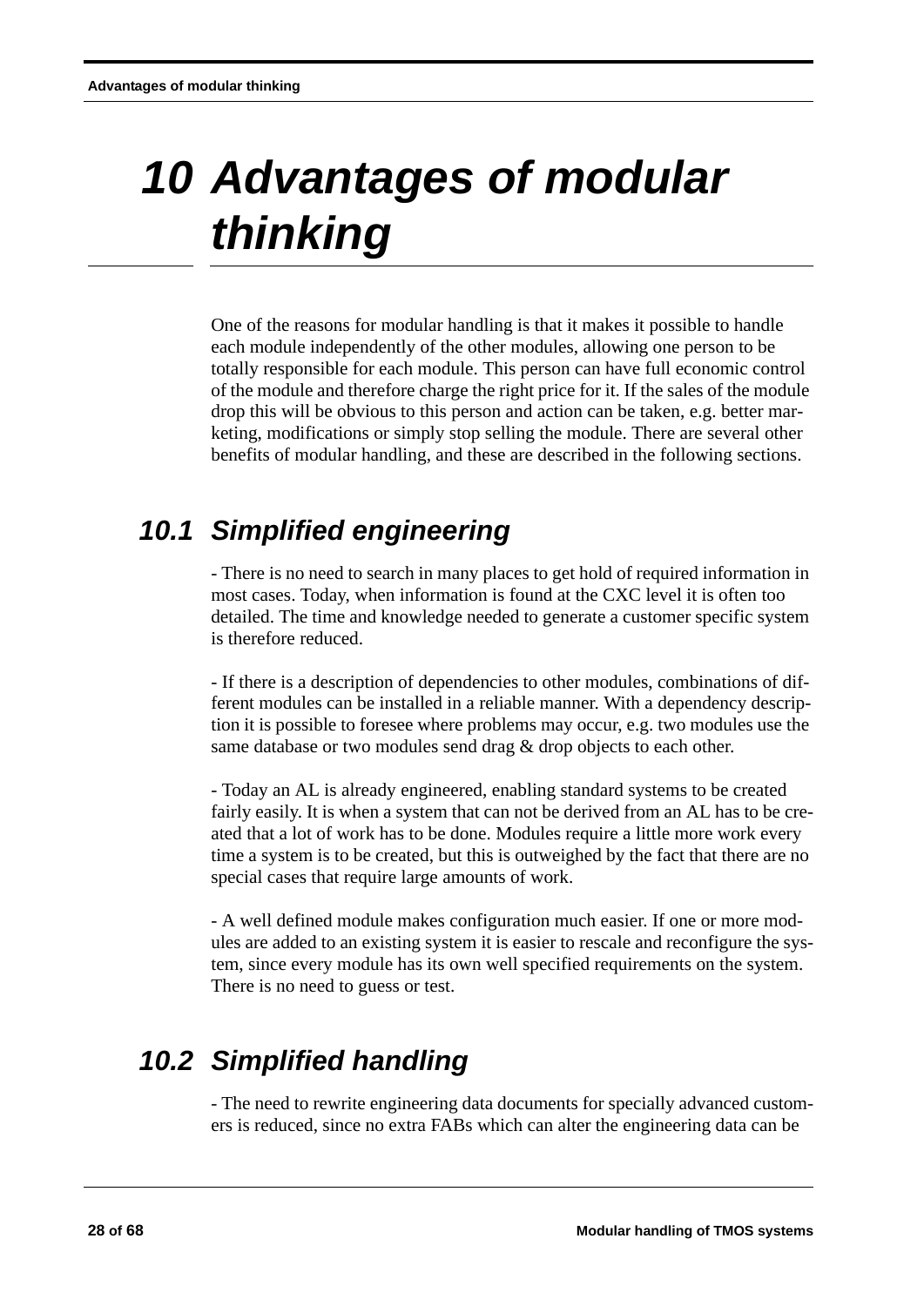# 10 Advantages of modular thinking

One of the reasons for modular handling is that it makes it possible to handle each module independently of the other modules, allowing one person to be totally responsible for each module. This person can have full economic control of the module and therefore charge the right price for it. If the sales of the module drop this will be obvious to this person and action can be taken, e.g. better marketing, modifications or simply stop selling the module. There are several other benefits of modular handling, and these are described in the following sections.

## 10.1 Simplified engineering

- There is no need to search in many places to get hold of required information in most cases. Today, when information is found at the CXC level it is often too detailed. The time and knowledge needed to generate a customer specific system is therefore reduced.

- If there is a description of dependencies to other modules, combinations of different modules can be installed in a reliable manner. With a dependency description it is possible to foresee where problems may occur, e.g. two modules use the same database or two modules send drag & drop objects to each other.

- Today an AL is already engineered, enabling standard systems to be created fairly easily. It is when a system that can not be derived from an AL has to be created that a lot of work has to be done. Modules require a little more work every time a system is to be created, but this is outweighed by the fact that there are no special cases that require large amounts of work.

- A well defined module makes configuration much easier. If one or more modules are added to an existing system it is easier to rescale and reconfigure the system, since every module has its own well specified requirements on the system. There is no need to guess or test.

## 10.2 Simplified handling

- The need to rewrite engineering data documents for specially advanced customers is reduced, since no extra FABs which can alter the engineering data can be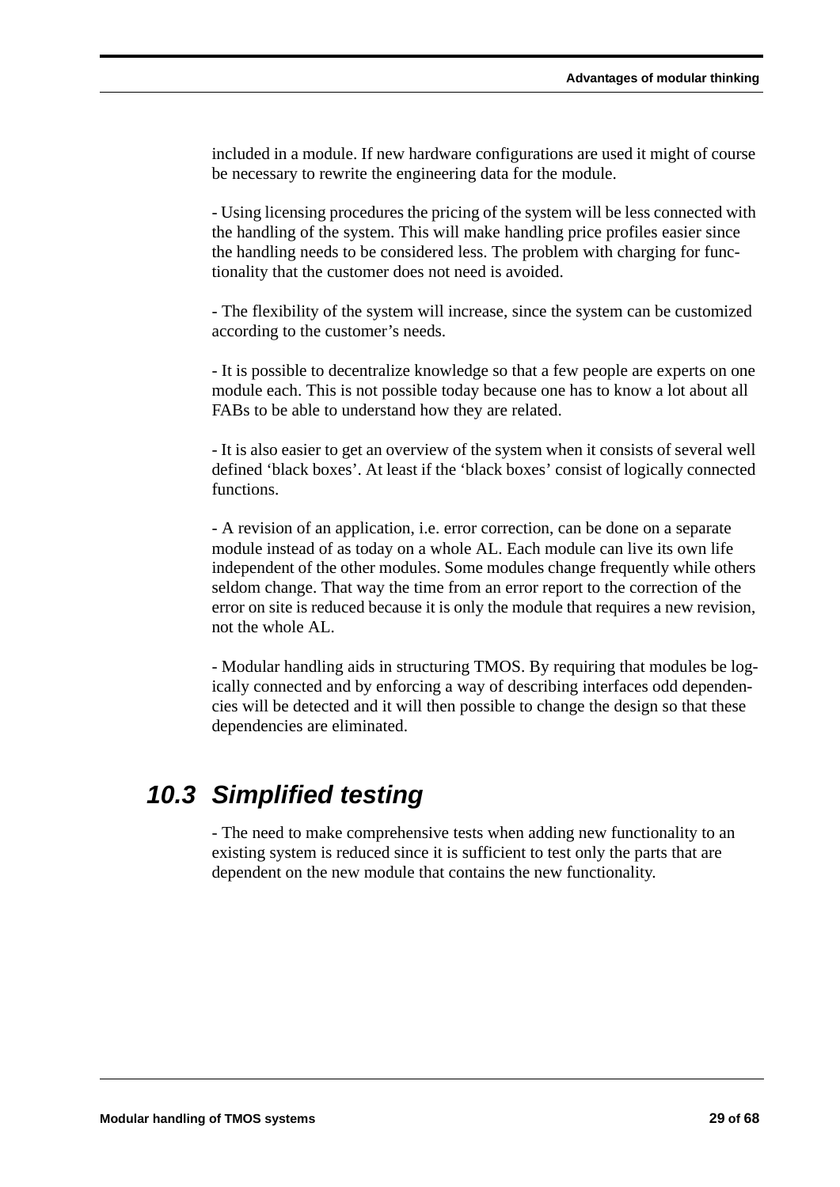included in a module. If new hardware configurations are used it might of course be necessary to rewrite the engineering data for the module.

- Using licensing procedures the pricing of the system will be less connected with the handling of the system. This will make handling price profiles easier since the handling needs to be considered less. The problem with charging for functionality that the customer does not need is avoided.

- The flexibility of the system will increase, since the system can be customized according to the customer’s needs.

- It is possible to decentralize knowledge so that a few people are experts on one module each. This is not possible today because one has to know a lot about all FABs to be able to understand how they are related.

- It is also easier to get an overview of the system when it consists of several well defined ‘black boxes’. At least if the ‘black boxes’ consist of logically connected functions.

- A revision of an application, i.e. error correction, can be done on a separate module instead of as today on a whole AL. Each module can live its own life independent of the other modules. Some modules change frequently while others seldom change. That way the time from an error report to the correction of the error on site is reduced because it is only the module that requires a new revision, not the whole AL.

- Modular handling aids in structuring TMOS. By requiring that modules be logically connected and by enforcing a way of describing interfaces odd dependencies will be detected and it will then possible to change the design so that these dependencies are eliminated.

## 10.3 Simplified testing

- The need to make comprehensive tests when adding new functionality to an existing system is reduced since it is sufficient to test only the parts that are dependent on the new module that contains the new functionality.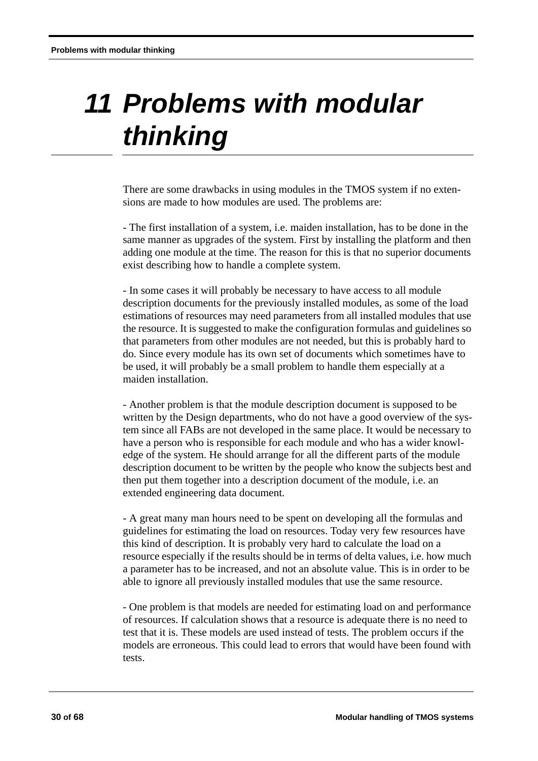# 11 Problems with modular thinking

There are some drawbacks in using modules in the TMOS system if no extensions are made to how modules are used. The problems are:

- The first installation of a system, i.e. maiden installation, has to be done in the same manner as upgrades of the system. First by installing the platform and then adding one module at the time. The reason for this is that no superior documents exist describing how to handle a complete system.

- In some cases it will probably be necessary to have access to all module description documents for the previously installed modules, as some of the load estimations of resources may need parameters from all installed modules that use the resource. It is suggested to make the configuration formulas and guidelines so that parameters from other modules are not needed, but this is probably hard to do. Since every module has its own set of documents which sometimes have to be used, it will probably be a small problem to handle them especially at a maiden installation.

- Another problem is that the module description document is supposed to be written by the Design departments, who do not have a good overview of the system since all FABs are not developed in the same place. It would be necessary to have a person who is responsible for each module and who has a wider knowledge of the system. He should arrange for all the different parts of the module description document to be written by the people who know the subjects best and then put them together into a description document of the module, i.e. an extended engineering data document.

- A great many man hours need to be spent on developing all the formulas and guidelines for estimating the load on resources. Today very few resources have this kind of description. It is probably very hard to calculate the load on a resource especially if the results should be in terms of delta values, i.e. how much a parameter has to be increased, and not an absolute value. This is in order to be able to ignore all previously installed modules that use the same resource.

- One problem is that models are needed for estimating load on and performance of resources. If calculation shows that a resource is adequate there is no need to test that it is. These models are used instead of tests. The problem occurs if the models are erroneous. This could lead to errors that would have been found with tests.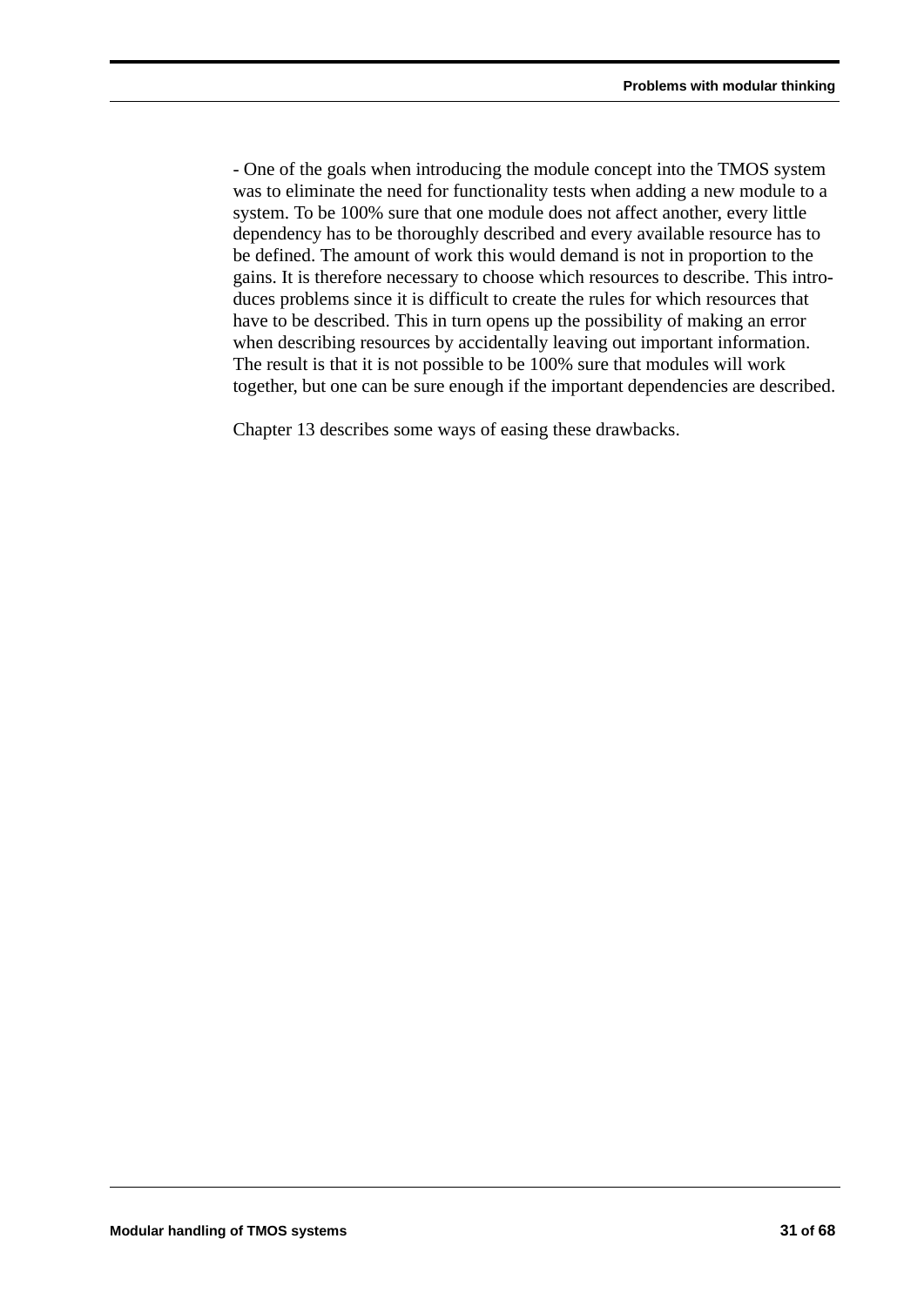- One of the goals when introducing the module concept into the TMOS system was to eliminate the need for functionality tests when adding a new module to a system. To be 100% sure that one module does not affect another, every little dependency has to be thoroughly described and every available resource has to be defined. The amount of work this would demand is not in proportion to the gains. It is therefore necessary to choose which resources to describe. This introduces problems since it is difficult to create the rules for which resources that have to be described. This in turn opens up the possibility of making an error when describing resources by accidentally leaving out important information. The result is that it is not possible to be 100% sure that modules will work together, but one can be sure enough if the important dependencies are described.

Chapter 13 describes some ways of easing these drawbacks.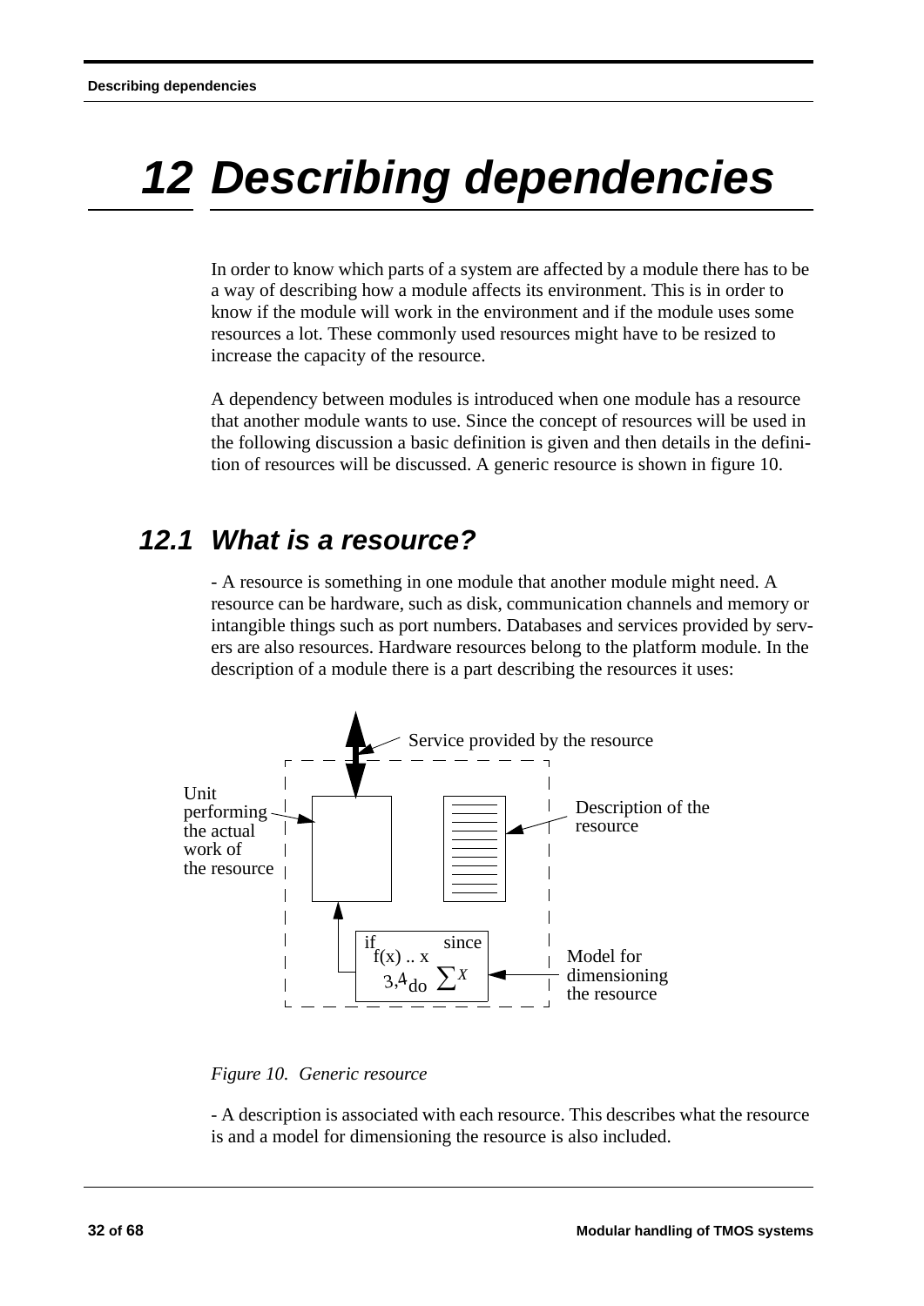# 12 Describing dependencies

In order to know which parts of a system are affected by a module there has to be a way of describing how a module affects its environment. This is in order to know if the module will work in the environment and if the module uses some resources a lot. These commonly used resources might have to be resized to increase the capacity of the resource.

A dependency between modules is introduced when one module has a resource that another module wants to use. Since the concept of resources will be used in the following discussion a basic definition is given and then details in the definition of resources will be discussed. A generic resource is shown in figure 10.

## 12.1 What is a resource?

- A resource is something in one module that another module might need. A resource can be hardware, such as disk, communication channels and memory or intangible things such as port numbers. Databases and services provided by servers are also resources. Hardware resources belong to the platform module. In the description of a module there is a part describing the resources it uses:

Service provided by the resource

Unit performing the actual work of the resource

Description of the resource

if since f(x) .. x 3,4 do $\sum X$

Model for dimensioning the resource

*Figure 10. Generic resource*

- A description is associated with each resource. This describes what the resource is and a model for dimensioning the resource is also included.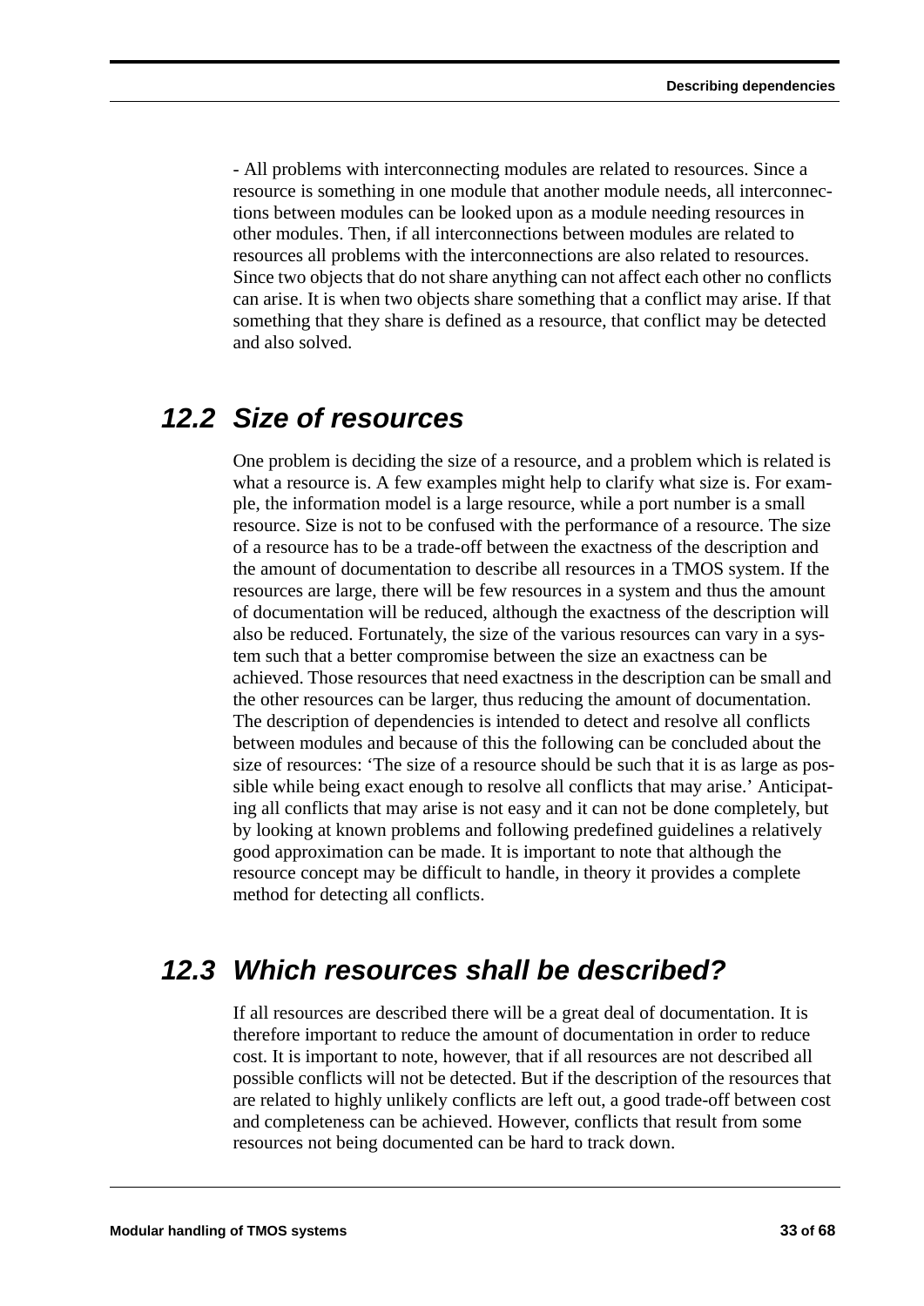- All problems with interconnecting modules are related to resources. Since a resource is something in one module that another module needs, all interconnections between modules can be looked upon as a module needing resources in other modules. Then, if all interconnections between modules are related to resources all problems with the interconnections are also related to resources. Since two objects that do not share anything can not affect each other no conflicts can arise. It is when two objects share something that a conflict may arise. If that something that they share is defined as a resource, that conflict may be detected and also solved.

## 12.2 Size of resources

One problem is deciding the size of a resource, and a problem which is related is what a resource is. A few examples might help to clarify what size is. For example, the information model is a large resource, while a port number is a small resource. Size is not to be confused with the performance of a resource. The size of a resource has to be a trade-off between the exactness of the description and the amount of documentation to describe all resources in a TMOS system. If the resources are large, there will be few resources in a system and thus the amount of documentation will be reduced, although the exactness of the description will also be reduced. Fortunately, the size of the various resources can vary in a system such that a better compromise between the size an exactness can be achieved. Those resources that need exactness in the description can be small and the other resources can be larger, thus reducing the amount of documentation. The description of dependencies is intended to detect and resolve all conflicts between modules and because of this the following can be concluded about the size of resources: 'The size of a resource should be such that it is as large as possible while being exact enough to resolve all conflicts that may arise.' Anticipating all conflicts that may arise is not easy and it can not be done completely, but by looking at known problems and following predefined guidelines a relatively good approximation can be made. It is important to note that although the resource concept may be difficult to handle, in theory it provides a complete method for detecting all conflicts.

## 12.3 Which resources shall be described?

If all resources are described there will be a great deal of documentation. It is therefore important to reduce the amount of documentation in order to reduce cost. It is important to note, however, that if all resources are not described all possible conflicts will not be detected. But if the description of the resources that are related to highly unlikely conflicts are left out, a good trade-off between cost and completeness can be achieved. However, conflicts that result from some resources not being documented can be hard to track down.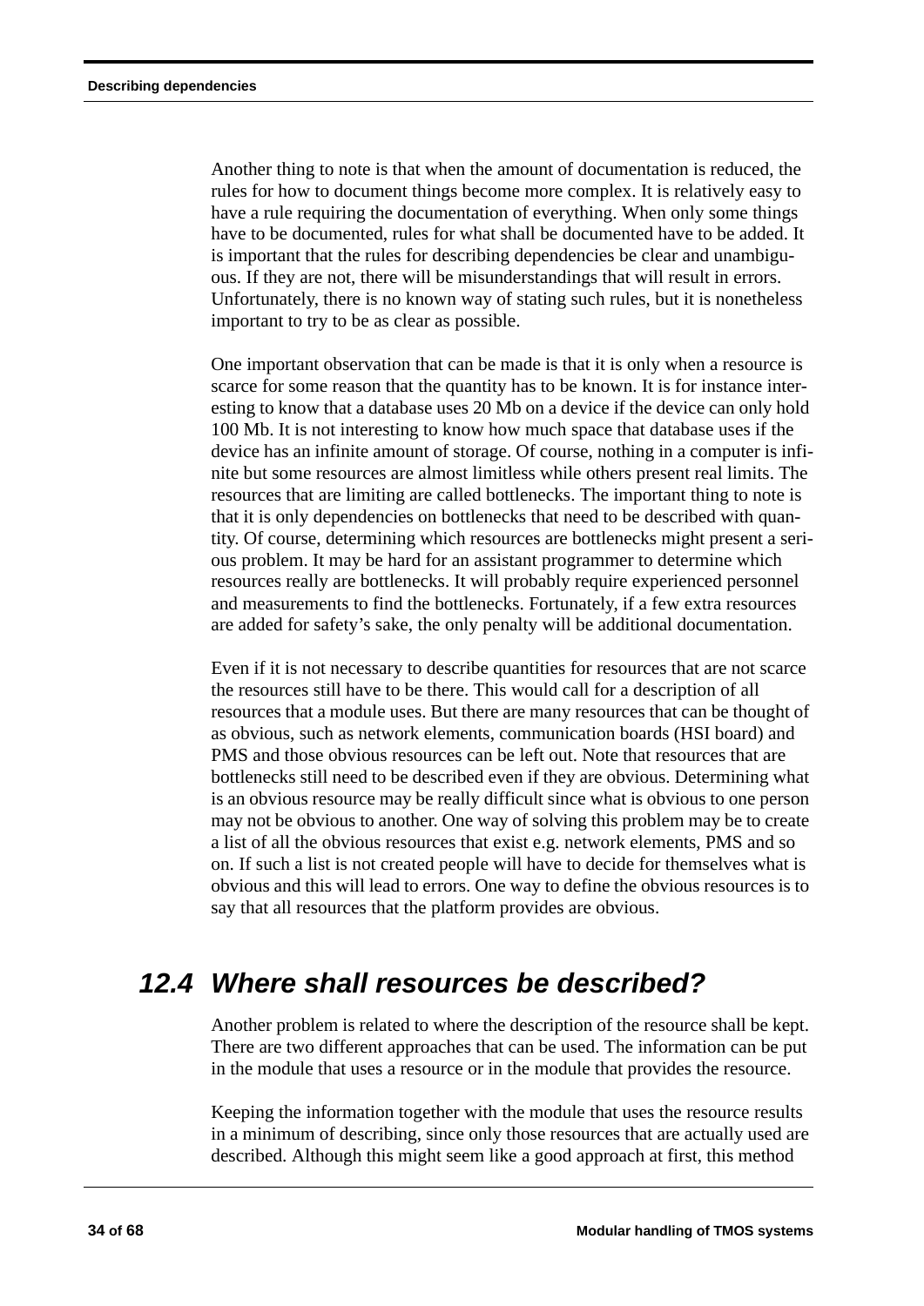Another thing to note is that when the amount of documentation is reduced, the rules for how to document things become more complex. It is relatively easy to have a rule requiring the documentation of everything. When only some things have to be documented, rules for what shall be documented have to be added. It is important that the rules for describing dependencies be clear and unambiguous. If they are not, there will be misunderstandings that will result in errors. Unfortunately, there is no known way of stating such rules, but it is nonetheless important to try to be as clear as possible.

One important observation that can be made is that it is only when a resource is scarce for some reason that the quantity has to be known. It is for instance interesting to know that a database uses 20 Mb on a device if the device can only hold 100 Mb. It is not interesting to know how much space that database uses if the device has an infinite amount of storage. Of course, nothing in a computer is infinite but some resources are almost limitless while others present real limits. The resources that are limiting are called bottlenecks. The important thing to note is that it is only dependencies on bottlenecks that need to be described with quantity. Of course, determining which resources are bottlenecks might present a serious problem. It may be hard for an assistant programmer to determine which resources really are bottlenecks. It will probably require experienced personnel and measurements to find the bottlenecks. Fortunately, if a few extra resources are added for safety's sake, the only penalty will be additional documentation.

Even if it is not necessary to describe quantities for resources that are not scarce the resources still have to be there. This would call for a description of all resources that a module uses. But there are many resources that can be thought of as obvious, such as network elements, communication boards (HSI board) and PMS and those obvious resources can be left out. Note that resources that are bottlenecks still need to be described even if they are obvious. Determining what is an obvious resource may be really difficult since what is obvious to one person may not be obvious to another. One way of solving this problem may be to create a list of all the obvious resources that exist e.g. network elements, PMS and so on. If such a list is not created people will have to decide for themselves what is obvious and this will lead to errors. One way to define the obvious resources is to say that all resources that the platform provides are obvious.

## 12.4 Where shall resources be described?

Another problem is related to where the description of the resource shall be kept. There are two different approaches that can be used. The information can be put in the module that uses a resource or in the module that provides the resource.

Keeping the information together with the module that uses the resource results in a minimum of describing, since only those resources that are actually used are described. Although this might seem like a good approach at first, this method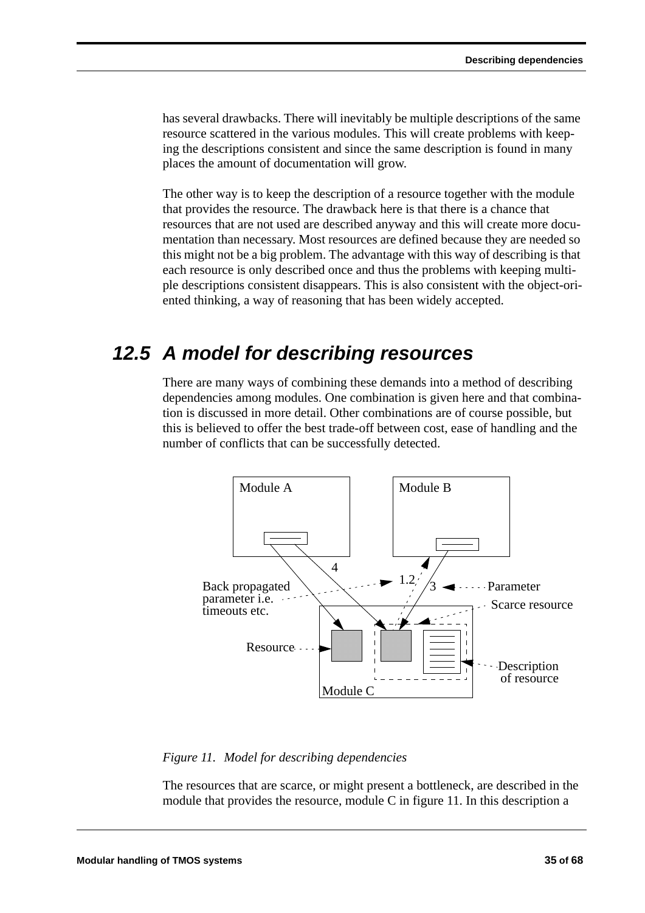has several drawbacks. There will inevitably be multiple descriptions of the same resource scattered in the various modules. This will create problems with keeping the descriptions consistent and since the same description is found in many places the amount of documentation will grow.

The other way is to keep the description of a resource together with the module that provides the resource. The drawback here is that there is a chance that resources that are not used are described anyway and this will create more documentation than necessary. Most resources are defined because they are needed so this might not be a big problem. The advantage with this way of describing is that each resource is only described once and thus the problems with keeping multiple descriptions consistent disappears. This is also consistent with the object-oriented thinking, a way of reasoning that has been widely accepted.

## 12.5 A model for describing resources

There are many ways of combining these demands into a method of describing dependencies among modules. One combination is given here and that combination is discussed in more detail. Other combinations are of course possible, but this is believed to offer the best trade-off between cost, ease of handling and the number of conflicts that can be successfully detected.

*Figure 11. Model for describing dependencies*

The resources that are scarce, or might present a bottleneck, are described in the module that provides the resource, module C in figure 11. In this description a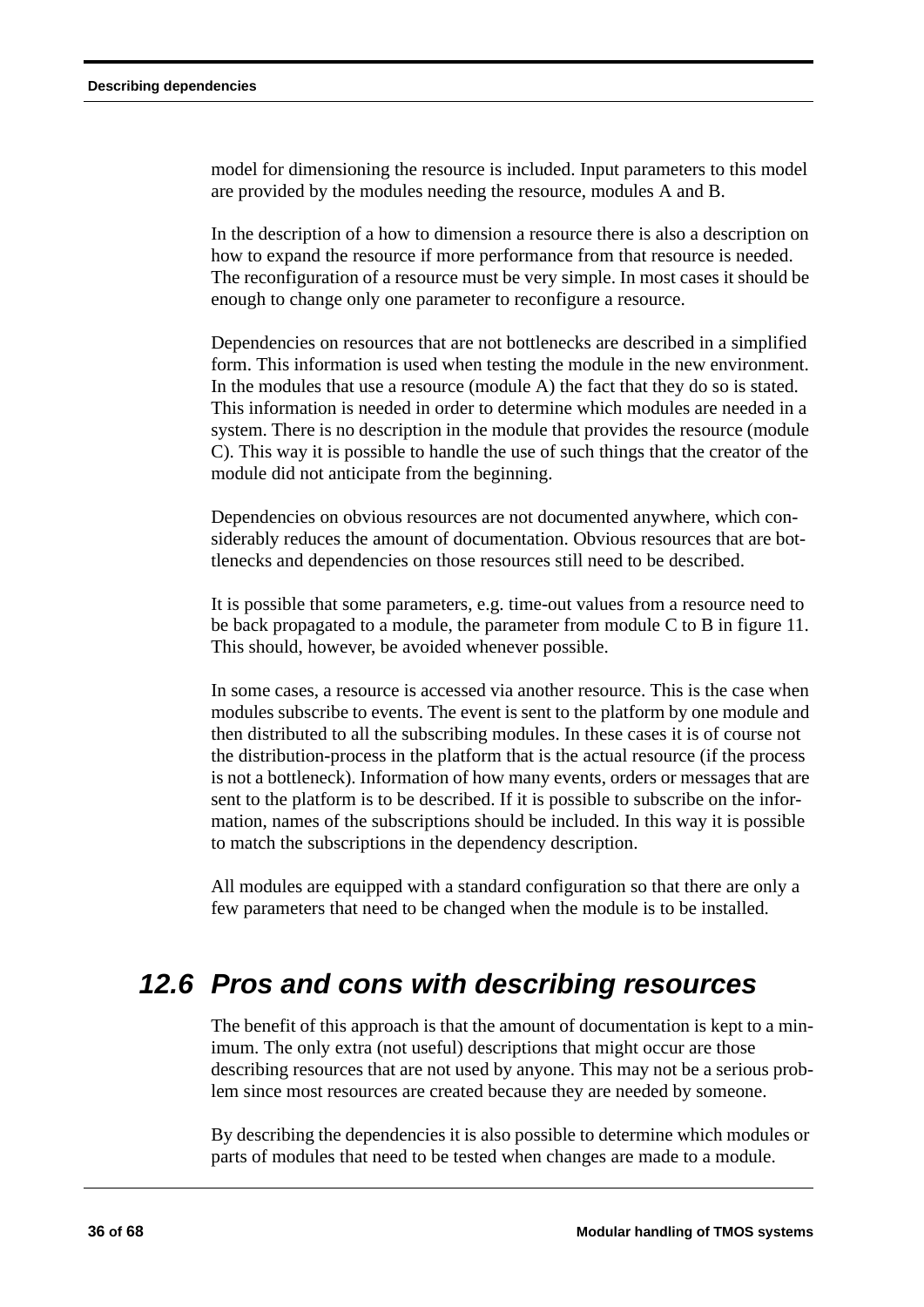model for dimensioning the resource is included. Input parameters to this model are provided by the modules needing the resource, modules A and B.

In the description of a how to dimension a resource there is also a description on how to expand the resource if more performance from that resource is needed. The reconfiguration of a resource must be very simple. In most cases it should be enough to change only one parameter to reconfigure a resource.

Dependencies on resources that are not bottlenecks are described in a simplified form. This information is used when testing the module in the new environment. In the modules that use a resource (module A) the fact that they do so is stated. This information is needed in order to determine which modules are needed in a system. There is no description in the module that provides the resource (module C). This way it is possible to handle the use of such things that the creator of the module did not anticipate from the beginning.

Dependencies on obvious resources are not documented anywhere, which considerably reduces the amount of documentation. Obvious resources that are bottlenecks and dependencies on those resources still need to be described.

It is possible that some parameters, e.g. time-out values from a resource need to be back propagated to a module, the parameter from module C to B in figure 11. This should, however, be avoided whenever possible.

In some cases, a resource is accessed via another resource. This is the case when modules subscribe to events. The event is sent to the platform by one module and then distributed to all the subscribing modules. In these cases it is of course not the distribution-process in the platform that is the actual resource (if the process is not a bottleneck). Information of how many events, orders or messages that are sent to the platform is to be described. If it is possible to subscribe on the information, names of the subscriptions should be included. In this way it is possible to match the subscriptions in the dependency description.

All modules are equipped with a standard configuration so that there are only a few parameters that need to be changed when the module is to be installed.

## 12.6 Pros and cons with describing resources

The benefit of this approach is that the amount of documentation is kept to a minimum. The only extra (not useful) descriptions that might occur are those describing resources that are not used by anyone. This may not be a serious problem since most resources are created because they are needed by someone.

By describing the dependencies it is also possible to determine which modules or parts of modules that need to be tested when changes are made to a module.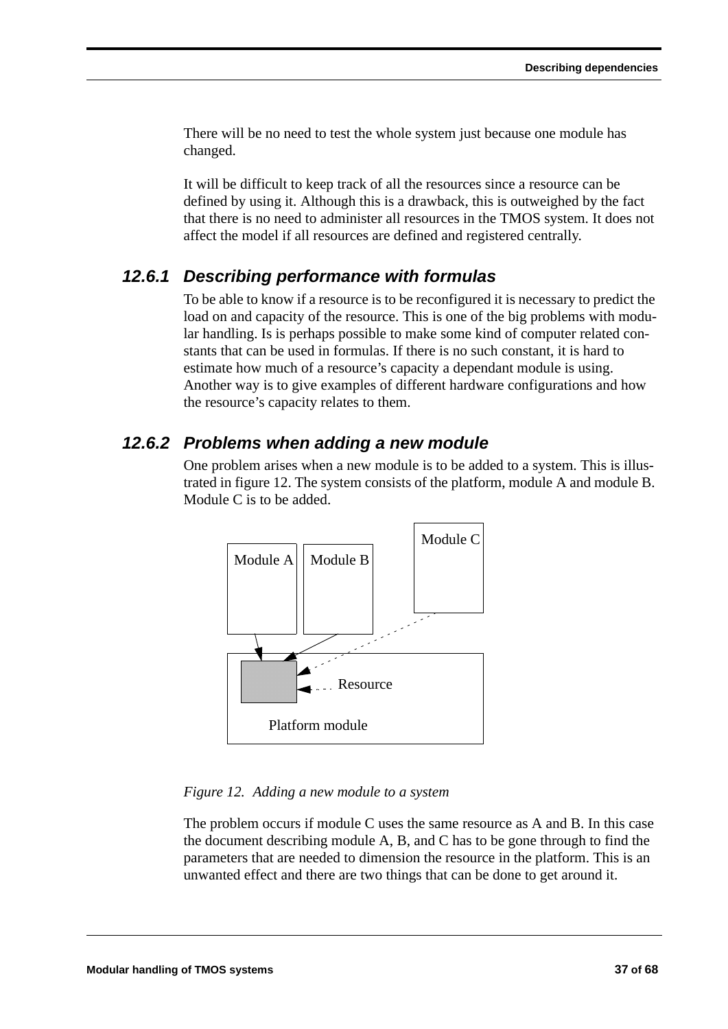There will be no need to test the whole system just because one module has changed.

It will be difficult to keep track of all the resources since a resource can be defined by using it. Although this is a drawback, this is outweighed by the fact that there is no need to administer all resources in the TMOS system. It does not affect the model if all resources are defined and registered centrally.

### 12.6.1 Describing performance with formulas

To be able to know if a resource is to be reconfigured it is necessary to predict the load on and capacity of the resource. This is one of the big problems with modular handling. Is is perhaps possible to make some kind of computer related constants that can be used in formulas. If there is no such constant, it is hard to estimate how much of a resource's capacity a dependant module is using. Another way is to give examples of different hardware configurations and how the resource's capacity relates to them.

### 12.6.2 Problems when adding a new module

One problem arises when a new module is to be added to a system. This is illustrated in figure 12. The system consists of the platform, module A and module B. Module C is to be added.

Module A Module B Module C

Resource

Platform module

*Figure 12. Adding a new module to a system*

The problem occurs if module C uses the same resource as A and B. In this case the document describing module A, B, and C has to be gone through to find the parameters that are needed to dimension the resource in the platform. This is an unwanted effect and there are two things that can be done to get around it.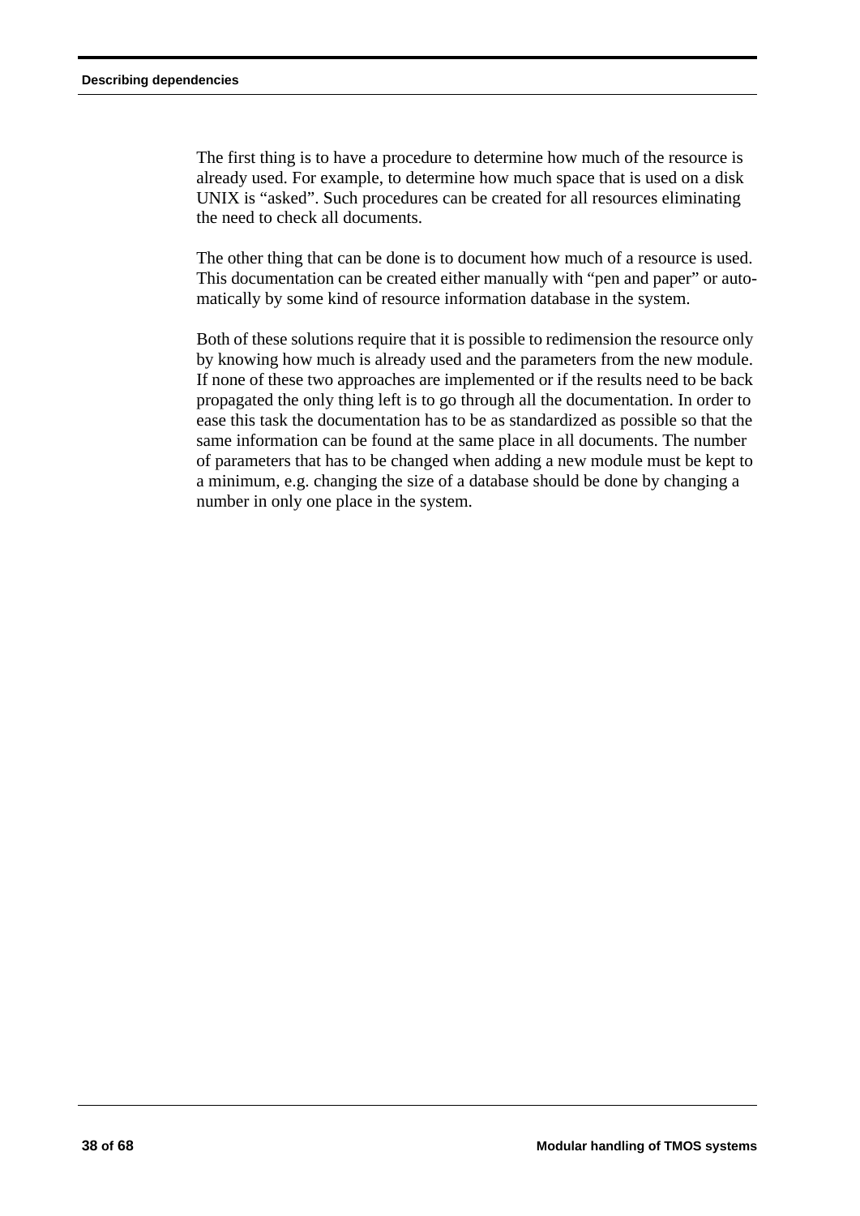The first thing is to have a procedure to determine how much of the resource is already used. For example, to determine how much space that is used on a disk UNIX is “asked”. Such procedures can be created for all resources eliminating the need to check all documents.

The other thing that can be done is to document how much of a resource is used. This documentation can be created either manually with “pen and paper” or automatically by some kind of resource information database in the system.

Both of these solutions require that it is possible to redimension the resource only by knowing how much is already used and the parameters from the new module. If none of these two approaches are implemented or if the results need to be back propagated the only thing left is to go through all the documentation. In order to ease this task the documentation has to be as standardized as possible so that the same information can be found at the same place in all documents. The number of parameters that has to be changed when adding a new module must be kept to a minimum, e.g. changing the size of a database should be done by changing a number in only one place in the system.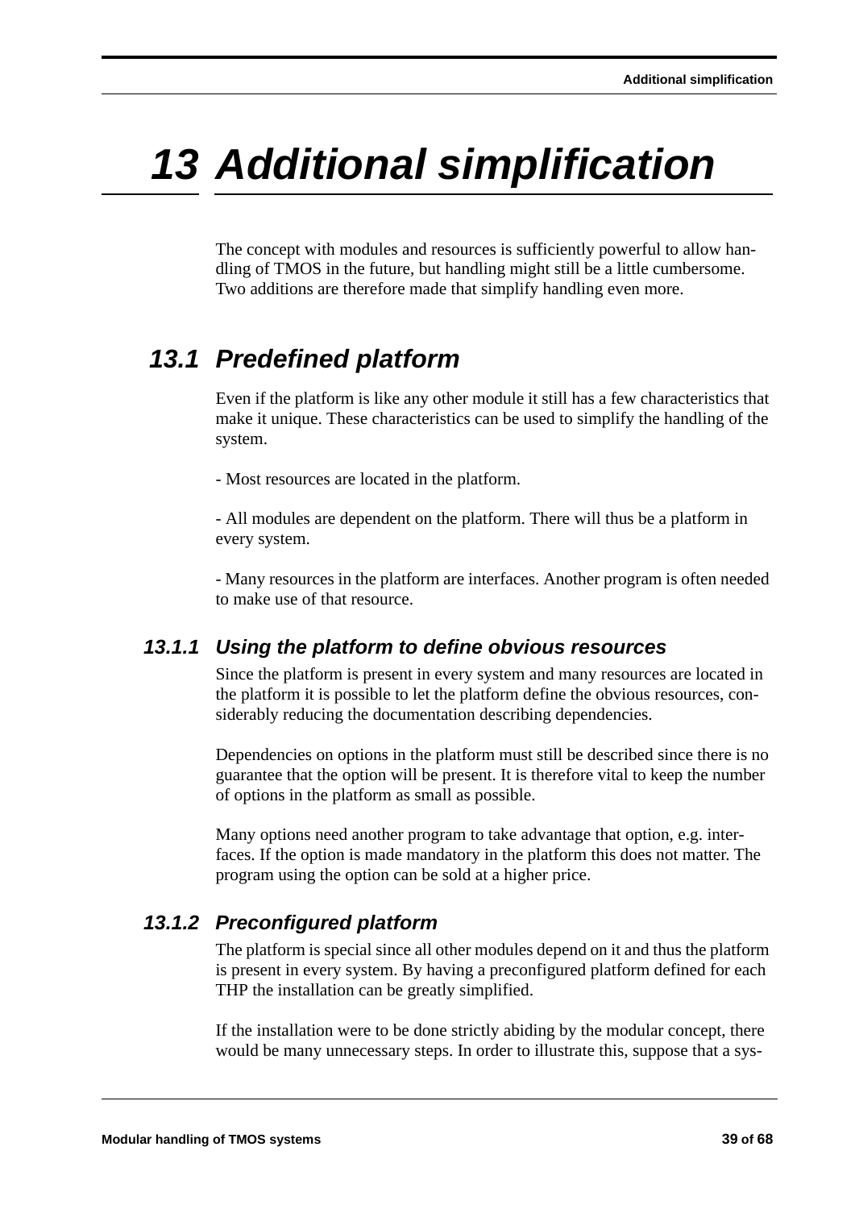# 13 Additional simplification

The concept with modules and resources is sufficiently powerful to allow handling of TMOS in the future, but handling might still be a little cumbersome. Two additions are therefore made that simplify handling even more.

## 13.1 Predefined platform

Even if the platform is like any other module it still has a few characteristics that make it unique. These characteristics can be used to simplify the handling of the system.

- Most resources are located in the platform.

- All modules are dependent on the platform. There will thus be a platform in every system.

- Many resources in the platform are interfaces. Another program is often needed to make use of that resource.

### 13.1.1 Using the platform to define obvious resources

Since the platform is present in every system and many resources are located in the platform it is possible to let the platform define the obvious resources, considerably reducing the documentation describing dependencies.

Dependencies on options in the platform must still be described since there is no guarantee that the option will be present. It is therefore vital to keep the number of options in the platform as small as possible.

Many options need another program to take advantage that option, e.g. interfaces. If the option is made mandatory in the platform this does not matter. The program using the option can be sold at a higher price.

### 13.1.2 Preconfigured platform

The platform is special since all other modules depend on it and thus the platform is present in every system. By having a preconfigured platform defined for each THP the installation can be greatly simplified.

If the installation were to be done strictly abiding by the modular concept, there would be many unnecessary steps. In order to illustrate this, suppose that a sys-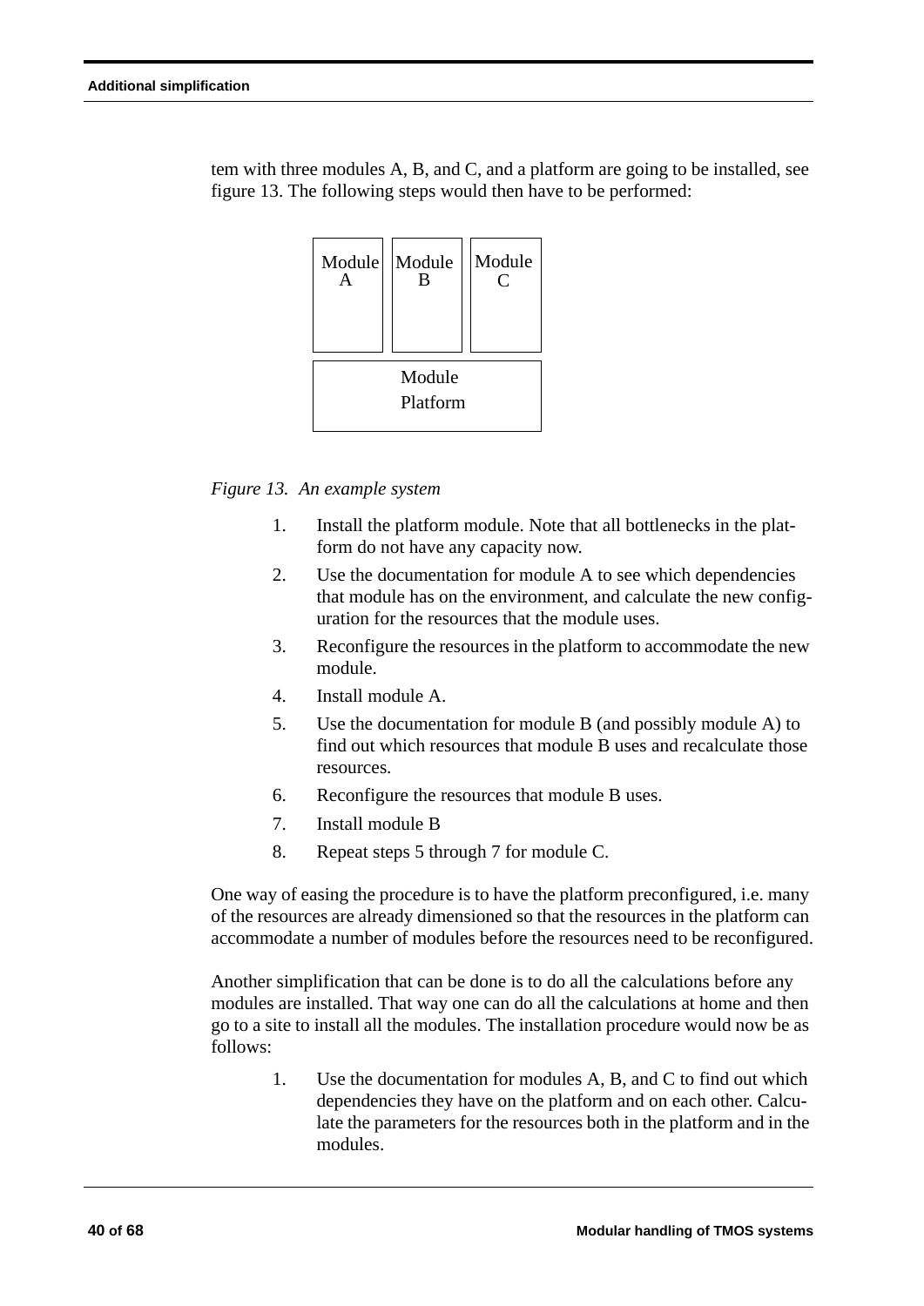tem with three modules A, B, and C, and a platform are going to be installed, see figure 13. The following steps would then have to be performed:

| Module A | Module B | Module C |
|---|---|---|
| Module Platform | | |

*Figure 13. An example system*

1. Install the platform module. Note that all bottlenecks in the platform do not have any capacity now.
2. Use the documentation for module A to see which dependencies that module has on the environment, and calculate the new configuration for the resources that the module uses.
3. Reconfigure the resources in the platform to accommodate the new module.
4. Install module A.
5. Use the documentation for module B (and possibly module A) to find out which resources that module B uses and recalculate those resources.
6. Reconfigure the resources that module B uses.
7. Install module B
8. Repeat steps 5 through 7 for module C.

One way of easing the procedure is to have the platform preconfigured, i.e. many of the resources are already dimensioned so that the resources in the platform can accommodate a number of modules before the resources need to be reconfigured.

Another simplification that can be done is to do all the calculations before any modules are installed. That way one can do all the calculations at home and then go to a site to install all the modules. The installation procedure would now be as follows:

1. Use the documentation for modules A, B, and C to find out which dependencies they have on the platform and on each other. Calculate the parameters for the resources both in the platform and in the modules.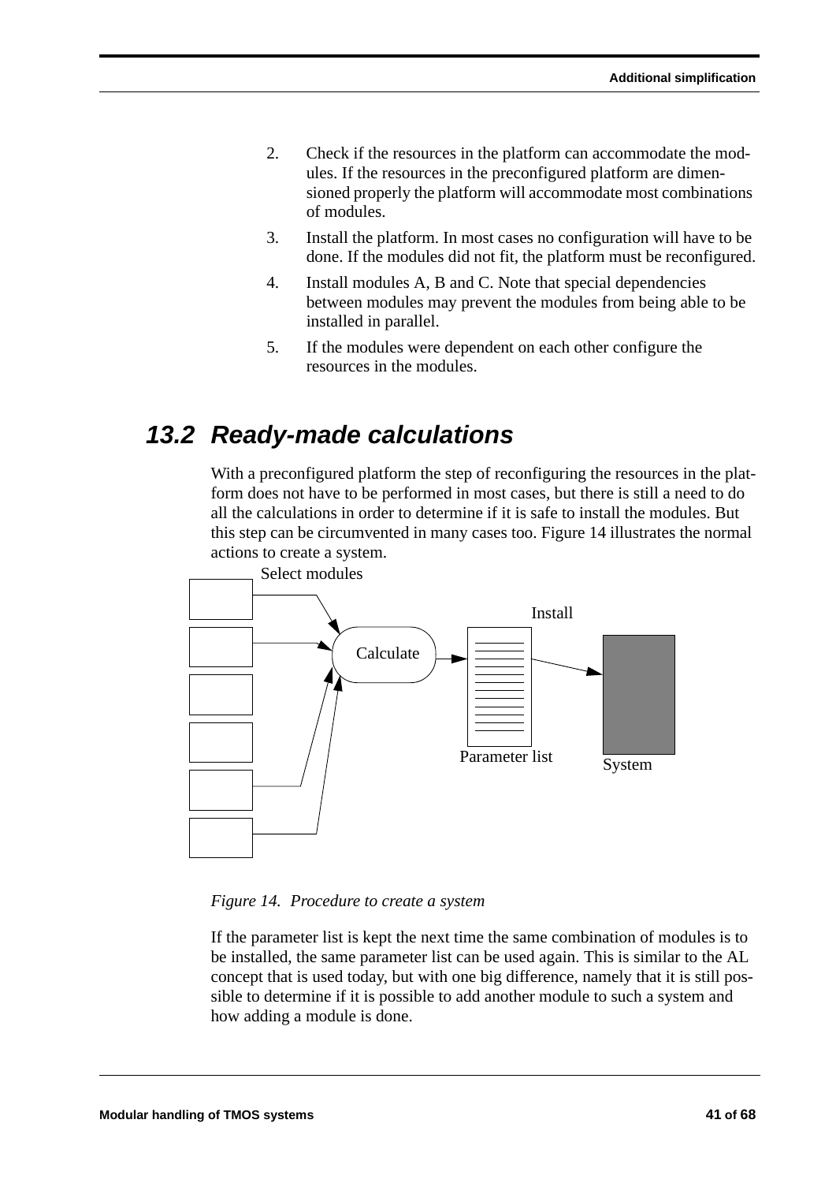2. Check if the resources in the platform can accommodate the modules. If the resources in the preconfigured platform are dimensioned properly the platform will accommodate most combinations of modules.
3. Install the platform. In most cases no configuration will have to be done. If the modules did not fit, the platform must be reconfigured.
4. Install modules A, B and C. Note that special dependencies between modules may prevent the modules from being able to be installed in parallel.
5. If the modules were dependent on each other configure the resources in the modules.

## 13.2 Ready-made calculations

With a preconfigured platform the step of reconfiguring the resources in the platform does not have to be performed in most cases, but there is still a need to do all the calculations in order to determine if it is safe to install the modules. But this step can be circumvented in many cases too. Figure 14 illustrates the normal actions to create a system.

*Figure 14. Procedure to create a system*

If the parameter list is kept the next time the same combination of modules is to be installed, the same parameter list can be used again. This is similar to the AL concept that is used today, but with one big difference, namely that it is still possible to determine if it is possible to add another module to such a system and how adding a module is done.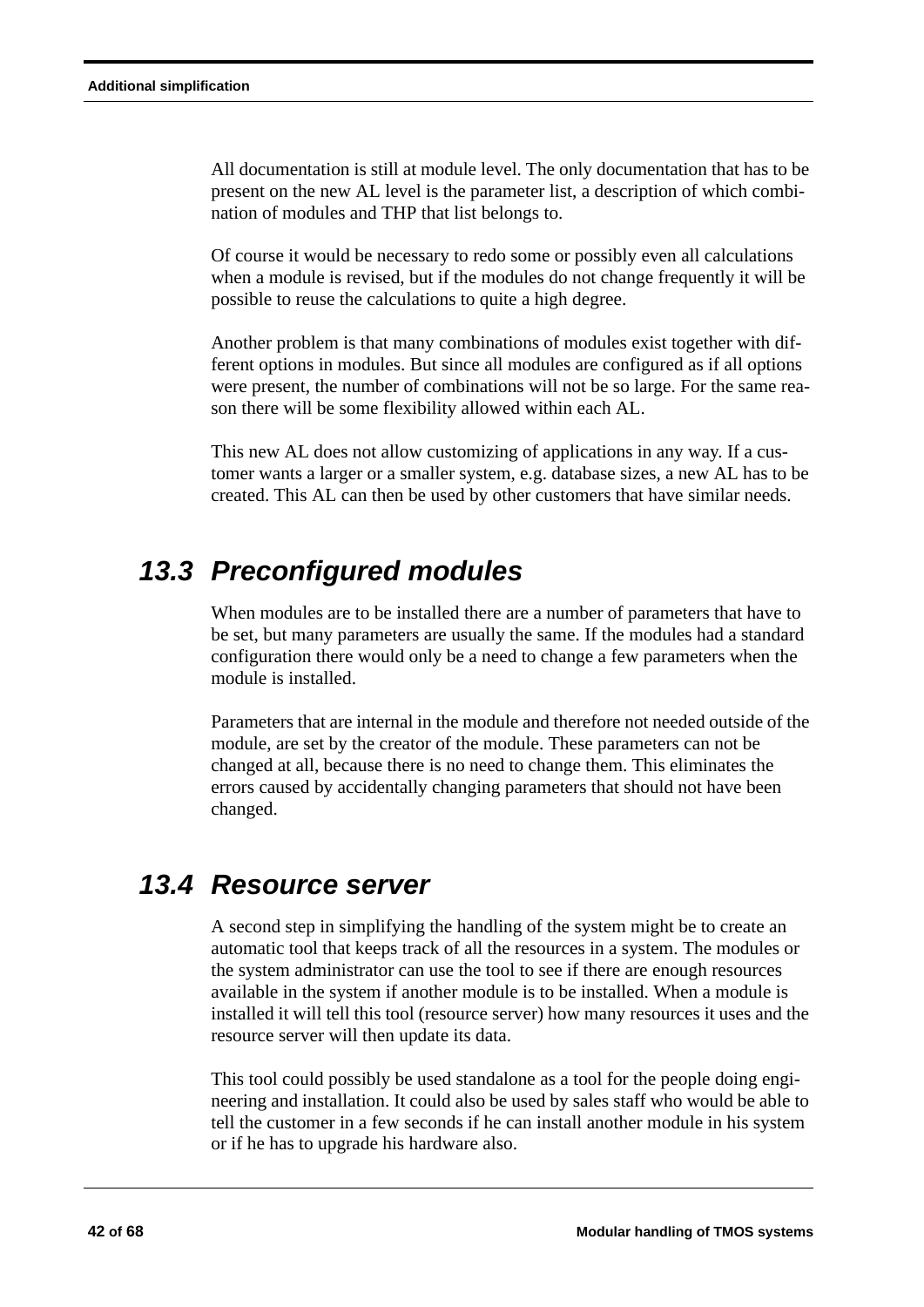All documentation is still at module level. The only documentation that has to be present on the new AL level is the parameter list, a description of which combination of modules and THP that list belongs to.

Of course it would be necessary to redo some or possibly even all calculations when a module is revised, but if the modules do not change frequently it will be possible to reuse the calculations to quite a high degree.

Another problem is that many combinations of modules exist together with different options in modules. But since all modules are configured as if all options were present, the number of combinations will not be so large. For the same reason there will be some flexibility allowed within each AL.

This new AL does not allow customizing of applications in any way. If a customer wants a larger or a smaller system, e.g. database sizes, a new AL has to be created. This AL can then be used by other customers that have similar needs.

## 13.3 Preconfigured modules

When modules are to be installed there are a number of parameters that have to be set, but many parameters are usually the same. If the modules had a standard configuration there would only be a need to change a few parameters when the module is installed.

Parameters that are internal in the module and therefore not needed outside of the module, are set by the creator of the module. These parameters can not be changed at all, because there is no need to change them. This eliminates the errors caused by accidentally changing parameters that should not have been changed.

## 13.4 Resource server

A second step in simplifying the handling of the system might be to create an automatic tool that keeps track of all the resources in a system. The modules or the system administrator can use the tool to see if there are enough resources available in the system if another module is to be installed. When a module is installed it will tell this tool (resource server) how many resources it uses and the resource server will then update its data.

This tool could possibly be used standalone as a tool for the people doing engineering and installation. It could also be used by sales staff who would be able to tell the customer in a few seconds if he can install another module in his system or if he has to upgrade his hardware also.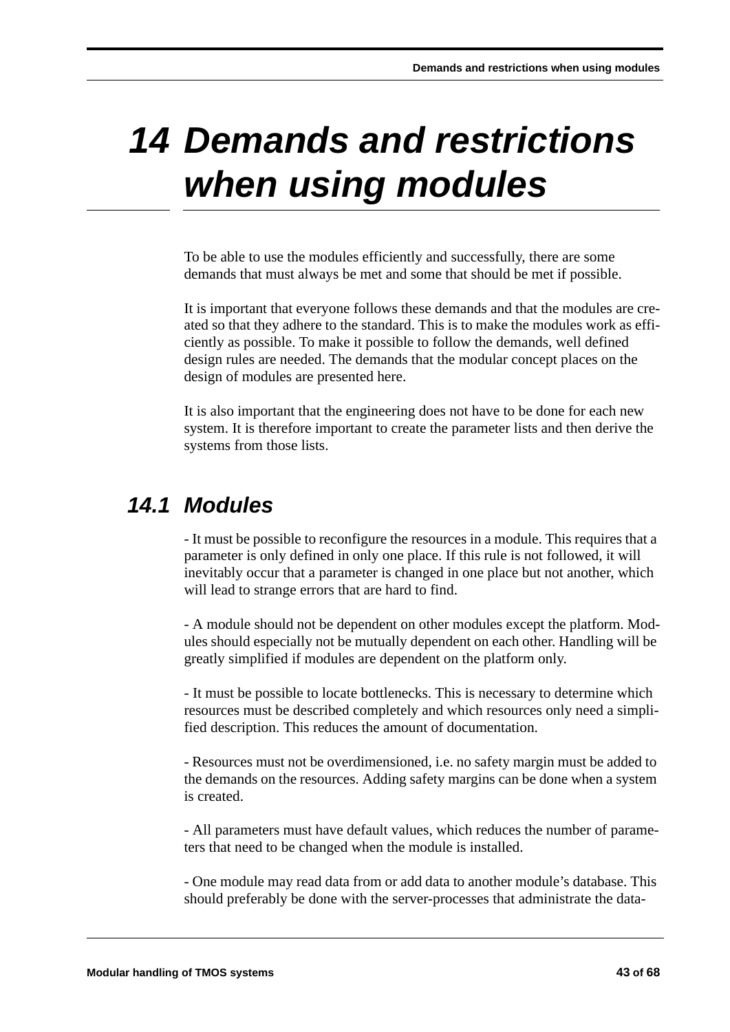# 14 Demands and restrictions when using modules

To be able to use the modules efficiently and successfully, there are some demands that must always be met and some that should be met if possible.

It is important that everyone follows these demands and that the modules are created so that they adhere to the standard. This is to make the modules work as efficiently as possible. To make it possible to follow the demands, well defined design rules are needed. The demands that the modular concept places on the design of modules are presented here.

It is also important that the engineering does not have to be done for each new system. It is therefore important to create the parameter lists and then derive the systems from those lists.

## 14.1 Modules

- It must be possible to reconfigure the resources in a module. This requires that a parameter is only defined in only one place. If this rule is not followed, it will inevitably occur that a parameter is changed in one place but not another, which will lead to strange errors that are hard to find.

- A module should not be dependent on other modules except the platform. Modules should especially not be mutually dependent on each other. Handling will be greatly simplified if modules are dependent on the platform only.

- It must be possible to locate bottlenecks. This is necessary to determine which resources must be described completely and which resources only need a simplified description. This reduces the amount of documentation.

- Resources must not be overdimensioned, i.e. no safety margin must be added to the demands on the resources. Adding safety margins can be done when a system is created.

- All parameters must have default values, which reduces the number of parameters that need to be changed when the module is installed.

- One module may read data from or add data to another module's database. This should preferably be done with the server-processes that administrate the data-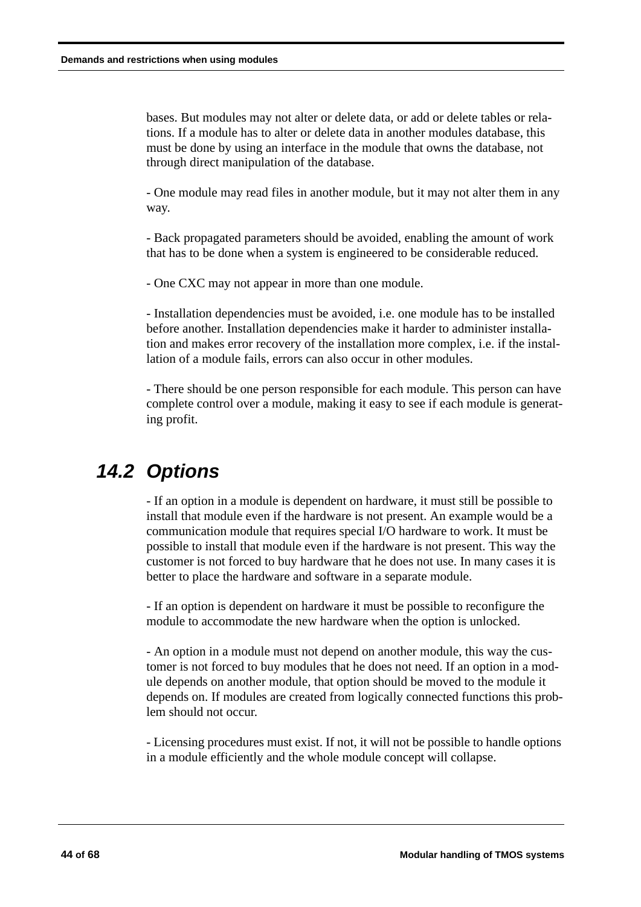bases. But modules may not alter or delete data, or add or delete tables or relations. If a module has to alter or delete data in another modules database, this must be done by using an interface in the module that owns the database, not through direct manipulation of the database.

- One module may read files in another module, but it may not alter them in any way.

- Back propagated parameters should be avoided, enabling the amount of work that has to be done when a system is engineered to be considerable reduced.

- One CXC may not appear in more than one module.

- Installation dependencies must be avoided, i.e. one module has to be installed before another. Installation dependencies make it harder to administer installation and makes error recovery of the installation more complex, i.e. if the installation of a module fails, errors can also occur in other modules.

- There should be one person responsible for each module. This person can have complete control over a module, making it easy to see if each module is generating profit.

## 14.2 Options

- If an option in a module is dependent on hardware, it must still be possible to install that module even if the hardware is not present. An example would be a communication module that requires special I/O hardware to work. It must be possible to install that module even if the hardware is not present. This way the customer is not forced to buy hardware that he does not use. In many cases it is better to place the hardware and software in a separate module.

- If an option is dependent on hardware it must be possible to reconfigure the module to accommodate the new hardware when the option is unlocked.

- An option in a module must not depend on another module, this way the customer is not forced to buy modules that he does not need. If an option in a module depends on another module, that option should be moved to the module it depends on. If modules are created from logically connected functions this problem should not occur.

- Licensing procedures must exist. If not, it will not be possible to handle options in a module efficiently and the whole module concept will collapse.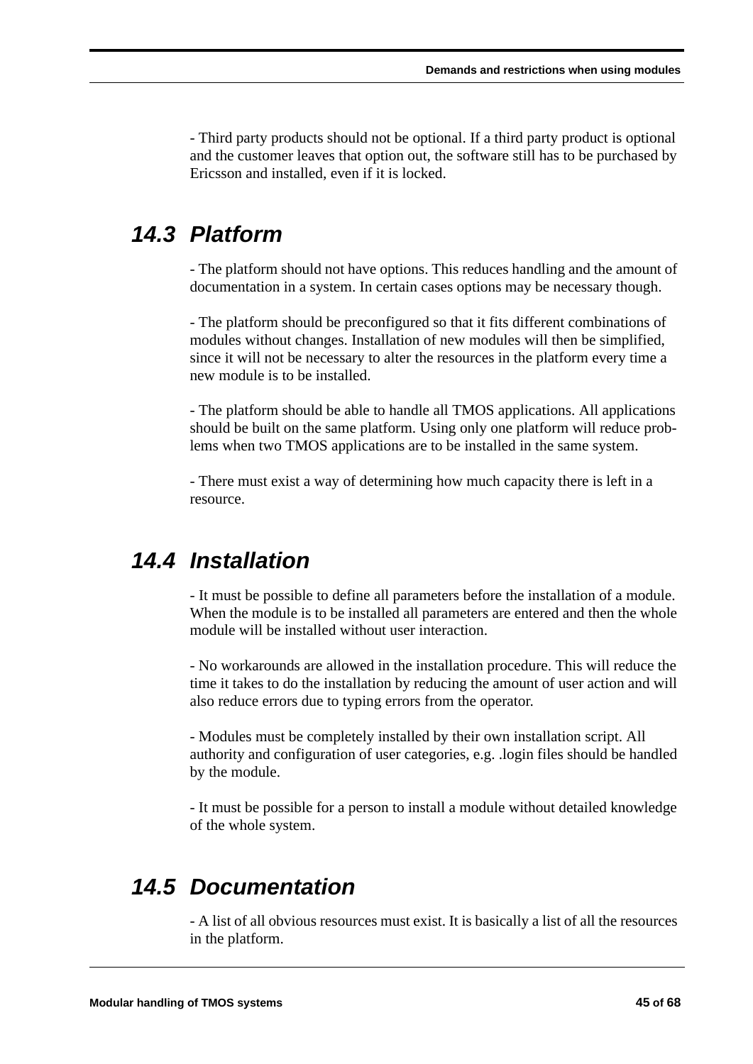- Third party products should not be optional. If a third party product is optional and the customer leaves that option out, the software still has to be purchased by Ericsson and installed, even if it is locked.

## 14.3 Platform

- The platform should not have options. This reduces handling and the amount of documentation in a system. In certain cases options may be necessary though.

- The platform should be preconfigured so that it fits different combinations of modules without changes. Installation of new modules will then be simplified, since it will not be necessary to alter the resources in the platform every time a new module is to be installed.

- The platform should be able to handle all TMOS applications. All applications should be built on the same platform. Using only one platform will reduce problems when two TMOS applications are to be installed in the same system.

- There must exist a way of determining how much capacity there is left in a resource.

## 14.4 Installation

- It must be possible to define all parameters before the installation of a module. When the module is to be installed all parameters are entered and then the whole module will be installed without user interaction.

- No workarounds are allowed in the installation procedure. This will reduce the time it takes to do the installation by reducing the amount of user action and will also reduce errors due to typing errors from the operator.

- Modules must be completely installed by their own installation script. All authority and configuration of user categories, e.g. .login files should be handled by the module.

- It must be possible for a person to install a module without detailed knowledge of the whole system.

## 14.5 Documentation

- A list of all obvious resources must exist. It is basically a list of all the resources in the platform.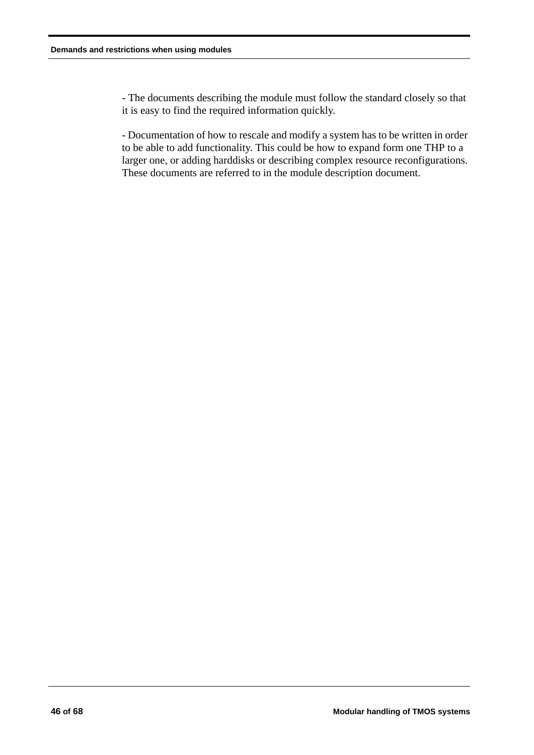- The documents describing the module must follow the standard closely so that it is easy to find the required information quickly.

- Documentation of how to rescale and modify a system has to be written in order to be able to add functionality. This could be how to expand form one THP to a larger one, or adding harddisks or describing complex resource reconfigurations. These documents are referred to in the module description document.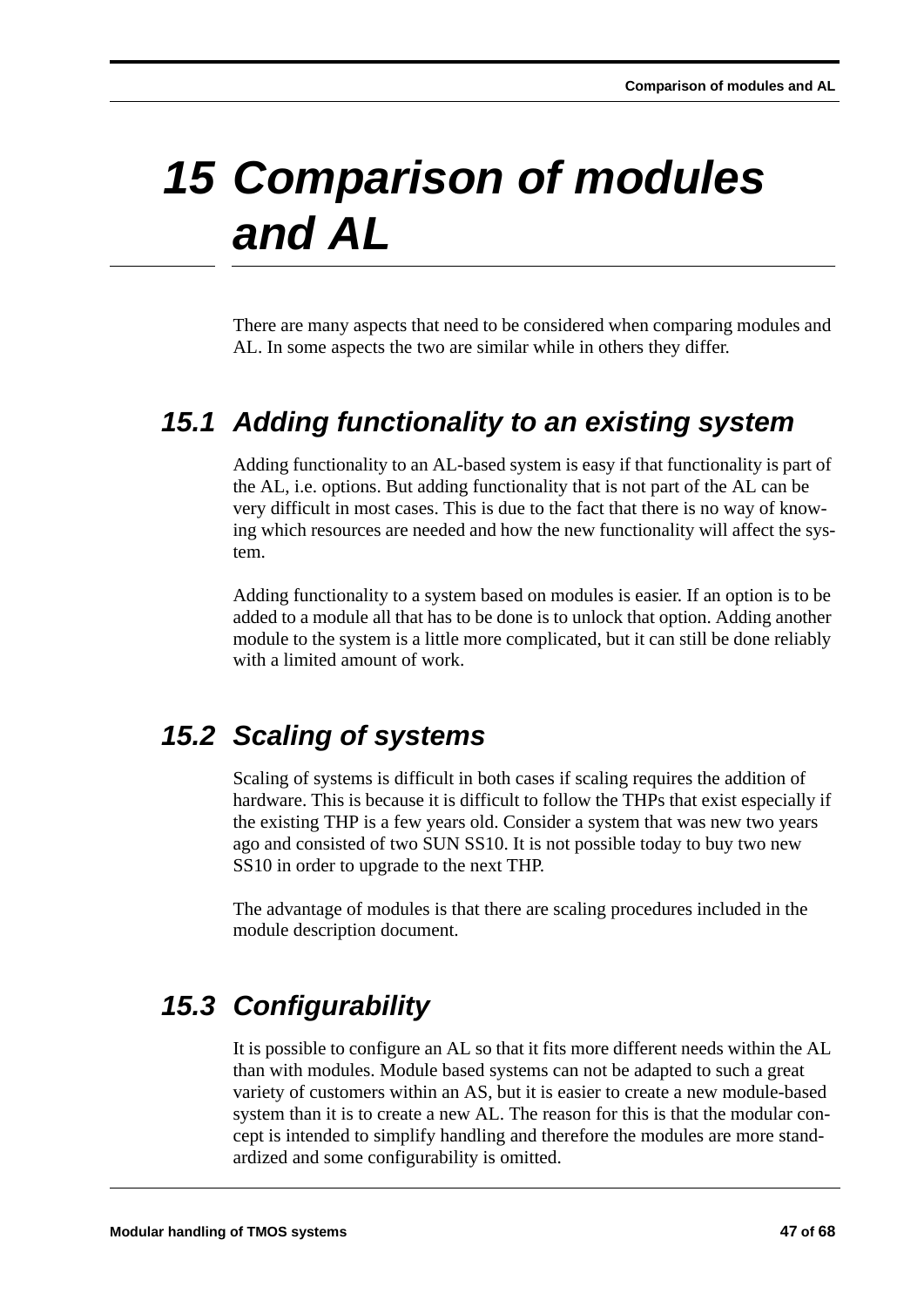# 15 Comparison of modules and AL

There are many aspects that need to be considered when comparing modules and AL. In some aspects the two are similar while in others they differ.

## 15.1 Adding functionality to an existing system

Adding functionality to an AL-based system is easy if that functionality is part of the AL, i.e. options. But adding functionality that is not part of the AL can be very difficult in most cases. This is due to the fact that there is no way of knowing which resources are needed and how the new functionality will affect the system.

Adding functionality to a system based on modules is easier. If an option is to be added to a module all that has to be done is to unlock that option. Adding another module to the system is a little more complicated, but it can still be done reliably with a limited amount of work.

## 15.2 Scaling of systems

Scaling of systems is difficult in both cases if scaling requires the addition of hardware. This is because it is difficult to follow the THPs that exist especially if the existing THP is a few years old. Consider a system that was new two years ago and consisted of two SUN SS10. It is not possible today to buy two new SS10 in order to upgrade to the next THP.

The advantage of modules is that there are scaling procedures included in the module description document.

## 15.3 Configurability

It is possible to configure an AL so that it fits more different needs within the AL than with modules. Module based systems can not be adapted to such a great variety of customers within an AS, but it is easier to create a new module-based system than it is to create a new AL. The reason for this is that the modular concept is intended to simplify handling and therefore the modules are more standardized and some configurability is omitted.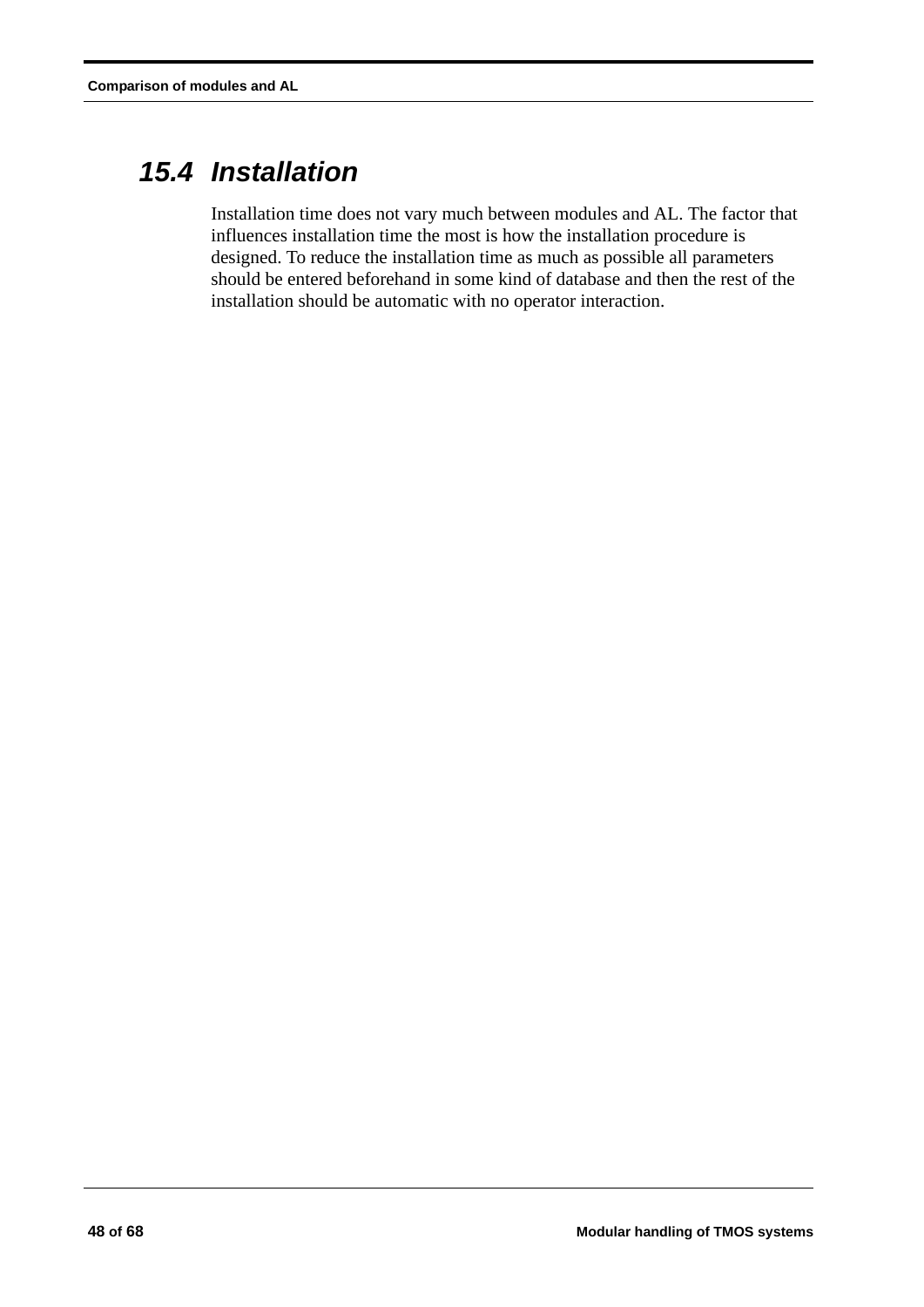## 15.4 Installation

Installation time does not vary much between modules and AL. The factor that influences installation time the most is how the installation procedure is designed. To reduce the installation time as much as possible all parameters should be entered beforehand in some kind of database and then the rest of the installation should be automatic with no operator interaction.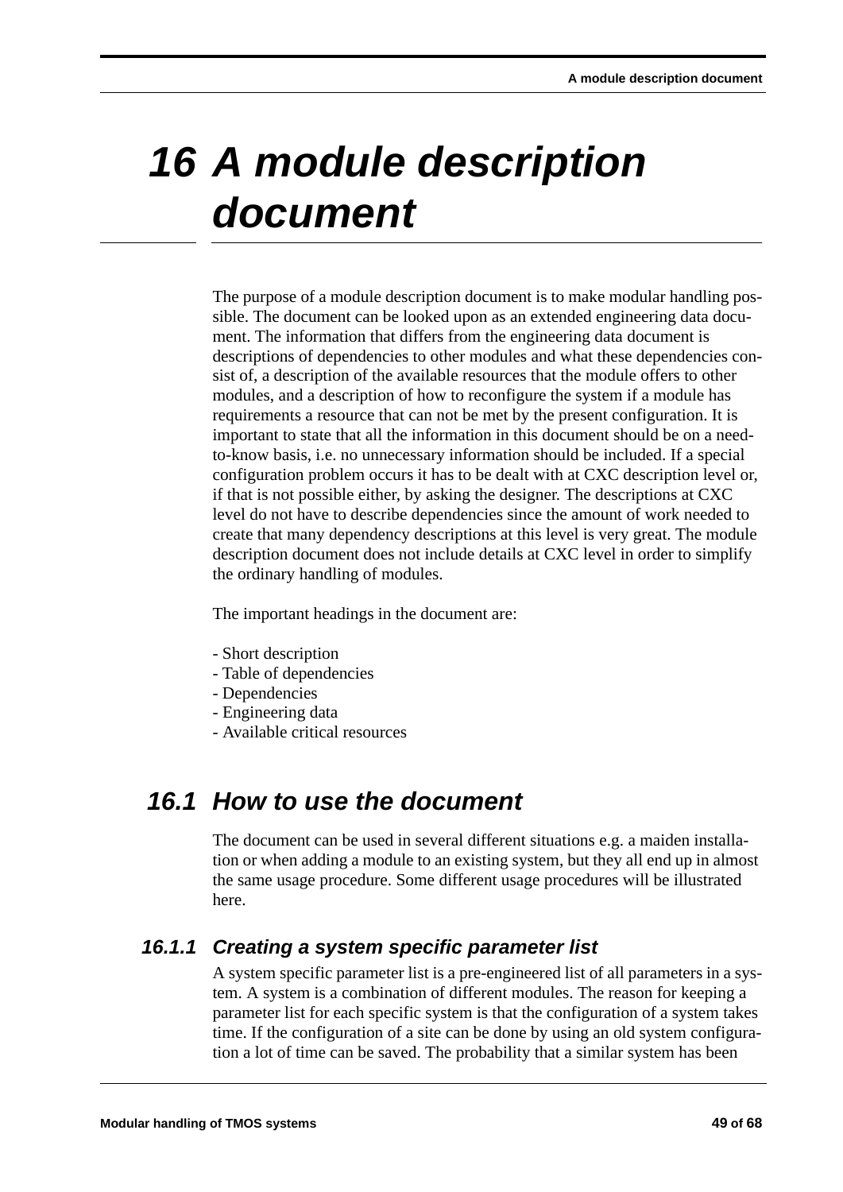# 16 A module description document

The purpose of a module description document is to make modular handling possible. The document can be looked upon as an extended engineering data document. The information that differs from the engineering data document is descriptions of dependencies to other modules and what these dependencies consist of, a description of the available resources that the module offers to other modules, and a description of how to reconfigure the system if a module has requirements a resource that can not be met by the present configuration. It is important to state that all the information in this document should be on a need-to-know basis, i.e. no unnecessary information should be included. If a special configuration problem occurs it has to be dealt with at CXC description level or, if that is not possible either, by asking the designer. The descriptions at CXC level do not have to describe dependencies since the amount of work needed to create that many dependency descriptions at this level is very great. The module description document does not include details at CXC level in order to simplify the ordinary handling of modules.

The important headings in the document are:

- Short description
- Table of dependencies
- Dependencies
- Engineering data
- Available critical resources

## 16.1 How to use the document

The document can be used in several different situations e.g. a maiden installation or when adding a module to an existing system, but they all end up in almost the same usage procedure. Some different usage procedures will be illustrated here.

### 16.1.1 Creating a system specific parameter list

A system specific parameter list is a pre-engineered list of all parameters in a system. A system is a combination of different modules. The reason for keeping a parameter list for each specific system is that the configuration of a system takes time. If the configuration of a site can be done by using an old system configuration a lot of time can be saved. The probability that a similar system has been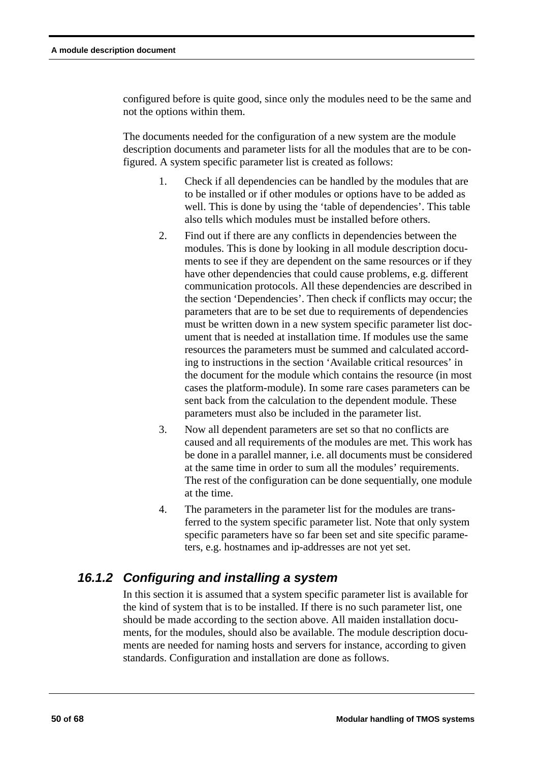configured before is quite good, since only the modules need to be the same and not the options within them.

The documents needed for the configuration of a new system are the module description documents and parameter lists for all the modules that are to be configured. A system specific parameter list is created as follows:

1. Check if all dependencies can be handled by the modules that are to be installed or if other modules or options have to be added as well. This is done by using the 'table of dependencies'. This table also tells which modules must be installed before others.
2. Find out if there are any conflicts in dependencies between the modules. This is done by looking in all module description documents to see if they are dependent on the same resources or if they have other dependencies that could cause problems, e.g. different communication protocols. All these dependencies are described in the section 'Dependencies'. Then check if conflicts may occur; the parameters that are to be set due to requirements of dependencies must be written down in a new system specific parameter list document that is needed at installation time. If modules use the same resources the parameters must be summed and calculated according to instructions in the section 'Available critical resources' in the document for the module which contains the resource (in most cases the platform-module). In some rare cases parameters can be sent back from the calculation to the dependent module. These parameters must also be included in the parameter list.
3. Now all dependent parameters are set so that no conflicts are caused and all requirements of the modules are met. This work has be done in a parallel manner, i.e. all documents must be considered at the same time in order to sum all the modules' requirements. The rest of the configuration can be done sequentially, one module at the time.
4. The parameters in the parameter list for the modules are transferred to the system specific parameter list. Note that only system specific parameters have so far been set and site specific parameters, e.g. hostnames and ip-addresses are not yet set.

### 16.1.2 Configuring and installing a system

In this section it is assumed that a system specific parameter list is available for the kind of system that is to be installed. If there is no such parameter list, one should be made according to the section above. All maiden installation documents, for the modules, should also be available. The module description documents are needed for naming hosts and servers for instance, according to given standards. Configuration and installation are done as follows.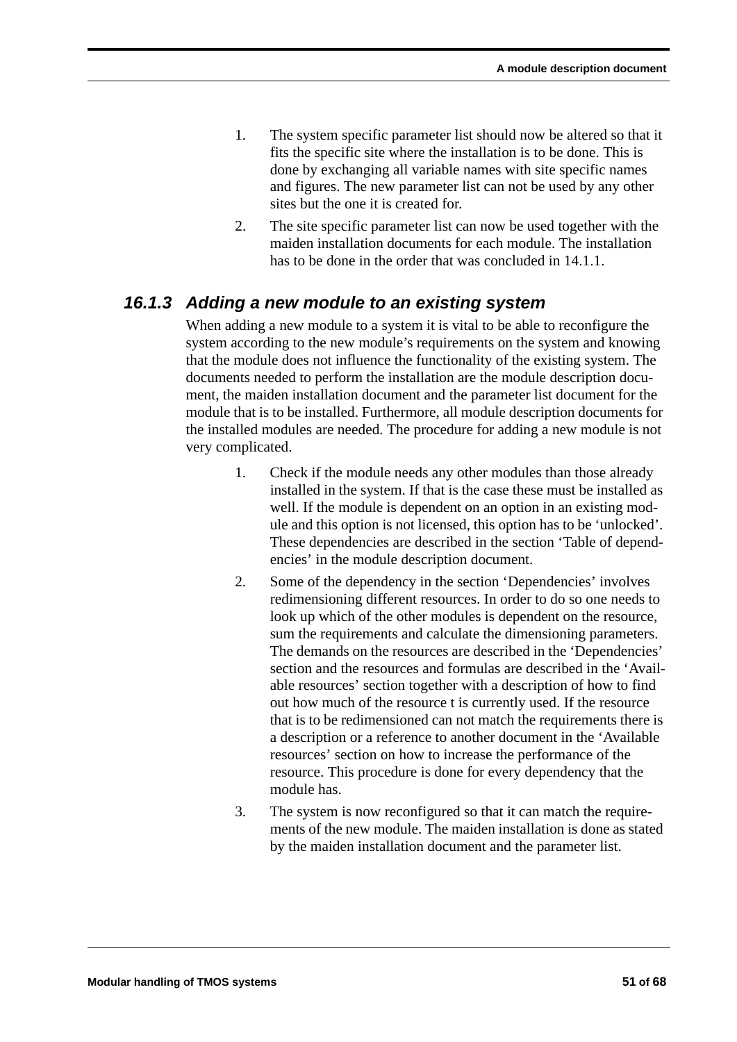1. The system specific parameter list should now be altered so that it fits the specific site where the installation is to be done. This is done by exchanging all variable names with site specific names and figures. The new parameter list can not be used by any other sites but the one it is created for.
2. The site specific parameter list can now be used together with the maiden installation documents for each module. The installation has to be done in the order that was concluded in 14.1.1.

### *16.1.3 Adding a new module to an existing system*

When adding a new module to a system it is vital to be able to reconfigure the system according to the new module's requirements on the system and knowing that the module does not influence the functionality of the existing system. The documents needed to perform the installation are the module description document, the maiden installation document and the parameter list document for the module that is to be installed. Furthermore, all module description documents for the installed modules are needed. The procedure for adding a new module is not very complicated.

1. Check if the module needs any other modules than those already installed in the system. If that is the case these must be installed as well. If the module is dependent on an option in an existing module and this option is not licensed, this option has to be 'unlocked'. These dependencies are described in the section 'Table of dependencies' in the module description document.
2. Some of the dependency in the section 'Dependencies' involves redimensioning different resources. In order to do so one needs to look up which of the other modules is dependent on the resource, sum the requirements and calculate the dimensioning parameters. The demands on the resources are described in the 'Dependencies' section and the resources and formulas are described in the 'Available resources' section together with a description of how to find out how much of the resource t is currently used. If the resource that is to be redimensioned can not match the requirements there is a description or a reference to another document in the 'Available resources' section on how to increase the performance of the resource. This procedure is done for every dependency that the module has.
3. The system is now reconfigured so that it can match the requirements of the new module. The maiden installation is done as stated by the maiden installation document and the parameter list.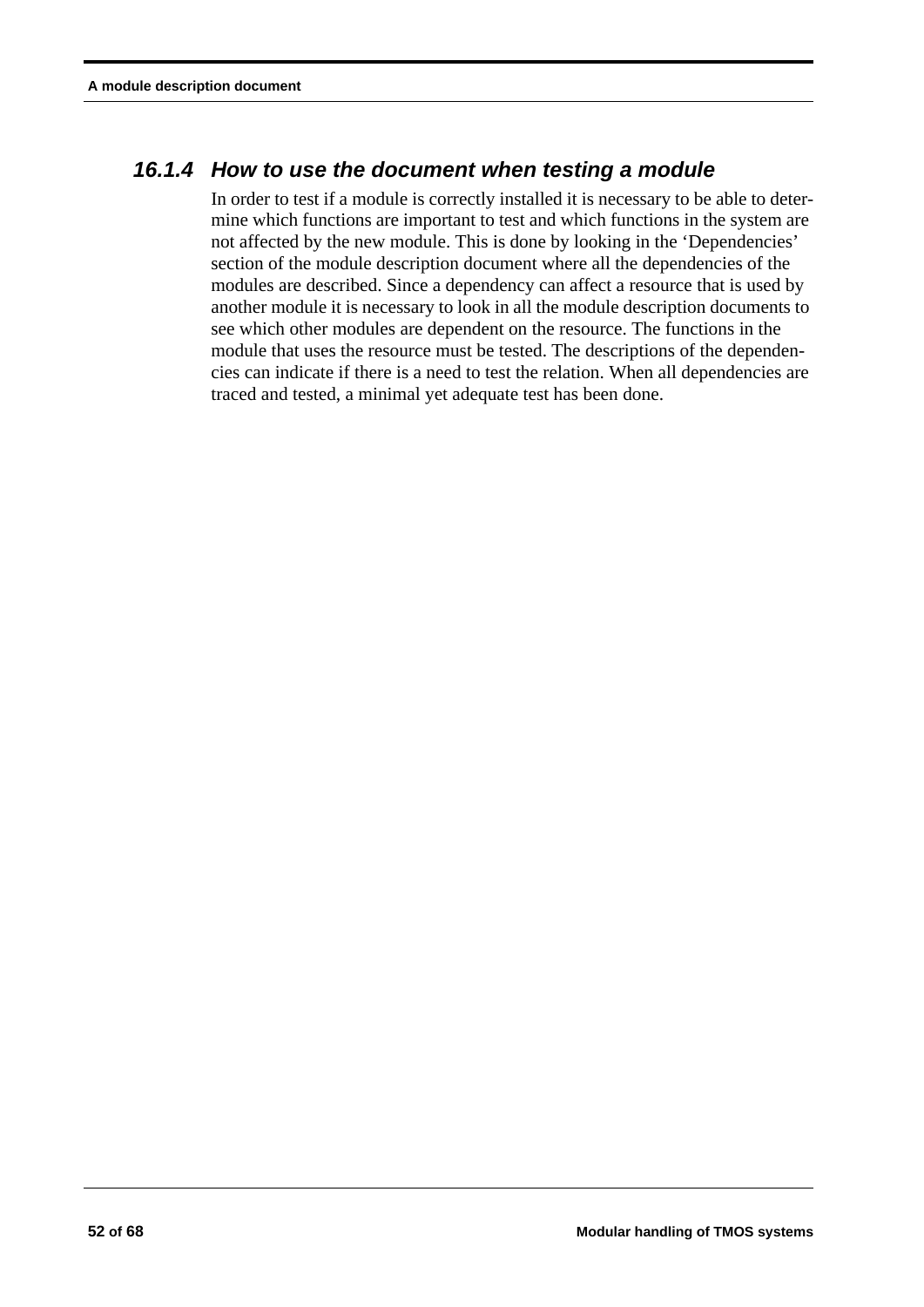### 16.1.4 How to use the document when testing a module

In order to test if a module is correctly installed it is necessary to be able to determine which functions are important to test and which functions in the system are not affected by the new module. This is done by looking in the 'Dependencies' section of the module description document where all the dependencies of the modules are described. Since a dependency can affect a resource that is used by another module it is necessary to look in all the module description documents to see which other modules are dependent on the resource. The functions in the module that uses the resource must be tested. The descriptions of the dependencies can indicate if there is a need to test the relation. When all dependencies are traced and tested, a minimal yet adequate test has been done.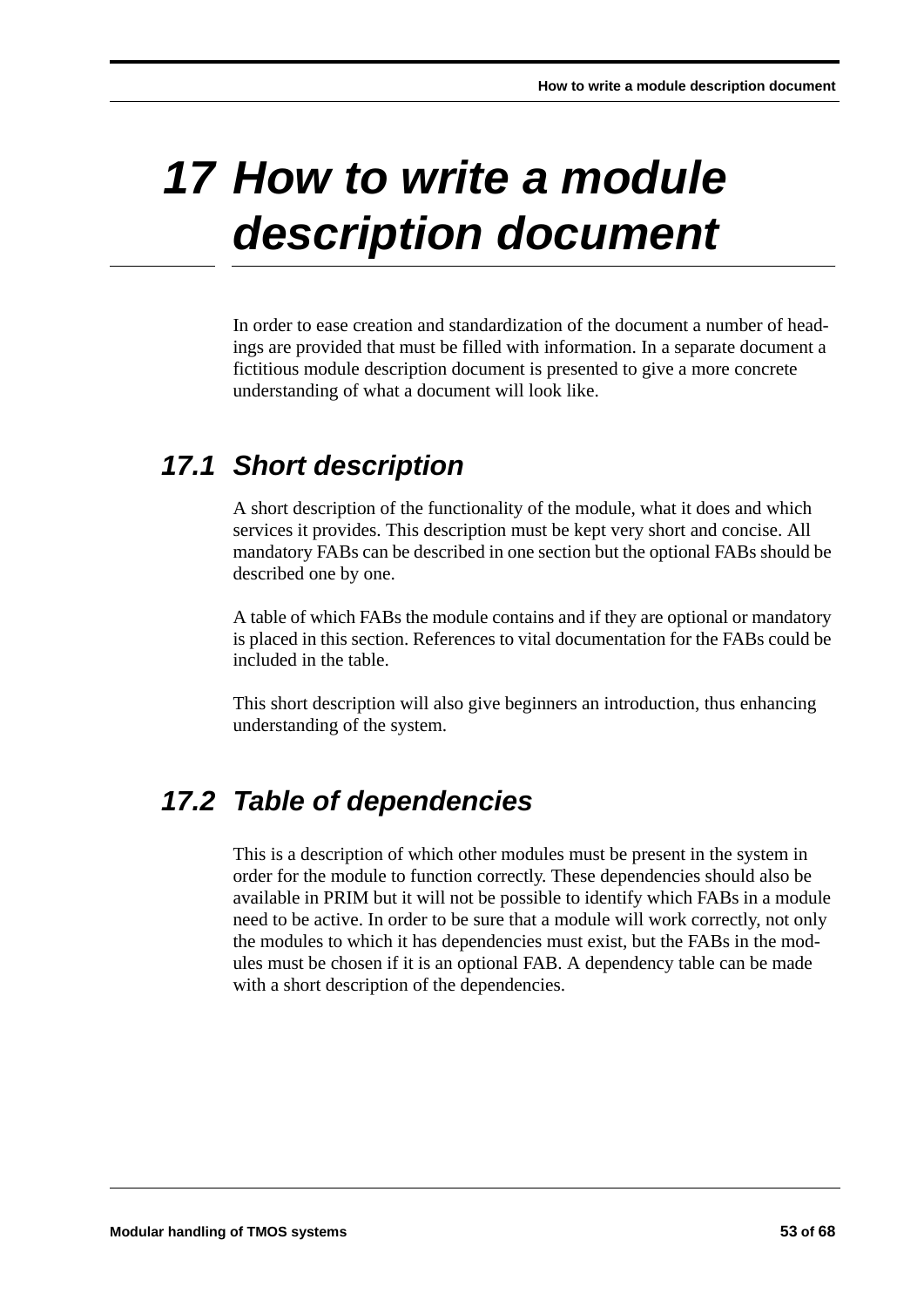# 17 How to write a module description document

In order to ease creation and standardization of the document a number of headings are provided that must be filled with information. In a separate document a fictitious module description document is presented to give a more concrete understanding of what a document will look like.

## 17.1 Short description

A short description of the functionality of the module, what it does and which services it provides. This description must be kept very short and concise. All mandatory FABs can be described in one section but the optional FABs should be described one by one.

A table of which FABs the module contains and if they are optional or mandatory is placed in this section. References to vital documentation for the FABs could be included in the table.

This short description will also give beginners an introduction, thus enhancing understanding of the system.

## 17.2 Table of dependencies

This is a description of which other modules must be present in the system in order for the module to function correctly. These dependencies should also be available in PRIM but it will not be possible to identify which FABs in a module need to be active. In order to be sure that a module will work correctly, not only the modules to which it has dependencies must exist, but the FABs in the modules must be chosen if it is an optional FAB. A dependency table can be made with a short description of the dependencies.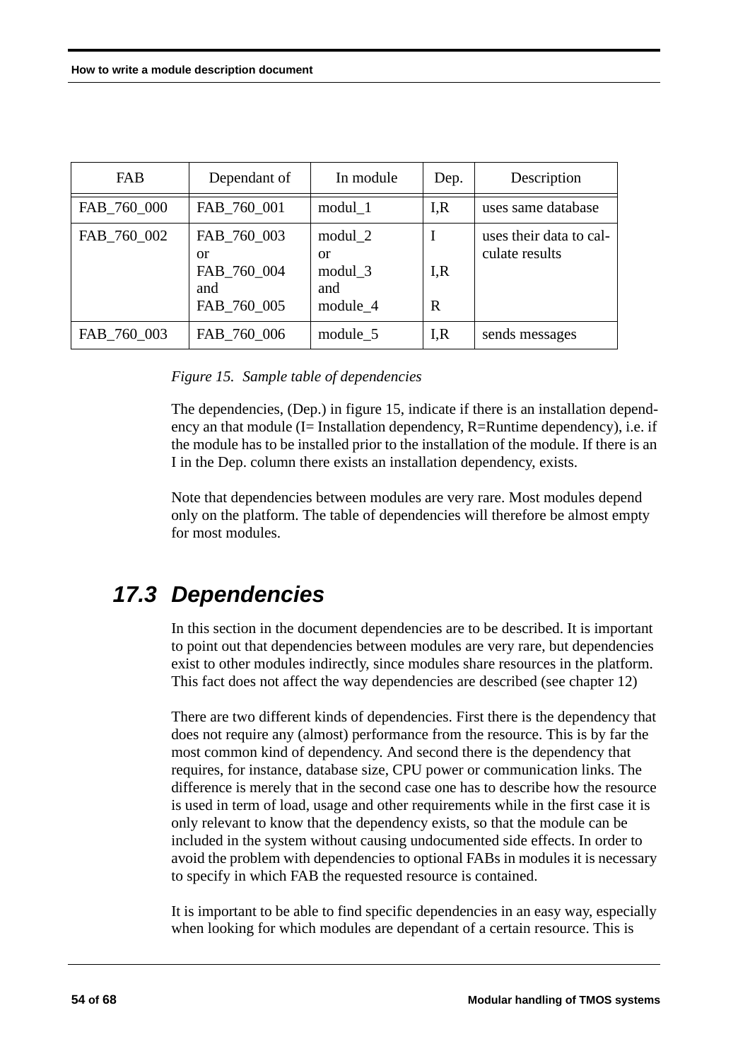| FAB | Dependant of | In module | Dep. | Description |
|---|---|---|---|---|
| FAB_760_000 | FAB_760_001 | modul_1 | I,R | uses same database |
| FAB_760_002 | FAB_760_003<br>or<br>FAB_760_004<br>and<br>FAB_760_005 | modul_2<br>or<br>modul_3<br>and<br>module_4 | I<br><br>I,R<br><br>R | uses their data to calculate results |
| FAB_760_003 | FAB_760_006 | module_5 | I,R | sends messages |

*Figure 15. Sample table of dependencies*

The dependencies, (Dep.) in figure 15, indicate if there is an installation dependency an that module (I= Installation dependency, R=Runtime dependency), i.e. if the module has to be installed prior to the installation of the module. If there is an I in the Dep. column there exists an installation dependency, exists.

Note that dependencies between modules are very rare. Most modules depend only on the platform. The table of dependencies will therefore be almost empty for most modules.

## 17.3 Dependencies

In this section in the document dependencies are to be described. It is important to point out that dependencies between modules are very rare, but dependencies exist to other modules indirectly, since modules share resources in the platform. This fact does not affect the way dependencies are described (see chapter 12)

There are two different kinds of dependencies. First there is the dependency that does not require any (almost) performance from the resource. This is by far the most common kind of dependency. And second there is the dependency that requires, for instance, database size, CPU power or communication links. The difference is merely that in the second case one has to describe how the resource is used in term of load, usage and other requirements while in the first case it is only relevant to know that the dependency exists, so that the module can be included in the system without causing undocumented side effects. In order to avoid the problem with dependencies to optional FABs in modules it is necessary to specify in which FAB the requested resource is contained.

It is important to be able to find specific dependencies in an easy way, especially when looking for which modules are dependant of a certain resource. This is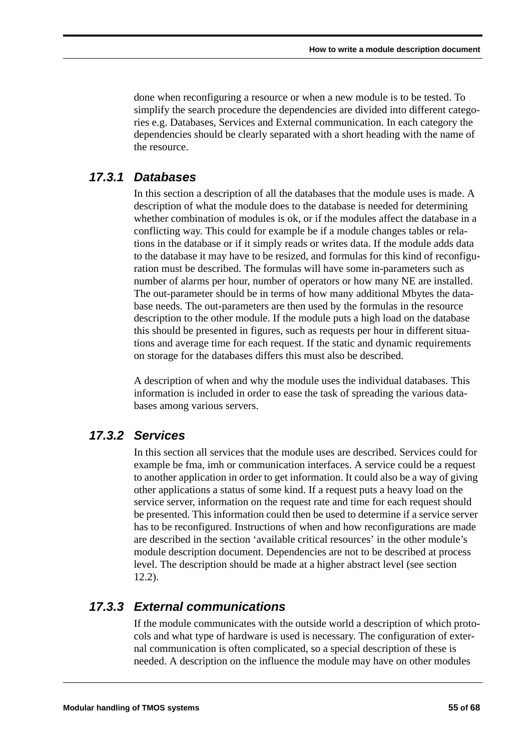done when reconfiguring a resource or when a new module is to be tested. To simplify the search procedure the dependencies are divided into different categories e.g. Databases, Services and External communication. In each category the dependencies should be clearly separated with a short heading with the name of the resource.

### *17.3.1 Databases*

In this section a description of all the databases that the module uses is made. A description of what the module does to the database is needed for determining whether combination of modules is ok, or if the modules affect the database in a conflicting way. This could for example be if a module changes tables or relations in the database or if it simply reads or writes data. If the module adds data to the database it may have to be resized, and formulas for this kind of reconfiguration must be described. The formulas will have some in-parameters such as number of alarms per hour, number of operators or how many NE are installed. The out-parameter should be in terms of how many additional Mbytes the database needs. The out-parameters are then used by the formulas in the resource description to the other module. If the module puts a high load on the database this should be presented in figures, such as requests per hour in different situations and average time for each request. If the static and dynamic requirements on storage for the databases differs this must also be described.

A description of when and why the module uses the individual databases. This information is included in order to ease the task of spreading the various databases among various servers.

### *17.3.2 Services*

In this section all services that the module uses are described. Services could for example be fma, imh or communication interfaces. A service could be a request to another application in order to get information. It could also be a way of giving other applications a status of some kind. If a request puts a heavy load on the service server, information on the request rate and time for each request should be presented. This information could then be used to determine if a service server has to be reconfigured. Instructions of when and how reconfigurations are made are described in the section 'available critical resources' in the other module's module description document. Dependencies are not to be described at process level. The description should be made at a higher abstract level (see section 12.2).

### *17.3.3 External communications*

If the module communicates with the outside world a description of which protocols and what type of hardware is used is necessary. The configuration of external communication is often complicated, so a special description of these is needed. A description on the influence the module may have on other modules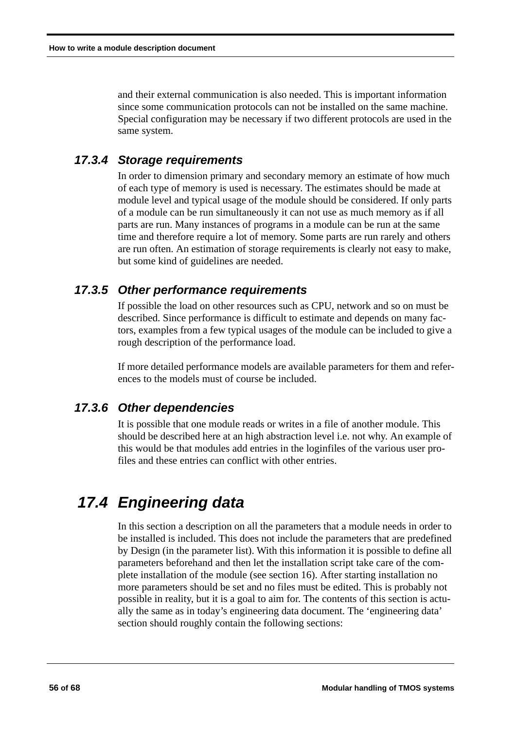and their external communication is also needed. This is important information since some communication protocols can not be installed on the same machine. Special configuration may be necessary if two different protocols are used in the same system.

### 17.3.4 Storage requirements

In order to dimension primary and secondary memory an estimate of how much of each type of memory is used is necessary. The estimates should be made at module level and typical usage of the module should be considered. If only parts of a module can be run simultaneously it can not use as much memory as if all parts are run. Many instances of programs in a module can be run at the same time and therefore require a lot of memory. Some parts are run rarely and others are run often. An estimation of storage requirements is clearly not easy to make, but some kind of guidelines are needed.

### 17.3.5 Other performance requirements

If possible the load on other resources such as CPU, network and so on must be described. Since performance is difficult to estimate and depends on many factors, examples from a few typical usages of the module can be included to give a rough description of the performance load.

If more detailed performance models are available parameters for them and references to the models must of course be included.

### 17.3.6 Other dependencies

It is possible that one module reads or writes in a file of another module. This should be described here at an high abstraction level i.e. not why. An example of this would be that modules add entries in the loginfiles of the various user profiles and these entries can conflict with other entries.

## 17.4 Engineering data

In this section a description on all the parameters that a module needs in order to be installed is included. This does not include the parameters that are predefined by Design (in the parameter list). With this information it is possible to define all parameters beforehand and then let the installation script take care of the complete installation of the module (see section 16). After starting installation no more parameters should be set and no files must be edited. This is probably not possible in reality, but it is a goal to aim for. The contents of this section is actually the same as in today's engineering data document. The 'engineering data' section should roughly contain the following sections: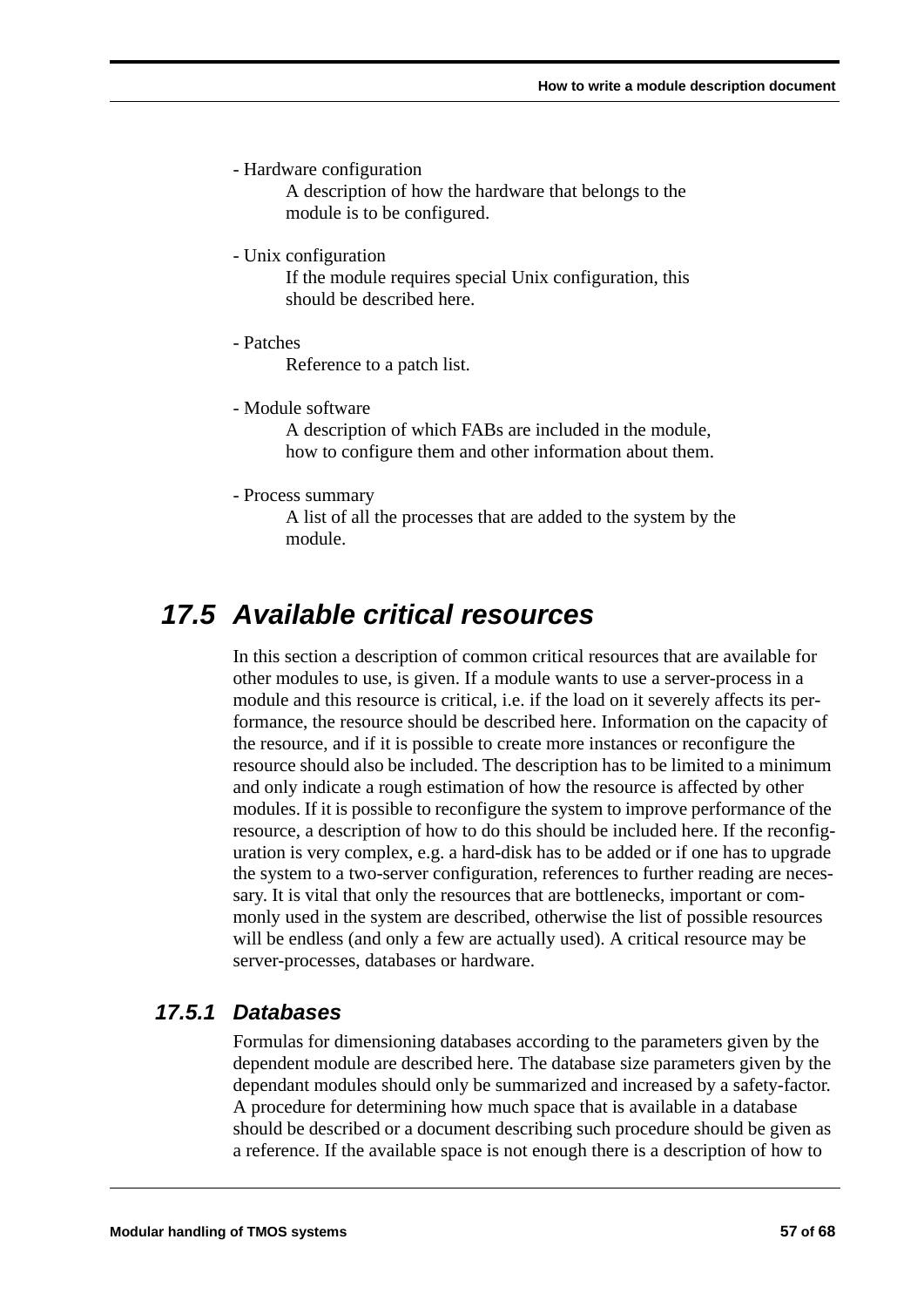- Hardware configuration

  A description of how the hardware that belongs to the module is to be configured.

- Unix configuration

  If the module requires special Unix configuration, this should be described here.

- Patches

  Reference to a patch list.

- Module software

  A description of which FABs are included in the module, how to configure them and other information about them.

- Process summary

  A list of all the processes that are added to the system by the module.

## 17.5 Available critical resources

In this section a description of common critical resources that are available for other modules to use, is given. If a module wants to use a server-process in a module and this resource is critical, i.e. if the load on it severely affects its performance, the resource should be described here. Information on the capacity of the resource, and if it is possible to create more instances or reconfigure the resource should also be included. The description has to be limited to a minimum and only indicate a rough estimation of how the resource is affected by other modules. If it is possible to reconfigure the system to improve performance of the resource, a description of how to do this should be included here. If the reconfiguration is very complex, e.g. a hard-disk has to be added or if one has to upgrade the system to a two-server configuration, references to further reading are necessary. It is vital that only the resources that are bottlenecks, important or commonly used in the system are described, otherwise the list of possible resources will be endless (and only a few are actually used). A critical resource may be server-processes, databases or hardware.

### 17.5.1 Databases

Formulas for dimensioning databases according to the parameters given by the dependent module are described here. The database size parameters given by the dependant modules should only be summarized and increased by a safety-factor. A procedure for determining how much space that is available in a database should be described or a document describing such procedure should be given as a reference. If the available space is not enough there is a description of how to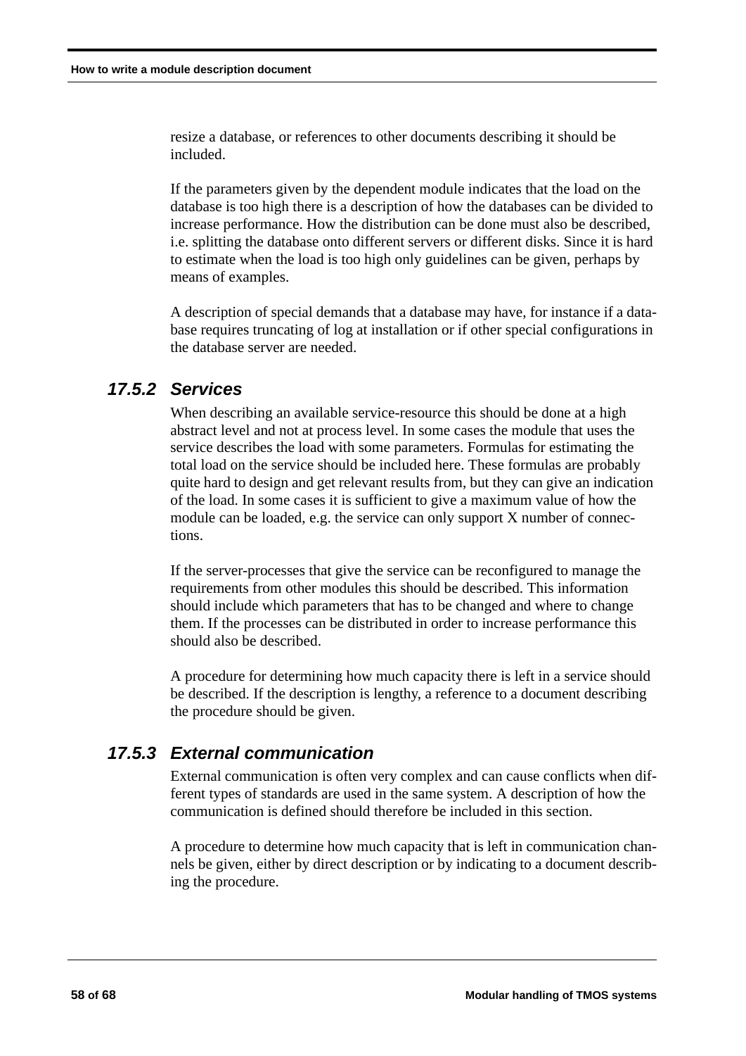resize a database, or references to other documents describing it should be included.

If the parameters given by the dependent module indicates that the load on the database is too high there is a description of how the databases can be divided to increase performance. How the distribution can be done must also be described, i.e. splitting the database onto different servers or different disks. Since it is hard to estimate when the load is too high only guidelines can be given, perhaps by means of examples.

A description of special demands that a database may have, for instance if a database requires truncating of log at installation or if other special configurations in the database server are needed.

### *17.5.2 Services*

When describing an available service-resource this should be done at a high abstract level and not at process level. In some cases the module that uses the service describes the load with some parameters. Formulas for estimating the total load on the service should be included here. These formulas are probably quite hard to design and get relevant results from, but they can give an indication of the load. In some cases it is sufficient to give a maximum value of how the module can be loaded, e.g. the service can only support X number of connections.

If the server-processes that give the service can be reconfigured to manage the requirements from other modules this should be described. This information should include which parameters that has to be changed and where to change them. If the processes can be distributed in order to increase performance this should also be described.

A procedure for determining how much capacity there is left in a service should be described. If the description is lengthy, a reference to a document describing the procedure should be given.

### *17.5.3 External communication*

External communication is often very complex and can cause conflicts when different types of standards are used in the same system. A description of how the communication is defined should therefore be included in this section.

A procedure to determine how much capacity that is left in communication channels be given, either by direct description or by indicating to a document describing the procedure.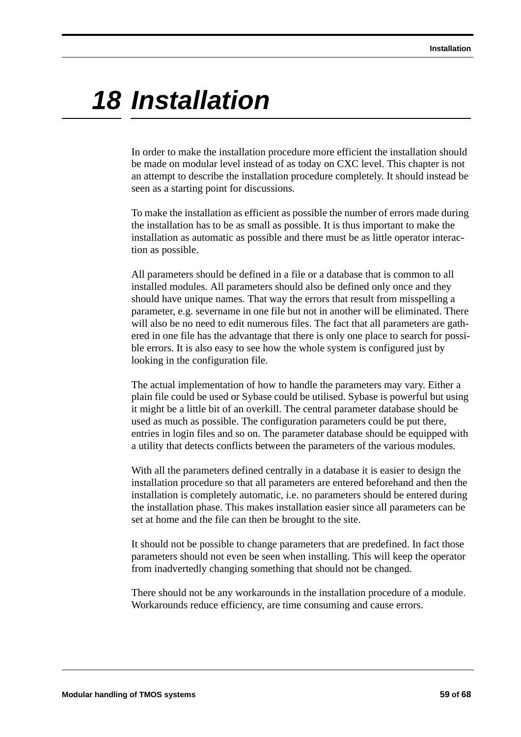# 18 Installation

In order to make the installation procedure more efficient the installation should be made on modular level instead of as today on CXC level. This chapter is not an attempt to describe the installation procedure completely. It should instead be seen as a starting point for discussions.

To make the installation as efficient as possible the number of errors made during the installation has to be as small as possible. It is thus important to make the installation as automatic as possible and there must be as little operator interaction as possible.

All parameters should be defined in a file or a database that is common to all installed modules. All parameters should also be defined only once and they should have unique names. That way the errors that result from misspelling a parameter, e.g. severname in one file but not in another will be eliminated. There will also be no need to edit numerous files. The fact that all parameters are gathered in one file has the advantage that there is only one place to search for possible errors. It is also easy to see how the whole system is configured just by looking in the configuration file.

The actual implementation of how to handle the parameters may vary. Either a plain file could be used or Sybase could be utilised. Sybase is powerful but using it might be a little bit of an overkill. The central parameter database should be used as much as possible. The configuration parameters could be put there, entries in login files and so on. The parameter database should be equipped with a utility that detects conflicts between the parameters of the various modules.

With all the parameters defined centrally in a database it is easier to design the installation procedure so that all parameters are entered beforehand and then the installation is completely automatic, i.e. no parameters should be entered during the installation phase. This makes installation easier since all parameters can be set at home and the file can then be brought to the site.

It should not be possible to change parameters that are predefined. In fact those parameters should not even be seen when installing. This will keep the operator from inadvertedly changing something that should not be changed.

There should not be any workarounds in the installation procedure of a module. Workarounds reduce efficiency, are time consuming and cause errors.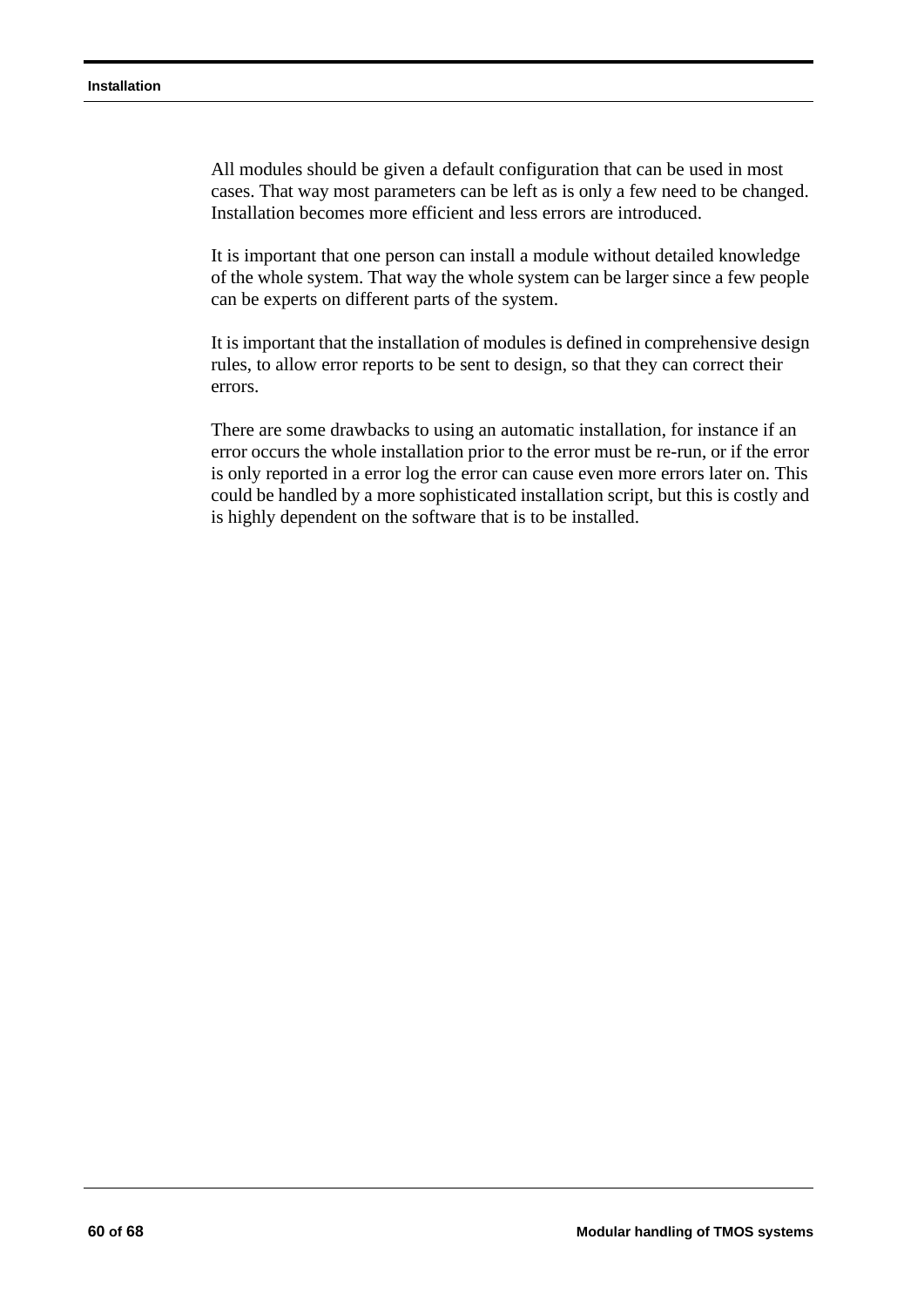All modules should be given a default configuration that can be used in most cases. That way most parameters can be left as is only a few need to be changed. Installation becomes more efficient and less errors are introduced.

It is important that one person can install a module without detailed knowledge of the whole system. That way the whole system can be larger since a few people can be experts on different parts of the system.

It is important that the installation of modules is defined in comprehensive design rules, to allow error reports to be sent to design, so that they can correct their errors.

There are some drawbacks to using an automatic installation, for instance if an error occurs the whole installation prior to the error must be re-run, or if the error is only reported in a error log the error can cause even more errors later on. This could be handled by a more sophisticated installation script, but this is costly and is highly dependent on the software that is to be installed.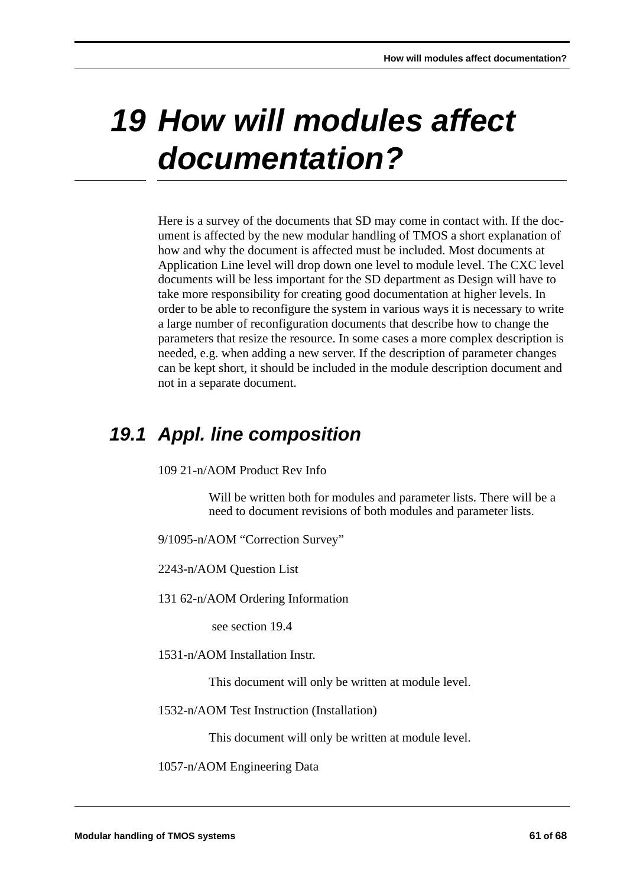# 19 How will modules affect documentation?

Here is a survey of the documents that SD may come in contact with. If the document is affected by the new modular handling of TMOS a short explanation of how and why the document is affected must be included. Most documents at Application Line level will drop down one level to module level. The CXC level documents will be less important for the SD department as Design will have to take more responsibility for creating good documentation at higher levels. In order to be able to reconfigure the system in various ways it is necessary to write a large number of reconfiguration documents that describe how to change the parameters that resize the resource. In some cases a more complex description is needed, e.g. when adding a new server. If the description of parameter changes can be kept short, it should be included in the module description document and not in a separate document.

## 19.1 Appl. line composition

109 21-n/AOM Product Rev Info

> Will be written both for modules and parameter lists. There will be a need to document revisions of both modules and parameter lists.

9/1095-n/AOM “Correction Survey”

2243-n/AOM Question List

131 62-n/AOM Ordering Information

> see section 19.4

1531-n/AOM Installation Instr.

> This document will only be written at module level.

1532-n/AOM Test Instruction (Installation)

> This document will only be written at module level.

1057-n/AOM Engineering Data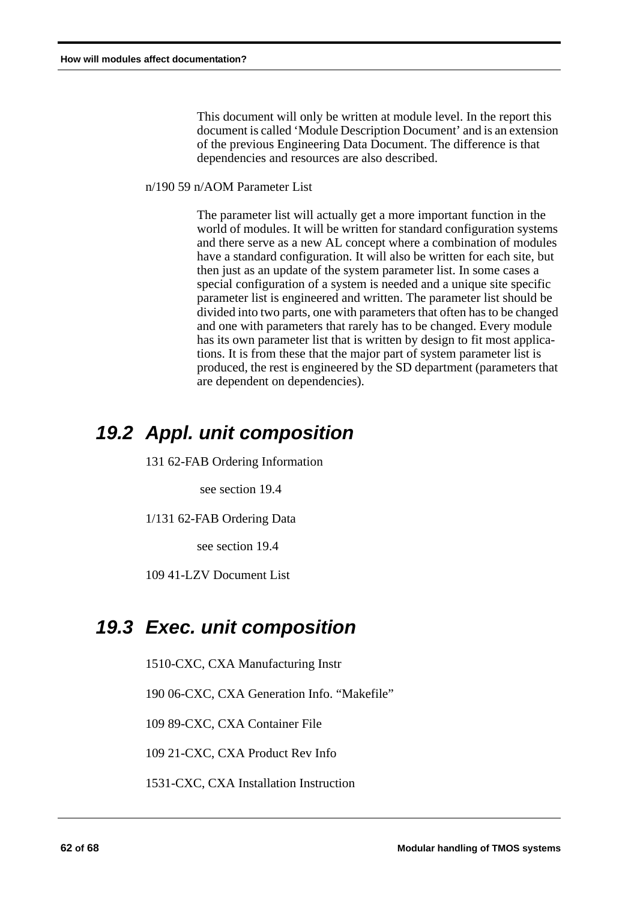This document will only be written at module level. In the report this document is called 'Module Description Document' and is an extension of the previous Engineering Data Document. The difference is that dependencies and resources are also described.

n/190 59 n/AOM Parameter List

The parameter list will actually get a more important function in the world of modules. It will be written for standard configuration systems and there serve as a new AL concept where a combination of modules have a standard configuration. It will also be written for each site, but then just as an update of the system parameter list. In some cases a special configuration of a system is needed and a unique site specific parameter list is engineered and written. The parameter list should be divided into two parts, one with parameters that often has to be changed and one with parameters that rarely has to be changed. Every module has its own parameter list that is written by design to fit most applications. It is from these that the major part of system parameter list is produced, the rest is engineered by the SD department (parameters that are dependent on dependencies).

## 19.2 Appl. unit composition

131 62-FAB Ordering Information

see section 19.4

1/131 62-FAB Ordering Data

see section 19.4

109 41-LZV Document List

## 19.3 Exec. unit composition

1510-CXC, CXA Manufacturing Instr

190 06-CXC, CXA Generation Info. "Makefile"

109 89-CXC, CXA Container File

109 21-CXC, CXA Product Rev Info

1531-CXC, CXA Installation Instruction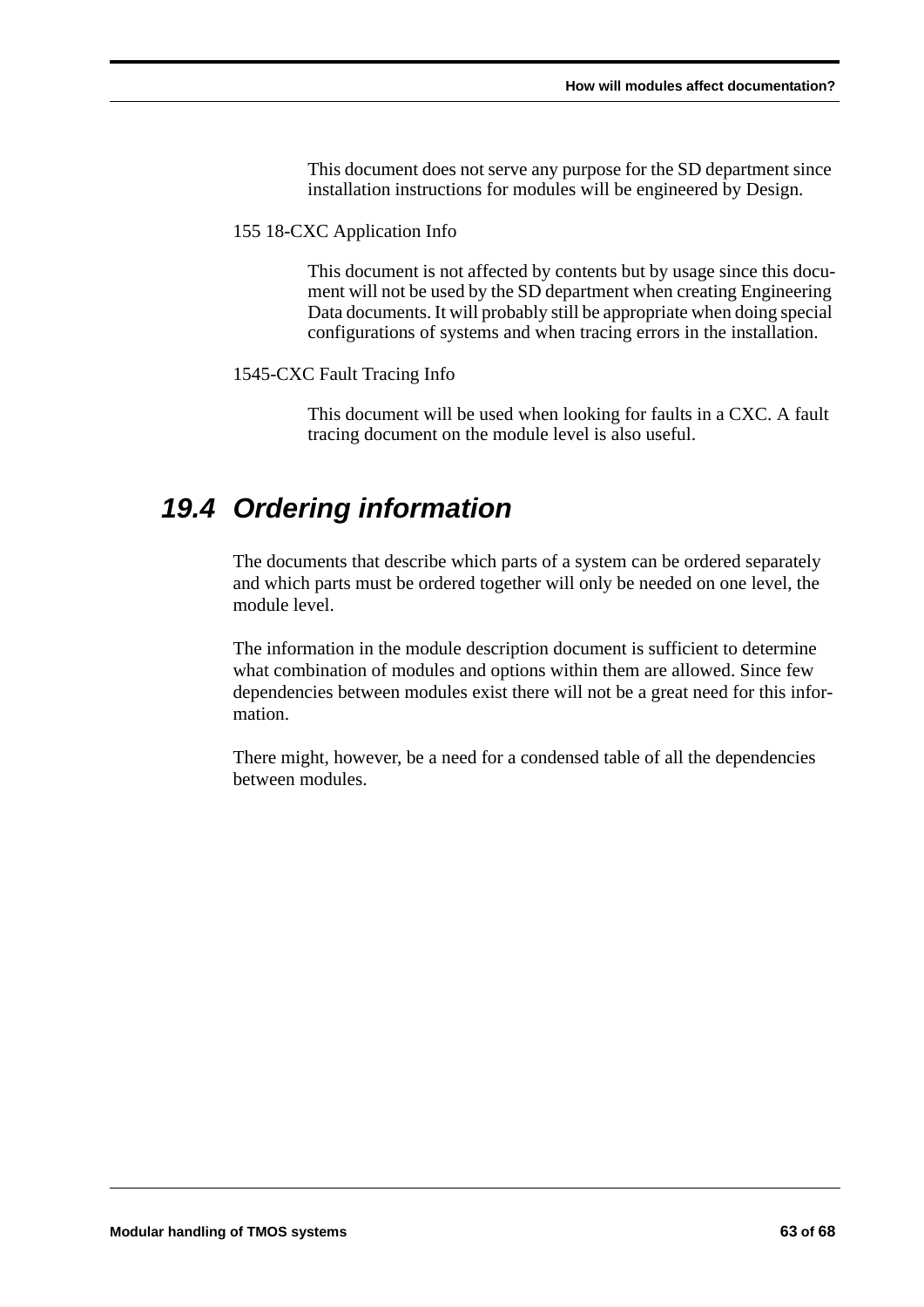This document does not serve any purpose for the SD department since installation instructions for modules will be engineered by Design.

155 18-CXC Application Info

This document is not affected by contents but by usage since this document will not be used by the SD department when creating Engineering Data documents. It will probably still be appropriate when doing special configurations of systems and when tracing errors in the installation.

1545-CXC Fault Tracing Info

This document will be used when looking for faults in a CXC. A fault tracing document on the module level is also useful.

## 19.4 Ordering information

The documents that describe which parts of a system can be ordered separately and which parts must be ordered together will only be needed on one level, the module level.

The information in the module description document is sufficient to determine what combination of modules and options within them are allowed. Since few dependencies between modules exist there will not be a great need for this information.

There might, however, be a need for a condensed table of all the dependencies between modules.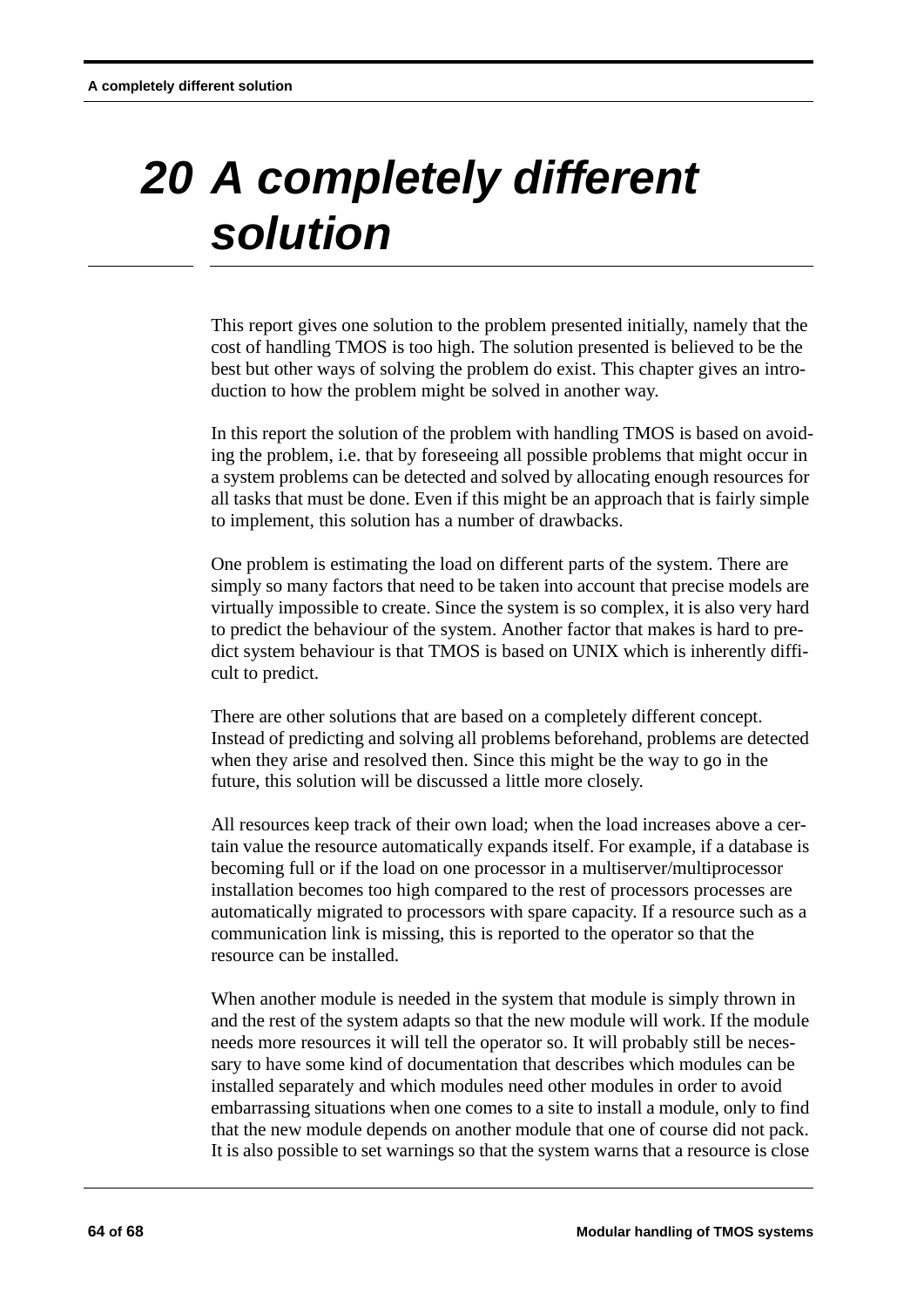# 20 A completely different solution

This report gives one solution to the problem presented initially, namely that the cost of handling TMOS is too high. The solution presented is believed to be the best but other ways of solving the problem do exist. This chapter gives an introduction to how the problem might be solved in another way.

In this report the solution of the problem with handling TMOS is based on avoiding the problem, i.e. that by foreseeing all possible problems that might occur in a system problems can be detected and solved by allocating enough resources for all tasks that must be done. Even if this might be an approach that is fairly simple to implement, this solution has a number of drawbacks.

One problem is estimating the load on different parts of the system. There are simply so many factors that need to be taken into account that precise models are virtually impossible to create. Since the system is so complex, it is also very hard to predict the behaviour of the system. Another factor that makes is hard to predict system behaviour is that TMOS is based on UNIX which is inherently difficult to predict.

There are other solutions that are based on a completely different concept. Instead of predicting and solving all problems beforehand, problems are detected when they arise and resolved then. Since this might be the way to go in the future, this solution will be discussed a little more closely.

All resources keep track of their own load; when the load increases above a certain value the resource automatically expands itself. For example, if a database is becoming full or if the load on one processor in a multiserver/multiprocessor installation becomes too high compared to the rest of processors processes are automatically migrated to processors with spare capacity. If a resource such as a communication link is missing, this is reported to the operator so that the resource can be installed.

When another module is needed in the system that module is simply thrown in and the rest of the system adapts so that the new module will work. If the module needs more resources it will tell the operator so. It will probably still be necessary to have some kind of documentation that describes which modules can be installed separately and which modules need other modules in order to avoid embarrassing situations when one comes to a site to install a module, only to find that the new module depends on another module that one of course did not pack. It is also possible to set warnings so that the system warns that a resource is close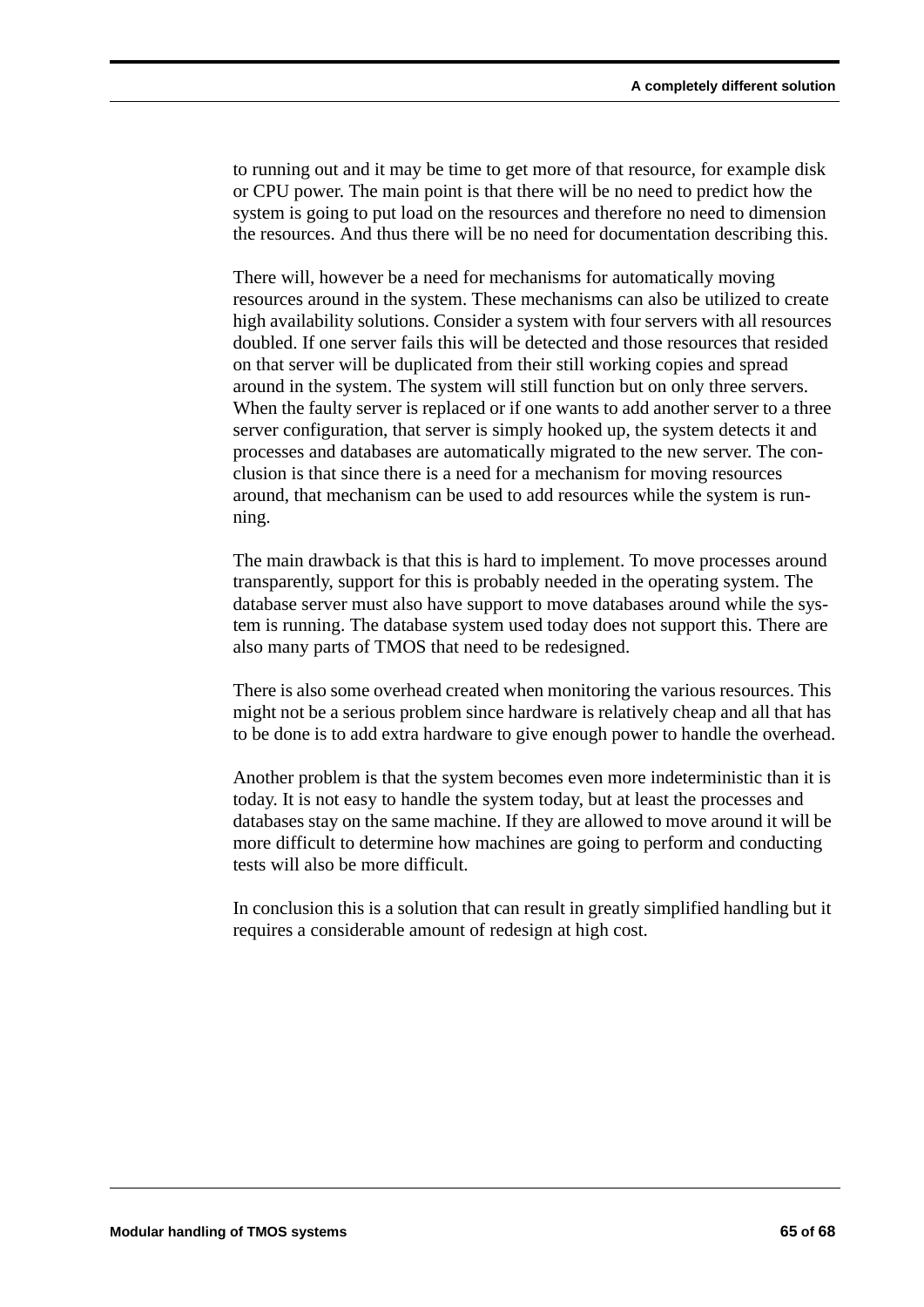to running out and it may be time to get more of that resource, for example disk or CPU power. The main point is that there will be no need to predict how the system is going to put load on the resources and therefore no need to dimension the resources. And thus there will be no need for documentation describing this.

There will, however be a need for mechanisms for automatically moving resources around in the system. These mechanisms can also be utilized to create high availability solutions. Consider a system with four servers with all resources doubled. If one server fails this will be detected and those resources that resided on that server will be duplicated from their still working copies and spread around in the system. The system will still function but on only three servers. When the faulty server is replaced or if one wants to add another server to a three server configuration, that server is simply hooked up, the system detects it and processes and databases are automatically migrated to the new server. The conclusion is that since there is a need for a mechanism for moving resources around, that mechanism can be used to add resources while the system is running.

The main drawback is that this is hard to implement. To move processes around transparently, support for this is probably needed in the operating system. The database server must also have support to move databases around while the system is running. The database system used today does not support this. There are also many parts of TMOS that need to be redesigned.

There is also some overhead created when monitoring the various resources. This might not be a serious problem since hardware is relatively cheap and all that has to be done is to add extra hardware to give enough power to handle the overhead.

Another problem is that the system becomes even more indeterministic than it is today. It is not easy to handle the system today, but at least the processes and databases stay on the same machine. If they are allowed to move around it will be more difficult to determine how machines are going to perform and conducting tests will also be more difficult.

In conclusion this is a solution that can result in greatly simplified handling but it requires a considerable amount of redesign at high cost.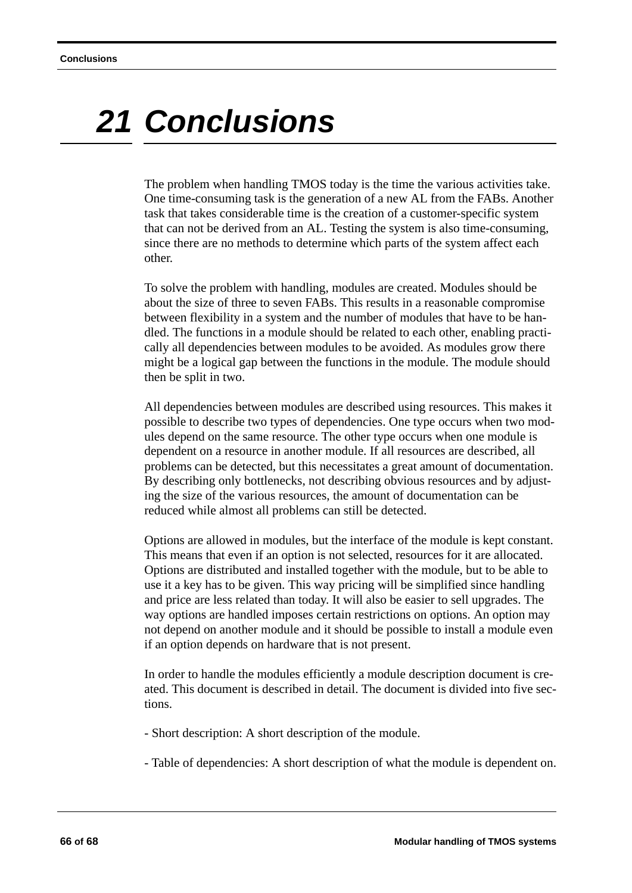# 21 Conclusions

The problem when handling TMOS today is the time the various activities take. One time-consuming task is the generation of a new AL from the FABs. Another task that takes considerable time is the creation of a customer-specific system that can not be derived from an AL. Testing the system is also time-consuming, since there are no methods to determine which parts of the system affect each other.

To solve the problem with handling, modules are created. Modules should be about the size of three to seven FABs. This results in a reasonable compromise between flexibility in a system and the number of modules that have to be handled. The functions in a module should be related to each other, enabling practically all dependencies between modules to be avoided. As modules grow there might be a logical gap between the functions in the module. The module should then be split in two.

All dependencies between modules are described using resources. This makes it possible to describe two types of dependencies. One type occurs when two modules depend on the same resource. The other type occurs when one module is dependent on a resource in another module. If all resources are described, all problems can be detected, but this necessitates a great amount of documentation. By describing only bottlenecks, not describing obvious resources and by adjusting the size of the various resources, the amount of documentation can be reduced while almost all problems can still be detected.

Options are allowed in modules, but the interface of the module is kept constant. This means that even if an option is not selected, resources for it are allocated. Options are distributed and installed together with the module, but to be able to use it a key has to be given. This way pricing will be simplified since handling and price are less related than today. It will also be easier to sell upgrades. The way options are handled imposes certain restrictions on options. An option may not depend on another module and it should be possible to install a module even if an option depends on hardware that is not present.

In order to handle the modules efficiently a module description document is created. This document is described in detail. The document is divided into five sections.

- Short description: A short description of the module.

- Table of dependencies: A short description of what the module is dependent on.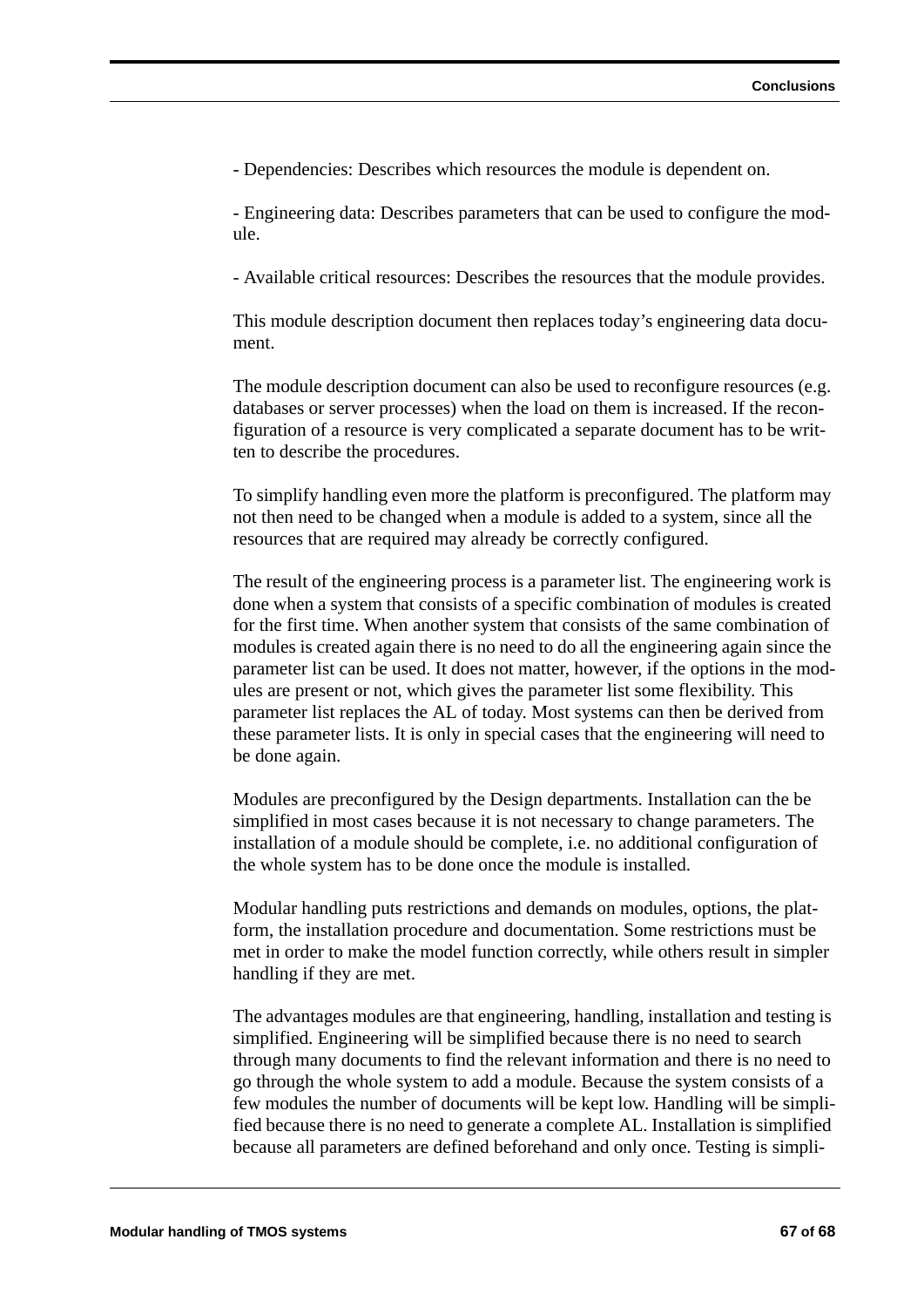- Dependencies: Describes which resources the module is dependent on.

- Engineering data: Describes parameters that can be used to configure the module.

- Available critical resources: Describes the resources that the module provides.

This module description document then replaces today's engineering data document.

The module description document can also be used to reconfigure resources (e.g. databases or server processes) when the load on them is increased. If the reconfiguration of a resource is very complicated a separate document has to be written to describe the procedures.

To simplify handling even more the platform is preconfigured. The platform may not then need to be changed when a module is added to a system, since all the resources that are required may already be correctly configured.

The result of the engineering process is a parameter list. The engineering work is done when a system that consists of a specific combination of modules is created for the first time. When another system that consists of the same combination of modules is created again there is no need to do all the engineering again since the parameter list can be used. It does not matter, however, if the options in the modules are present or not, which gives the parameter list some flexibility. This parameter list replaces the AL of today. Most systems can then be derived from these parameter lists. It is only in special cases that the engineering will need to be done again.

Modules are preconfigured by the Design departments. Installation can the be simplified in most cases because it is not necessary to change parameters. The installation of a module should be complete, i.e. no additional configuration of the whole system has to be done once the module is installed.

Modular handling puts restrictions and demands on modules, options, the platform, the installation procedure and documentation. Some restrictions must be met in order to make the model function correctly, while others result in simpler handling if they are met.

The advantages modules are that engineering, handling, installation and testing is simplified. Engineering will be simplified because there is no need to search through many documents to find the relevant information and there is no need to go through the whole system to add a module. Because the system consists of a few modules the number of documents will be kept low. Handling will be simplified because there is no need to generate a complete AL. Installation is simplified because all parameters are defined beforehand and only once. Testing is simpli-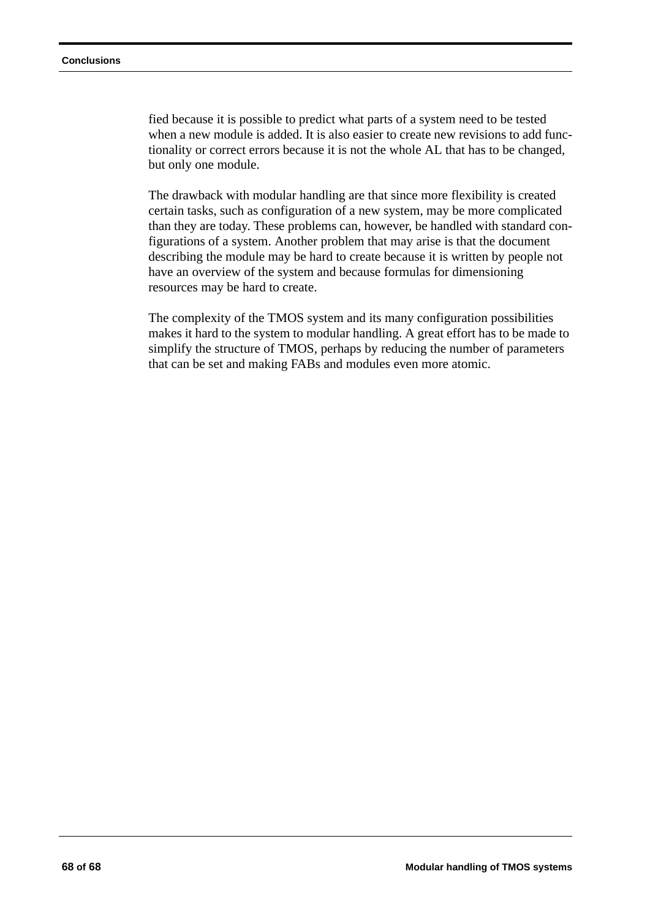fied because it is possible to predict what parts of a system need to be tested when a new module is added. It is also easier to create new revisions to add functionality or correct errors because it is not the whole AL that has to be changed, but only one module.

The drawback with modular handling are that since more flexibility is created certain tasks, such as configuration of a new system, may be more complicated than they are today. These problems can, however, be handled with standard configurations of a system. Another problem that may arise is that the document describing the module may be hard to create because it is written by people not have an overview of the system and because formulas for dimensioning resources may be hard to create.

The complexity of the TMOS system and its many configuration possibilities makes it hard to the system to modular handling. A great effort has to be made to simplify the structure of TMOS, perhaps by reducing the number of parameters that can be set and making FABs and modules even more atomic.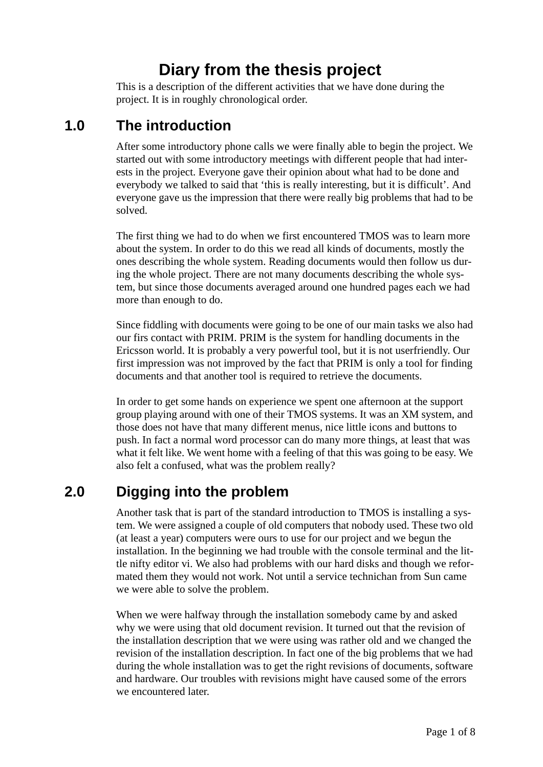# Diary from the thesis project

This is a description of the different activities that we have done during the project. It is in roughly chronological order.

## 1.0 The introduction

After some introductory phone calls we were finally able to begin the project. We started out with some introductory meetings with different people that had interests in the project. Everyone gave their opinion about what had to be done and everybody we talked to said that ‘this is really interesting, but it is difficult’. And everyone gave us the impression that there were really big problems that had to be solved.

The first thing we had to do when we first encountered TMOS was to learn more about the system. In order to do this we read all kinds of documents, mostly the ones describing the whole system. Reading documents would then follow us during the whole project. There are not many documents describing the whole system, but since those documents averaged around one hundred pages each we had more than enough to do.

Since fiddling with documents were going to be one of our main tasks we also had our firs contact with PRIM. PRIM is the system for handling documents in the Ericsson world. It is probably a very powerful tool, but it is not userfriendly. Our first impression was not improved by the fact that PRIM is only a tool for finding documents and that another tool is required to retrieve the documents.

In order to get some hands on experience we spent one afternoon at the support group playing around with one of their TMOS systems. It was an XM system, and those does not have that many different menus, nice little icons and buttons to push. In fact a normal word processor can do many more things, at least that was what it felt like. We went home with a feeling of that this was going to be easy. We also felt a confused, what was the problem really?

## 2.0 Digging into the problem

Another task that is part of the standard introduction to TMOS is installing a system. We were assigned a couple of old computers that nobody used. These two old (at least a year) computers were ours to use for our project and we begun the installation. In the beginning we had trouble with the console terminal and the little nifty editor vi. We also had problems with our hard disks and though we reformated them they would not work. Not until a service technichan from Sun came we were able to solve the problem.

When we were halfway through the installation somebody came by and asked why we were using that old document revision. It turned out that the revision of the installation description that we were using was rather old and we changed the revision of the installation description. In fact one of the big problems that we had during the whole installation was to get the right revisions of documents, software and hardware. Our troubles with revisions might have caused some of the errors we encountered later.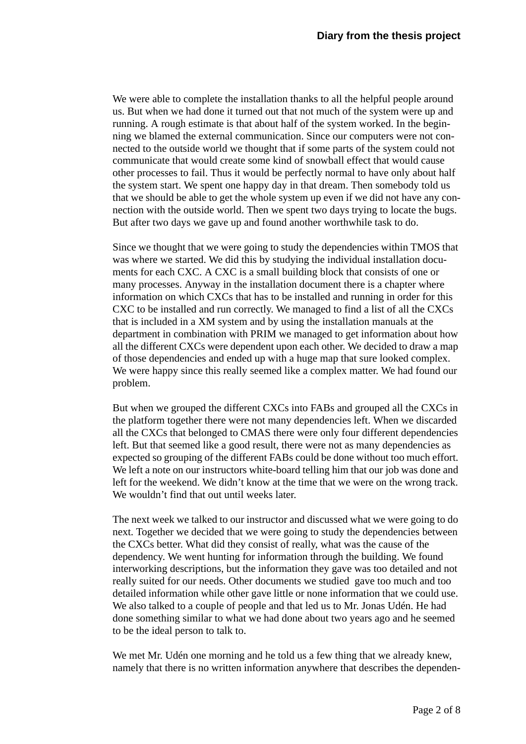We were able to complete the installation thanks to all the helpful people around us. But when we had done it turned out that not much of the system were up and running. A rough estimate is that about half of the system worked. In the beginning we blamed the external communication. Since our computers were not connected to the outside world we thought that if some parts of the system could not communicate that would create some kind of snowball effect that would cause other processes to fail. Thus it would be perfectly normal to have only about half the system start. We spent one happy day in that dream. Then somebody told us that we should be able to get the whole system up even if we did not have any connection with the outside world. Then we spent two days trying to locate the bugs. But after two days we gave up and found another worthwhile task to do.

Since we thought that we were going to study the dependencies within TMOS that was where we started. We did this by studying the individual installation documents for each CXC. A CXC is a small building block that consists of one or many processes. Anyway in the installation document there is a chapter where information on which CXCs that has to be installed and running in order for this CXC to be installed and run correctly. We managed to find a list of all the CXCs that is included in a XM system and by using the installation manuals at the department in combination with PRIM we managed to get information about how all the different CXCs were dependent upon each other. We decided to draw a map of those dependencies and ended up with a huge map that sure looked complex. We were happy since this really seemed like a complex matter. We had found our problem.

But when we grouped the different CXCs into FABs and grouped all the CXCs in the platform together there were not many dependencies left. When we discarded all the CXCs that belonged to CMAS there were only four different dependencies left. But that seemed like a good result, there were not as many dependencies as expected so grouping of the different FABs could be done without too much effort. We left a note on our instructors white-board telling him that our job was done and left for the weekend. We didn't know at the time that we were on the wrong track. We wouldn't find that out until weeks later.

The next week we talked to our instructor and discussed what we were going to do next. Together we decided that we were going to study the dependencies between the CXCs better. What did they consist of really, what was the cause of the dependency. We went hunting for information through the building. We found interworking descriptions, but the information they gave was too detailed and not really suited for our needs. Other documents we studied gave too much and too detailed information while other gave little or none information that we could use. We also talked to a couple of people and that led us to Mr. Jonas Udén. He had done something similar to what we had done about two years ago and he seemed to be the ideal person to talk to.

We met Mr. Udén one morning and he told us a few thing that we already knew, namely that there is no written information anywhere that describes the dependen-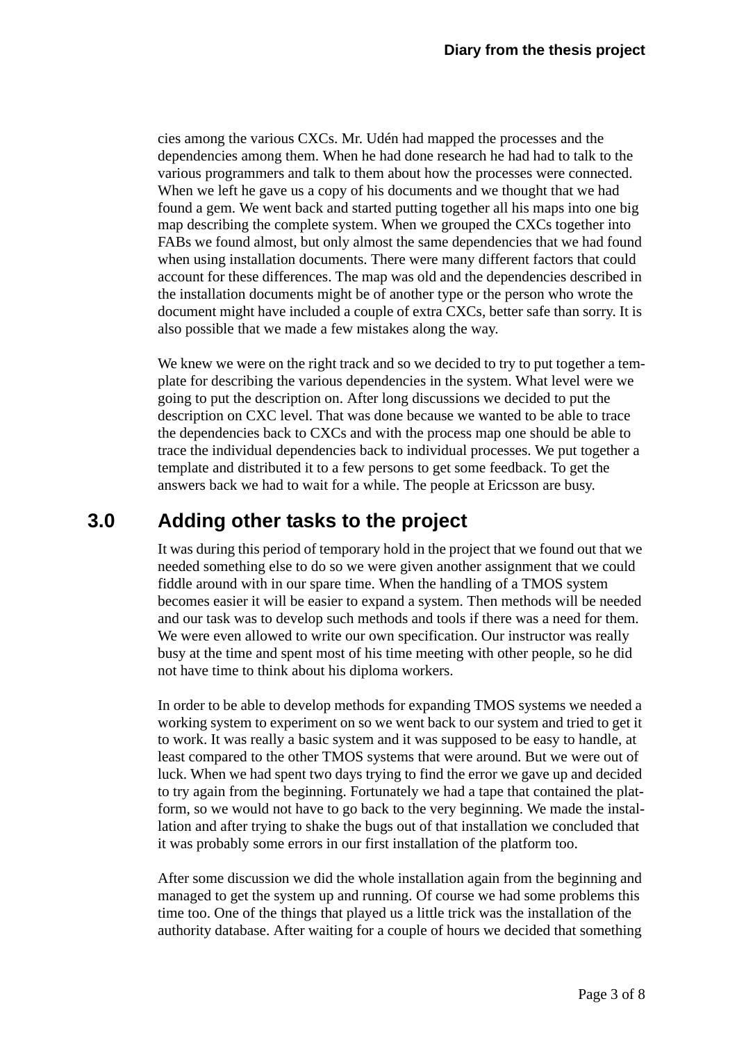cies among the various CXCs. Mr. Udén had mapped the processes and the dependencies among them. When he had done research he had had to talk to the various programmers and talk to them about how the processes were connected. When we left he gave us a copy of his documents and we thought that we had found a gem. We went back and started putting together all his maps into one big map describing the complete system. When we grouped the CXCs together into FABs we found almost, but only almost the same dependencies that we had found when using installation documents. There were many different factors that could account for these differences. The map was old and the dependencies described in the installation documents might be of another type or the person who wrote the document might have included a couple of extra CXCs, better safe than sorry. It is also possible that we made a few mistakes along the way.

We knew we were on the right track and so we decided to try to put together a template for describing the various dependencies in the system. What level were we going to put the description on. After long discussions we decided to put the description on CXC level. That was done because we wanted to be able to trace the dependencies back to CXCs and with the process map one should be able to trace the individual dependencies back to individual processes. We put together a template and distributed it to a few persons to get some feedback. To get the answers back we had to wait for a while. The people at Ericsson are busy.

## 3.0 Adding other tasks to the project

It was during this period of temporary hold in the project that we found out that we needed something else to do so we were given another assignment that we could fiddle around with in our spare time. When the handling of a TMOS system becomes easier it will be easier to expand a system. Then methods will be needed and our task was to develop such methods and tools if there was a need for them. We were even allowed to write our own specification. Our instructor was really busy at the time and spent most of his time meeting with other people, so he did not have time to think about his diploma workers.

In order to be able to develop methods for expanding TMOS systems we needed a working system to experiment on so we went back to our system and tried to get it to work. It was really a basic system and it was supposed to be easy to handle, at least compared to the other TMOS systems that were around. But we were out of luck. When we had spent two days trying to find the error we gave up and decided to try again from the beginning. Fortunately we had a tape that contained the platform, so we would not have to go back to the very beginning. We made the installation and after trying to shake the bugs out of that installation we concluded that it was probably some errors in our first installation of the platform too.

After some discussion we did the whole installation again from the beginning and managed to get the system up and running. Of course we had some problems this time too. One of the things that played us a little trick was the installation of the authority database. After waiting for a couple of hours we decided that something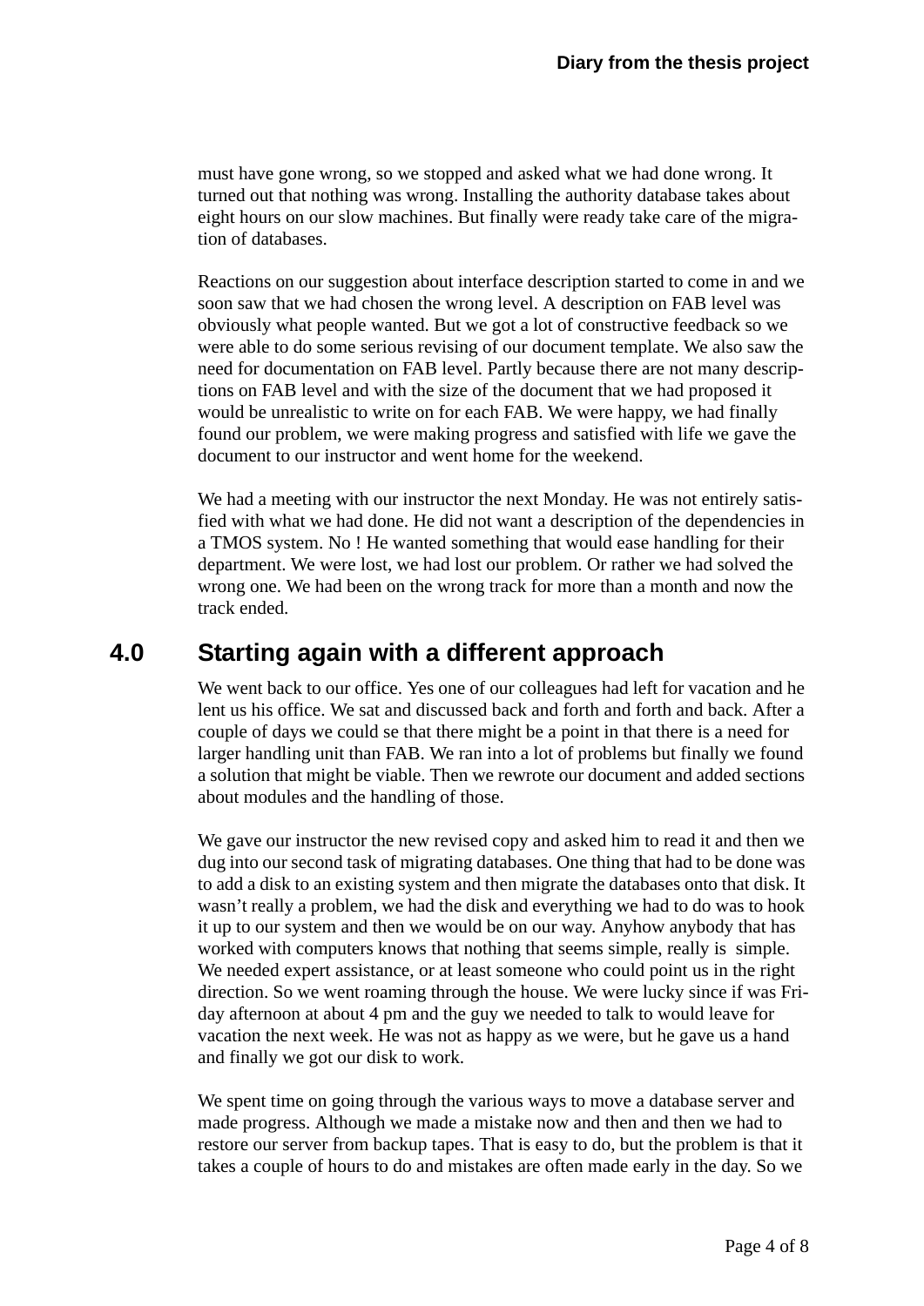must have gone wrong, so we stopped and asked what we had done wrong. It turned out that nothing was wrong. Installing the authority database takes about eight hours on our slow machines. But finally were ready take care of the migration of databases.

Reactions on our suggestion about interface description started to come in and we soon saw that we had chosen the wrong level. A description on FAB level was obviously what people wanted. But we got a lot of constructive feedback so we were able to do some serious revising of our document template. We also saw the need for documentation on FAB level. Partly because there are not many descriptions on FAB level and with the size of the document that we had proposed it would be unrealistic to write on for each FAB. We were happy, we had finally found our problem, we were making progress and satisfied with life we gave the document to our instructor and went home for the weekend.

We had a meeting with our instructor the next Monday. He was not entirely satisfied with what we had done. He did not want a description of the dependencies in a TMOS system. No ! He wanted something that would ease handling for their department. We were lost, we had lost our problem. Or rather we had solved the wrong one. We had been on the wrong track for more than a month and now the track ended.

## 4.0 Starting again with a different approach

We went back to our office. Yes one of our colleagues had left for vacation and he lent us his office. We sat and discussed back and forth and forth and back. After a couple of days we could se that there might be a point in that there is a need for larger handling unit than FAB. We ran into a lot of problems but finally we found a solution that might be viable. Then we rewrote our document and added sections about modules and the handling of those.

We gave our instructor the new revised copy and asked him to read it and then we dug into our second task of migrating databases. One thing that had to be done was to add a disk to an existing system and then migrate the databases onto that disk. It wasn't really a problem, we had the disk and everything we had to do was to hook it up to our system and then we would be on our way. Anyhow anybody that has worked with computers knows that nothing that seems simple, really is simple. We needed expert assistance, or at least someone who could point us in the right direction. So we went roaming through the house. We were lucky since if was Friday afternoon at about 4 pm and the guy we needed to talk to would leave for vacation the next week. He was not as happy as we were, but he gave us a hand and finally we got our disk to work.

We spent time on going through the various ways to move a database server and made progress. Although we made a mistake now and then and then we had to restore our server from backup tapes. That is easy to do, but the problem is that it takes a couple of hours to do and mistakes are often made early in the day. So we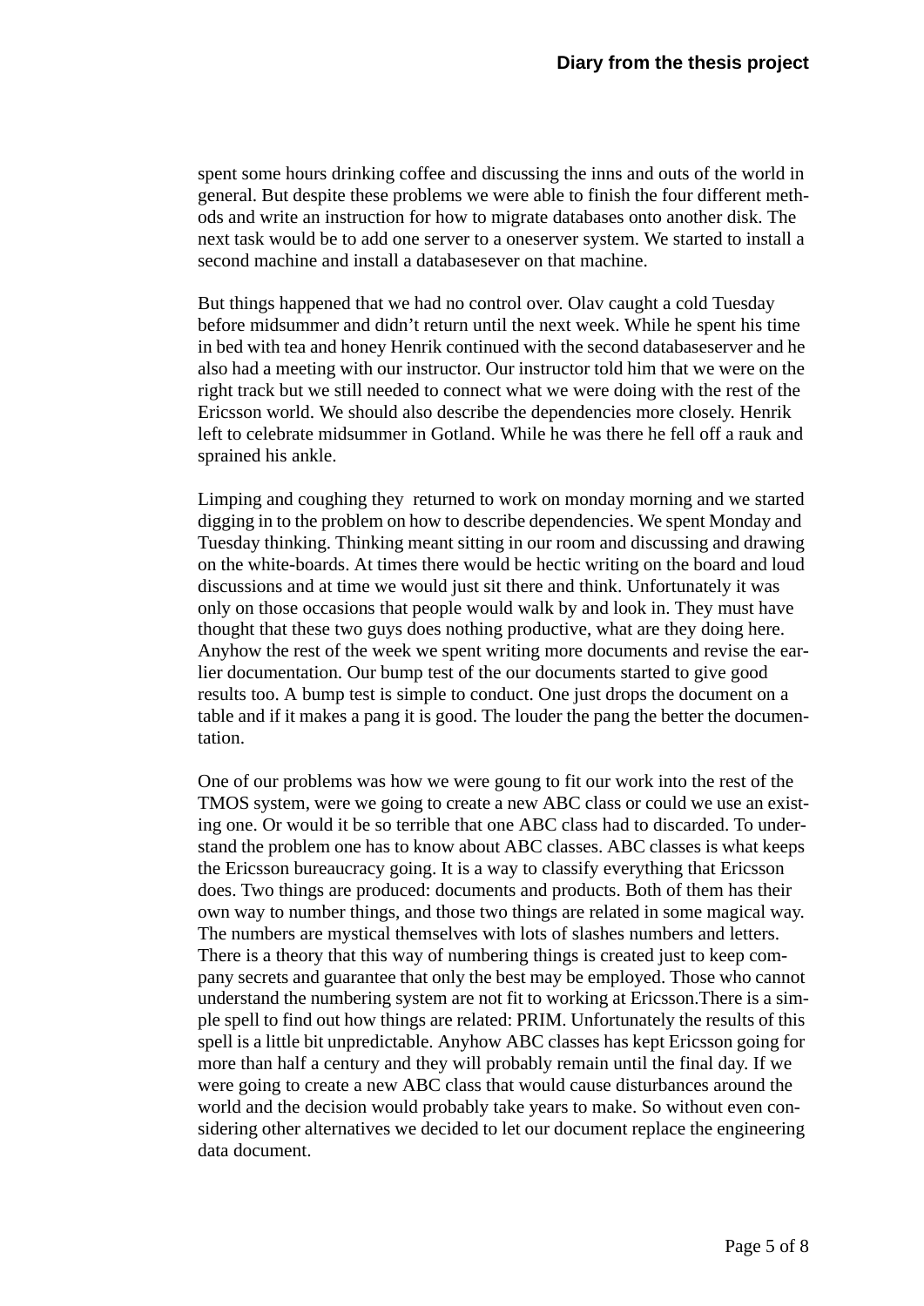spent some hours drinking coffee and discussing the inns and outs of the world in general. But despite these problems we were able to finish the four different methods and write an instruction for how to migrate databases onto another disk. The next task would be to add one server to a oneserver system. We started to install a second machine and install a databasesever on that machine.

But things happened that we had no control over. Olav caught a cold Tuesday before midsummer and didn't return until the next week. While he spent his time in bed with tea and honey Henrik continued with the second databaseserver and he also had a meeting with our instructor. Our instructor told him that we were on the right track but we still needed to connect what we were doing with the rest of the Ericsson world. We should also describe the dependencies more closely. Henrik left to celebrate midsummer in Gotland. While he was there he fell off a rauk and sprained his ankle.

Limping and coughing they returned to work on monday morning and we started digging in to the problem on how to describe dependencies. We spent Monday and Tuesday thinking. Thinking meant sitting in our room and discussing and drawing on the white-boards. At times there would be hectic writing on the board and loud discussions and at time we would just sit there and think. Unfortunately it was only on those occasions that people would walk by and look in. They must have thought that these two guys does nothing productive, what are they doing here. Anyhow the rest of the week we spent writing more documents and revise the earlier documentation. Our bump test of the our documents started to give good results too. A bump test is simple to conduct. One just drops the document on a table and if it makes a pang it is good. The louder the pang the better the documentation.

One of our problems was how we were goung to fit our work into the rest of the TMOS system, were we going to create a new ABC class or could we use an existing one. Or would it be so terrible that one ABC class had to discarded. To understand the problem one has to know about ABC classes. ABC classes is what keeps the Ericsson bureaucracy going. It is a way to classify everything that Ericsson does. Two things are produced: documents and products. Both of them has their own way to number things, and those two things are related in some magical way. The numbers are mystical themselves with lots of slashes numbers and letters. There is a theory that this way of numbering things is created just to keep company secrets and guarantee that only the best may be employed. Those who cannot understand the numbering system are not fit to working at Ericsson.There is a simple spell to find out how things are related: PRIM. Unfortunately the results of this spell is a little bit unpredictable. Anyhow ABC classes has kept Ericsson going for more than half a century and they will probably remain until the final day. If we were going to create a new ABC class that would cause disturbances around the world and the decision would probably take years to make. So without even considering other alternatives we decided to let our document replace the engineering data document.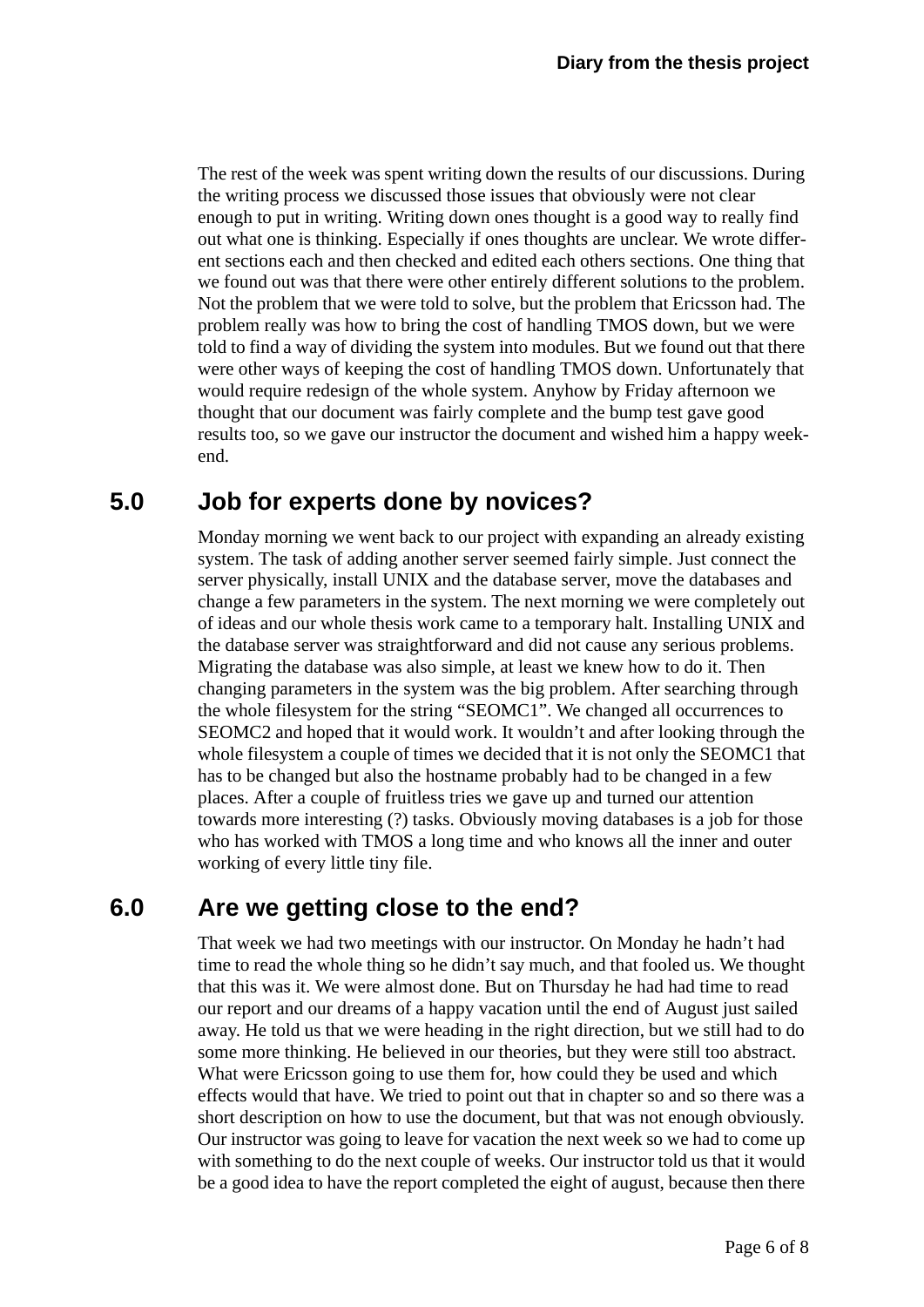The rest of the week was spent writing down the results of our discussions. During the writing process we discussed those issues that obviously were not clear enough to put in writing. Writing down ones thought is a good way to really find out what one is thinking. Especially if ones thoughts are unclear. We wrote different sections each and then checked and edited each others sections. One thing that we found out was that there were other entirely different solutions to the problem. Not the problem that we were told to solve, but the problem that Ericsson had. The problem really was how to bring the cost of handling TMOS down, but we were told to find a way of dividing the system into modules. But we found out that there were other ways of keeping the cost of handling TMOS down. Unfortunately that would require redesign of the whole system. Anyhow by Friday afternoon we thought that our document was fairly complete and the bump test gave good results too, so we gave our instructor the document and wished him a happy weekend.

## 5.0 Job for experts done by novices?

Monday morning we went back to our project with expanding an already existing system. The task of adding another server seemed fairly simple. Just connect the server physically, install UNIX and the database server, move the databases and change a few parameters in the system. The next morning we were completely out of ideas and our whole thesis work came to a temporary halt. Installing UNIX and the database server was straightforward and did not cause any serious problems. Migrating the database was also simple, at least we knew how to do it. Then changing parameters in the system was the big problem. After searching through the whole filesystem for the string “SEOMC1”. We changed all occurrences to SEOMC2 and hoped that it would work. It wouldn’t and after looking through the whole filesystem a couple of times we decided that it is not only the SEOMC1 that has to be changed but also the hostname probably had to be changed in a few places. After a couple of fruitless tries we gave up and turned our attention towards more interesting (?) tasks. Obviously moving databases is a job for those who has worked with TMOS a long time and who knows all the inner and outer working of every little tiny file.

## 6.0 Are we getting close to the end?

That week we had two meetings with our instructor. On Monday he hadn’t had time to read the whole thing so he didn’t say much, and that fooled us. We thought that this was it. We were almost done. But on Thursday he had had time to read our report and our dreams of a happy vacation until the end of August just sailed away. He told us that we were heading in the right direction, but we still had to do some more thinking. He believed in our theories, but they were still too abstract. What were Ericsson going to use them for, how could they be used and which effects would that have. We tried to point out that in chapter so and so there was a short description on how to use the document, but that was not enough obviously. Our instructor was going to leave for vacation the next week so we had to come up with something to do the next couple of weeks. Our instructor told us that it would be a good idea to have the report completed the eight of august, because then there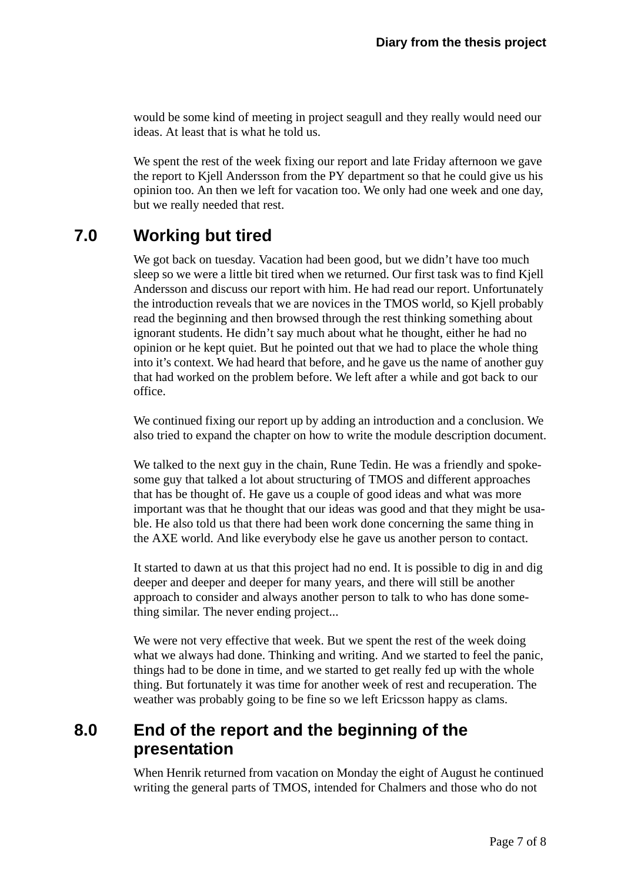would be some kind of meeting in project seagull and they really would need our ideas. At least that is what he told us.

We spent the rest of the week fixing our report and late Friday afternoon we gave the report to Kjell Andersson from the PY department so that he could give us his opinion too. An then we left for vacation too. We only had one week and one day, but we really needed that rest.

## 7.0 Working but tired

We got back on tuesday. Vacation had been good, but we didn't have too much sleep so we were a little bit tired when we returned. Our first task was to find Kjell Andersson and discuss our report with him. He had read our report. Unfortunately the introduction reveals that we are novices in the TMOS world, so Kjell probably read the beginning and then browsed through the rest thinking something about ignorant students. He didn't say much about what he thought, either he had no opinion or he kept quiet. But he pointed out that we had to place the whole thing into it's context. We had heard that before, and he gave us the name of another guy that had worked on the problem before. We left after a while and got back to our office.

We continued fixing our report up by adding an introduction and a conclusion. We also tried to expand the chapter on how to write the module description document.

We talked to the next guy in the chain, Rune Tedin. He was a friendly and spokesome guy that talked a lot about structuring of TMOS and different approaches that has be thought of. He gave us a couple of good ideas and what was more important was that he thought that our ideas was good and that they might be usable. He also told us that there had been work done concerning the same thing in the AXE world. And like everybody else he gave us another person to contact.

It started to dawn at us that this project had no end. It is possible to dig in and dig deeper and deeper and deeper for many years, and there will still be another approach to consider and always another person to talk to who has done something similar. The never ending project...

We were not very effective that week. But we spent the rest of the week doing what we always had done. Thinking and writing. And we started to feel the panic, things had to be done in time, and we started to get really fed up with the whole thing. But fortunately it was time for another week of rest and recuperation. The weather was probably going to be fine so we left Ericsson happy as clams.

## 8.0 End of the report and the beginning of the presentation

When Henrik returned from vacation on Monday the eight of August he continued writing the general parts of TMOS, intended for Chalmers and those who do not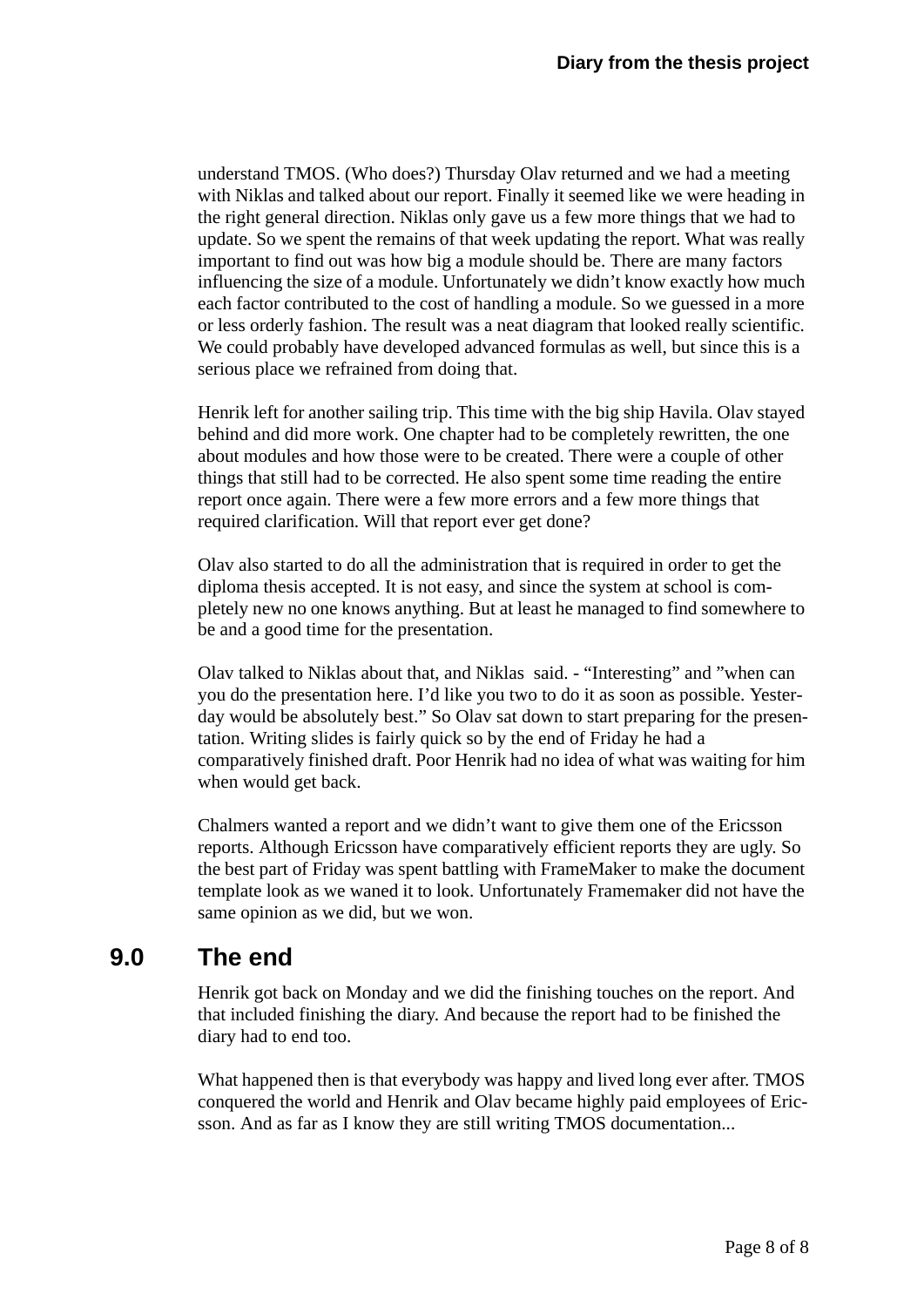understand TMOS. (Who does?) Thursday Olav returned and we had a meeting with Niklas and talked about our report. Finally it seemed like we were heading in the right general direction. Niklas only gave us a few more things that we had to update. So we spent the remains of that week updating the report. What was really important to find out was how big a module should be. There are many factors influencing the size of a module. Unfortunately we didn't know exactly how much each factor contributed to the cost of handling a module. So we guessed in a more or less orderly fashion. The result was a neat diagram that looked really scientific. We could probably have developed advanced formulas as well, but since this is a serious place we refrained from doing that.

Henrik left for another sailing trip. This time with the big ship Havila. Olav stayed behind and did more work. One chapter had to be completely rewritten, the one about modules and how those were to be created. There were a couple of other things that still had to be corrected. He also spent some time reading the entire report once again. There were a few more errors and a few more things that required clarification. Will that report ever get done?

Olav also started to do all the administration that is required in order to get the diploma thesis accepted. It is not easy, and since the system at school is completely new no one knows anything. But at least he managed to find somewhere to be and a good time for the presentation.

Olav talked to Niklas about that, and Niklas said. - "Interesting" and "when can you do the presentation here. I'd like you two to do it as soon as possible. Yesterday would be absolutely best." So Olav sat down to start preparing for the presentation. Writing slides is fairly quick so by the end of Friday he had a comparatively finished draft. Poor Henrik had no idea of what was waiting for him when would get back.

Chalmers wanted a report and we didn't want to give them one of the Ericsson reports. Although Ericsson have comparatively efficient reports they are ugly. So the best part of Friday was spent battling with FrameMaker to make the document template look as we waned it to look. Unfortunately Framemaker did not have the same opinion as we did, but we won.

## 9.0 The end

Henrik got back on Monday and we did the finishing touches on the report. And that included finishing the diary. And because the report had to be finished the diary had to end too.

What happened then is that everybody was happy and lived long ever after. TMOS conquered the world and Henrik and Olav became highly paid employees of Ericsson. And as far as I know they are still writing TMOS documentation...